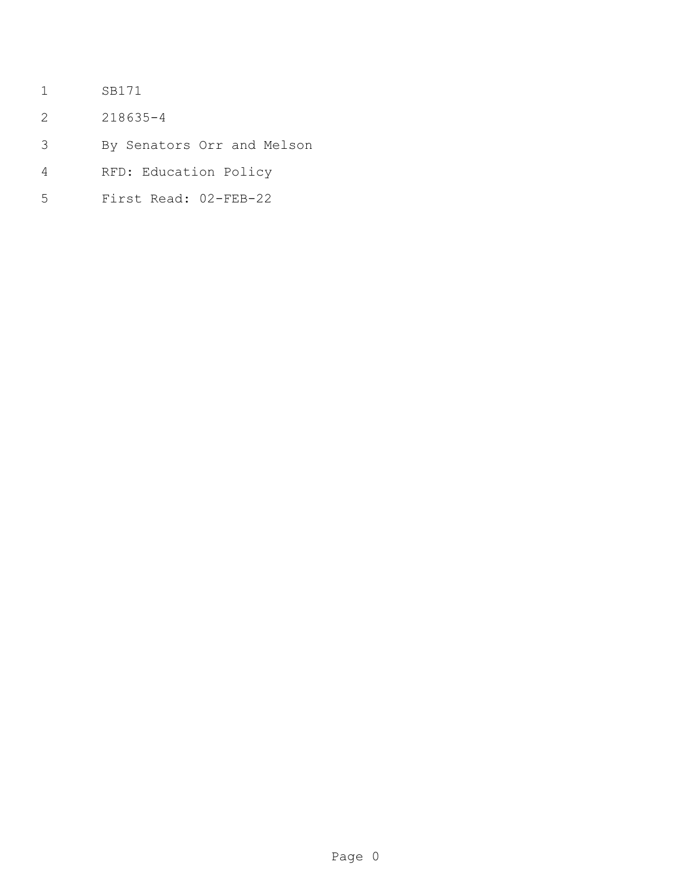SB171

218635-4

By Senators Orr and Melson

RFD: Education Policy

First Read: 02-FEB-22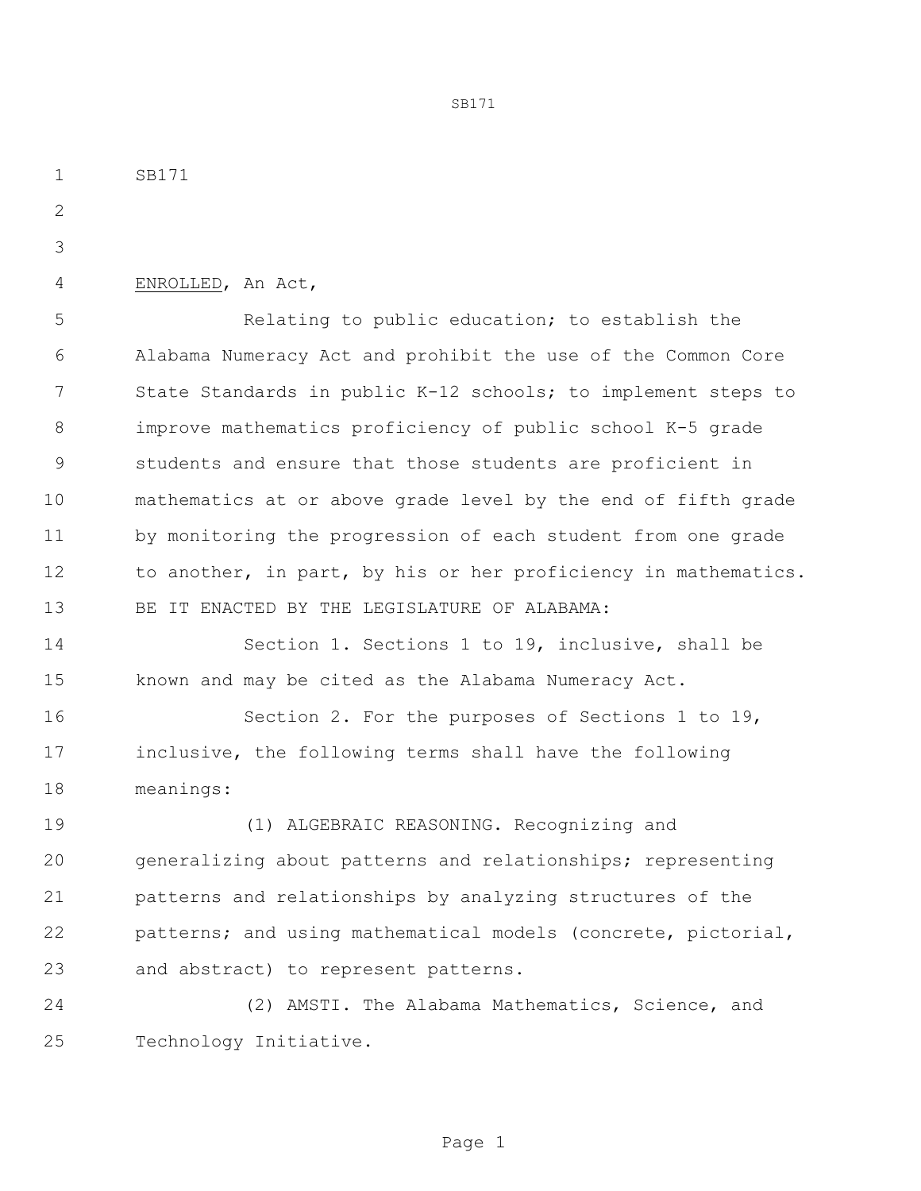SB171

ENROLLED, An Act,

Relating to public education; to establish the Alabama Numeracy Act and prohibit the use of the Common Core State Standards in public K-12 schools; to implement steps to improve mathematics proficiency of public school K-5 grade students and ensure that those students are proficient in mathematics at or above grade level by the end of fifth grade by monitoring the progression of each student from one grade to another, in part, by his or her proficiency in mathematics.

BE IT ENACTED BY THE LEGISLATURE OF ALABAMA:

Section 1. Sections 1 to 19, inclusive, shall be known and may be cited as the Alabama Numeracy Act.

Section 2. For the purposes of Sections 1 to 19, inclusive, the following terms shall have the following meanings:

(1) ALGEBRAIC REASONING. Recognizing and generalizing about patterns and relationships; representing patterns and relationships by analyzing structures of the patterns; and using mathematical models (concrete, pictorial, and abstract) to represent patterns.

(2) AMSTI. The Alabama Mathematics, Science, and Technology Initiative.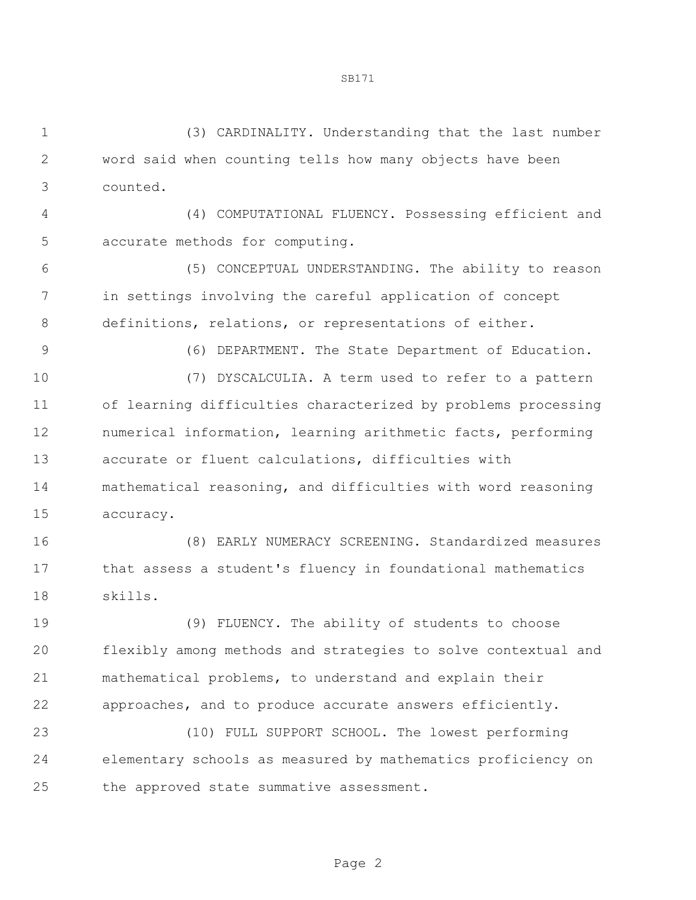(3) CARDINALITY. Understanding that the last number word said when counting tells how many objects have been counted.

(4) COMPUTATIONAL FLUENCY. Possessing efficient and accurate methods for computing.

(5) CONCEPTUAL UNDERSTANDING. The ability to reason in settings involving the careful application of concept definitions, relations, or representations of either.

(6) DEPARTMENT. The State Department of Education.

(7) DYSCALCULIA. A term used to refer to a pattern of learning difficulties characterized by problems processing numerical information, learning arithmetic facts, performing accurate or fluent calculations, difficulties with mathematical reasoning, and difficulties with word reasoning accuracy.

(8) EARLY NUMERACY SCREENING. Standardized measures that assess a student's fluency in foundational mathematics skills.

(9) FLUENCY. The ability of students to choose flexibly among methods and strategies to solve contextual and mathematical problems, to understand and explain their approaches, and to produce accurate answers efficiently.

(10) FULL SUPPORT SCHOOL. The lowest performing elementary schools as measured by mathematics proficiency on the approved state summative assessment.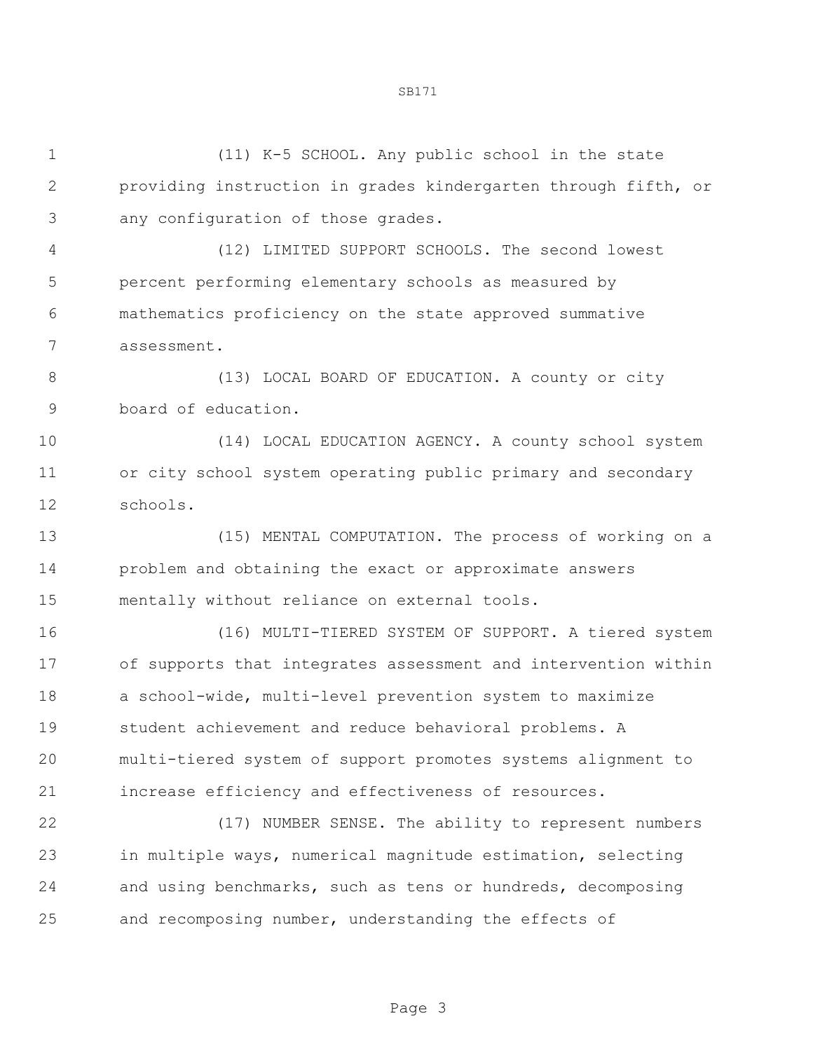(11) K-5 SCHOOL. Any public school in the state providing instruction in grades kindergarten through fifth, or any configuration of those grades.

(12) LIMITED SUPPORT SCHOOLS. The second lowest percent performing elementary schools as measured by mathematics proficiency on the state approved summative assessment.

(13) LOCAL BOARD OF EDUCATION. A county or city board of education.

(14) LOCAL EDUCATION AGENCY. A county school system or city school system operating public primary and secondary schools.

(15) MENTAL COMPUTATION. The process of working on a problem and obtaining the exact or approximate answers mentally without reliance on external tools.

(16) MULTI-TIERED SYSTEM OF SUPPORT. A tiered system of supports that integrates assessment and intervention within a school-wide, multi-level prevention system to maximize student achievement and reduce behavioral problems. A multi-tiered system of support promotes systems alignment to increase efficiency and effectiveness of resources.

(17) NUMBER SENSE. The ability to represent numbers in multiple ways, numerical magnitude estimation, selecting and using benchmarks, such as tens or hundreds, decomposing and recomposing number, understanding the effects of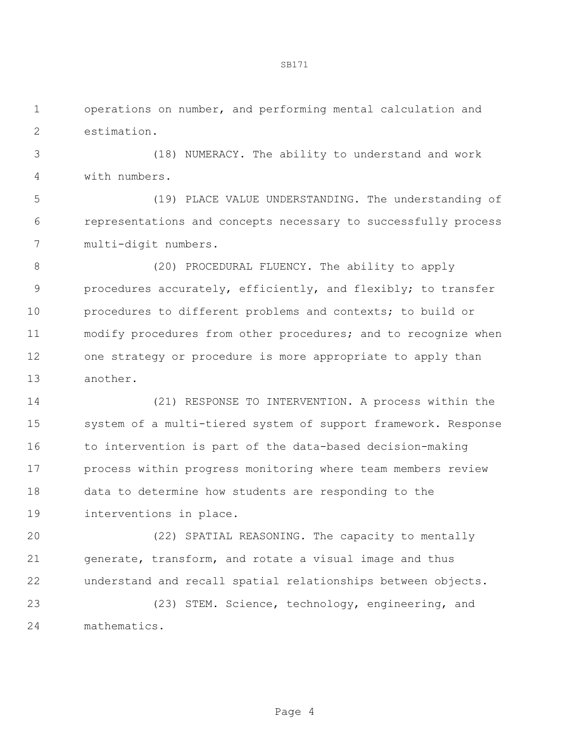operations on number, and performing mental calculation and estimation.

(18) NUMERACY. The ability to understand and work with numbers.

(19) PLACE VALUE UNDERSTANDING. The understanding of representations and concepts necessary to successfully process multi-digit numbers.

(20) PROCEDURAL FLUENCY. The ability to apply procedures accurately, efficiently, and flexibly; to transfer procedures to different problems and contexts; to build or modify procedures from other procedures; and to recognize when one strategy or procedure is more appropriate to apply than another.

(21) RESPONSE TO INTERVENTION. A process within the system of a multi-tiered system of support framework. Response to intervention is part of the data-based decision-making process within progress monitoring where team members review data to determine how students are responding to the interventions in place.

(22) SPATIAL REASONING. The capacity to mentally generate, transform, and rotate a visual image and thus understand and recall spatial relationships between objects.

(23) STEM. Science, technology, engineering, and mathematics.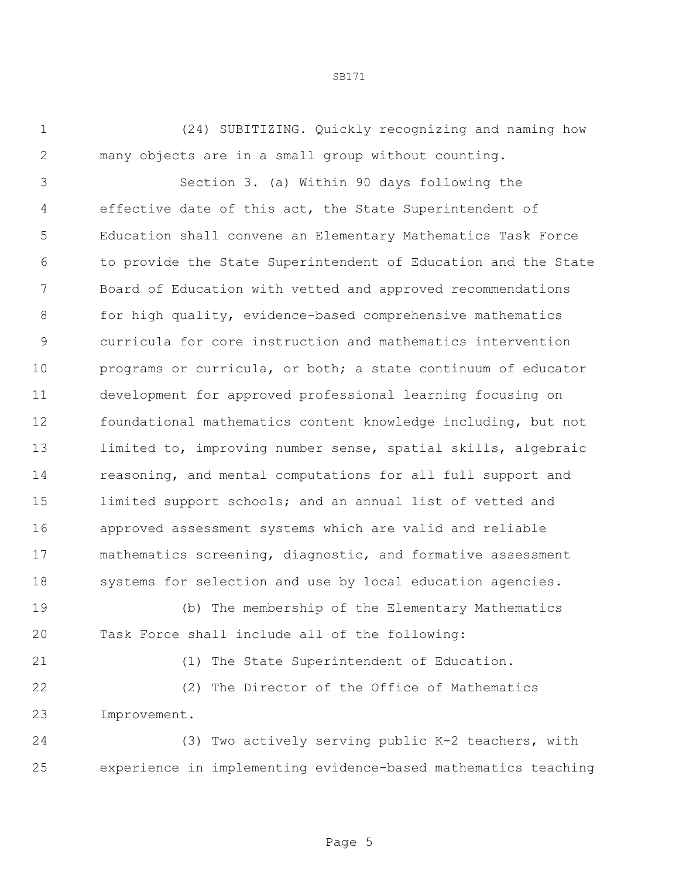(24) SUBITIZING. Quickly recognizing and naming how many objects are in a small group without counting.

Section 3. (a) Within 90 days following the effective date of this act, the State Superintendent of Education shall convene an Elementary Mathematics Task Force to provide the State Superintendent of Education and the State Board of Education with vetted and approved recommendations for high quality, evidence-based comprehensive mathematics curricula for core instruction and mathematics intervention programs or curricula, or both; a state continuum of educator development for approved professional learning focusing on foundational mathematics content knowledge including, but not limited to, improving number sense, spatial skills, algebraic reasoning, and mental computations for all full support and limited support schools; and an annual list of vetted and approved assessment systems which are valid and reliable mathematics screening, diagnostic, and formative assessment systems for selection and use by local education agencies.

(b) The membership of the Elementary Mathematics Task Force shall include all of the following:

(1) The State Superintendent of Education.

(2) The Director of the Office of Mathematics Improvement.

(3) Two actively serving public K-2 teachers, with experience in implementing evidence-based mathematics teaching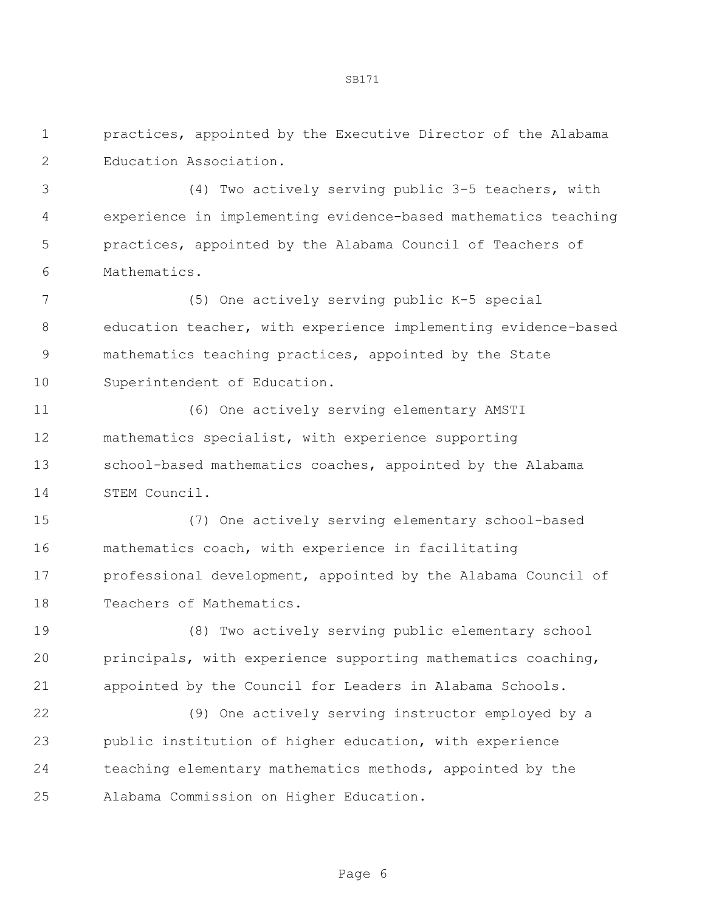practices, appointed by the Executive Director of the Alabama Education Association.

(4) Two actively serving public 3-5 teachers, with experience in implementing evidence-based mathematics teaching practices, appointed by the Alabama Council of Teachers of Mathematics.

(5) One actively serving public K-5 special education teacher, with experience implementing evidence-based mathematics teaching practices, appointed by the State Superintendent of Education.

(6) One actively serving elementary AMSTI mathematics specialist, with experience supporting school-based mathematics coaches, appointed by the Alabama STEM Council.

(7) One actively serving elementary school-based mathematics coach, with experience in facilitating professional development, appointed by the Alabama Council of Teachers of Mathematics.

(8) Two actively serving public elementary school principals, with experience supporting mathematics coaching, appointed by the Council for Leaders in Alabama Schools.

(9) One actively serving instructor employed by a public institution of higher education, with experience teaching elementary mathematics methods, appointed by the Alabama Commission on Higher Education.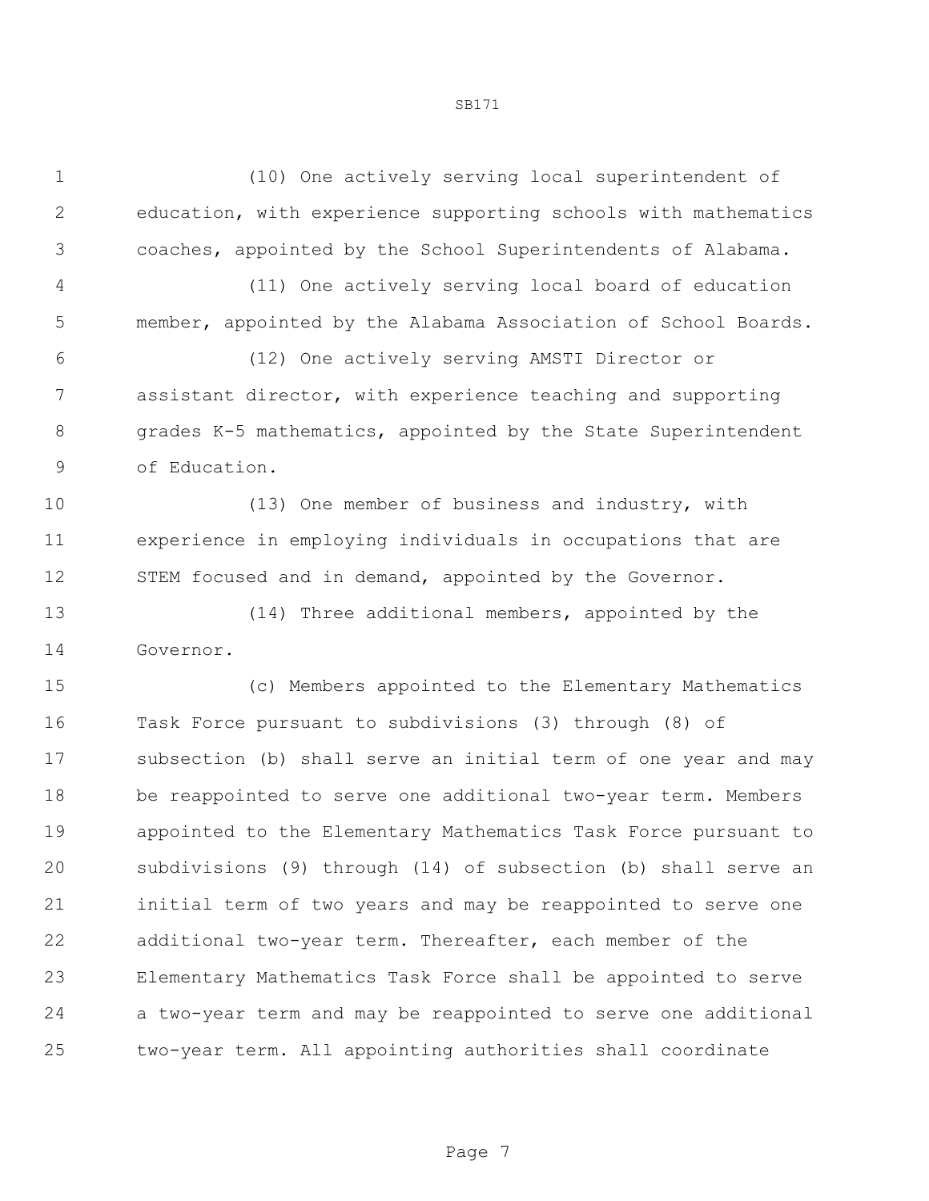(10) One actively serving local superintendent of education, with experience supporting schools with mathematics coaches, appointed by the School Superintendents of Alabama.

(11) One actively serving local board of education member, appointed by the Alabama Association of School Boards.

(12) One actively serving AMSTI Director or assistant director, with experience teaching and supporting grades K-5 mathematics, appointed by the State Superintendent of Education.

(13) One member of business and industry, with experience in employing individuals in occupations that are STEM focused and in demand, appointed by the Governor.

(14) Three additional members, appointed by the Governor.

(c) Members appointed to the Elementary Mathematics Task Force pursuant to subdivisions (3) through (8) of subsection (b) shall serve an initial term of one year and may be reappointed to serve one additional two-year term. Members appointed to the Elementary Mathematics Task Force pursuant to subdivisions (9) through (14) of subsection (b) shall serve an initial term of two years and may be reappointed to serve one additional two-year term. Thereafter, each member of the Elementary Mathematics Task Force shall be appointed to serve a two-year term and may be reappointed to serve one additional two-year term. All appointing authorities shall coordinate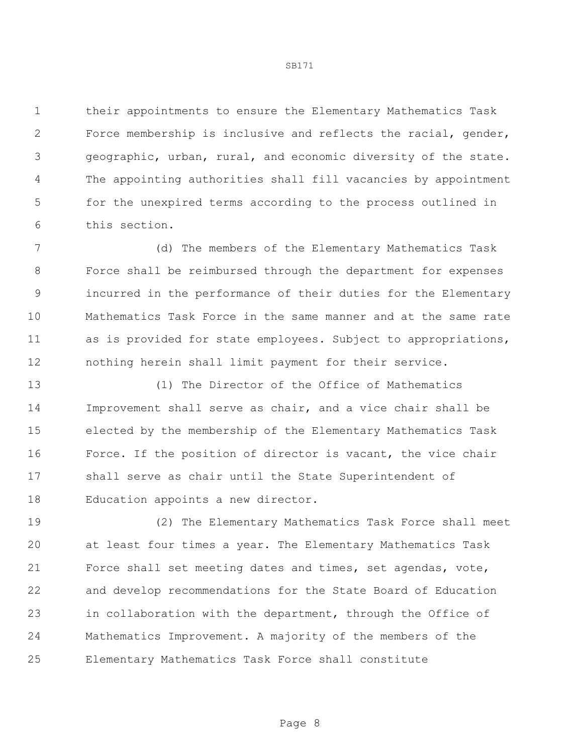their appointments to ensure the Elementary Mathematics Task Force membership is inclusive and reflects the racial, gender, geographic, urban, rural, and economic diversity of the state. The appointing authorities shall fill vacancies by appointment for the unexpired terms according to the process outlined in this section.

(d) The members of the Elementary Mathematics Task Force shall be reimbursed through the department for expenses incurred in the performance of their duties for the Elementary Mathematics Task Force in the same manner and at the same rate as is provided for state employees. Subject to appropriations, nothing herein shall limit payment for their service.

(1) The Director of the Office of Mathematics Improvement shall serve as chair, and a vice chair shall be elected by the membership of the Elementary Mathematics Task Force. If the position of director is vacant, the vice chair shall serve as chair until the State Superintendent of Education appoints a new director.

(2) The Elementary Mathematics Task Force shall meet at least four times a year. The Elementary Mathematics Task Force shall set meeting dates and times, set agendas, vote, and develop recommendations for the State Board of Education in collaboration with the department, through the Office of Mathematics Improvement. A majority of the members of the Elementary Mathematics Task Force shall constitute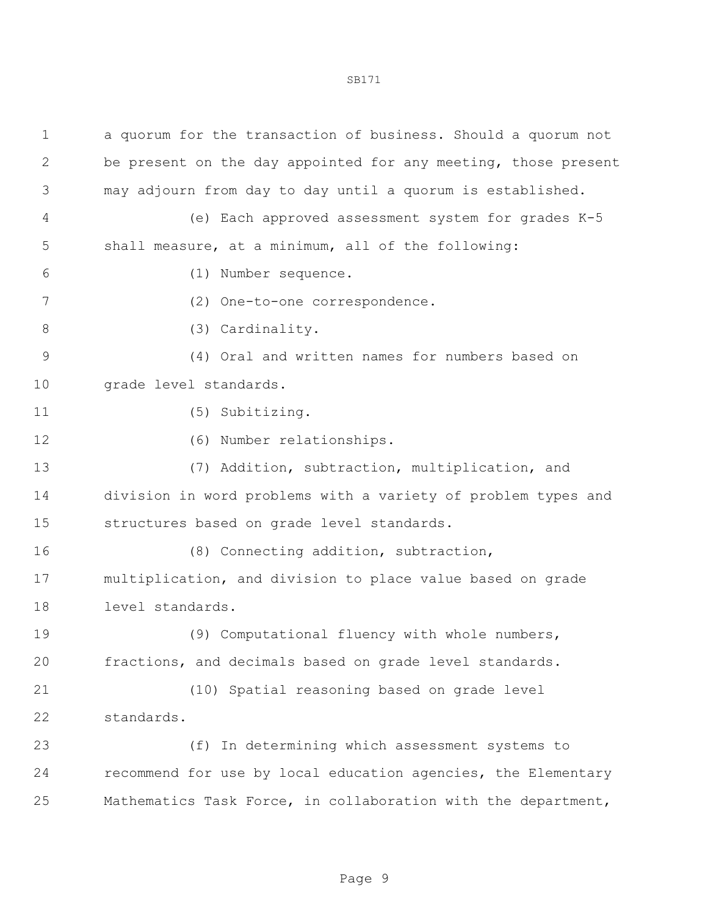a quorum for the transaction of business. Should a quorum not be present on the day appointed for any meeting, those present may adjourn from day to day until a quorum is established.

(e) Each approved assessment system for grades K-5 shall measure, at a minimum, all of the following:

(1) Number sequence.

(2) One-to-one correspondence.

(3) Cardinality.

(4) Oral and written names for numbers based on grade level standards.

(5) Subitizing.

(6) Number relationships.

(7) Addition, subtraction, multiplication, and division in word problems with a variety of problem types and structures based on grade level standards.

(8) Connecting addition, subtraction, multiplication, and division to place value based on grade level standards.

(9) Computational fluency with whole numbers, fractions, and decimals based on grade level standards.

(10) Spatial reasoning based on grade level standards.

(f) In determining which assessment systems to recommend for use by local education agencies, the Elementary Mathematics Task Force, in collaboration with the department,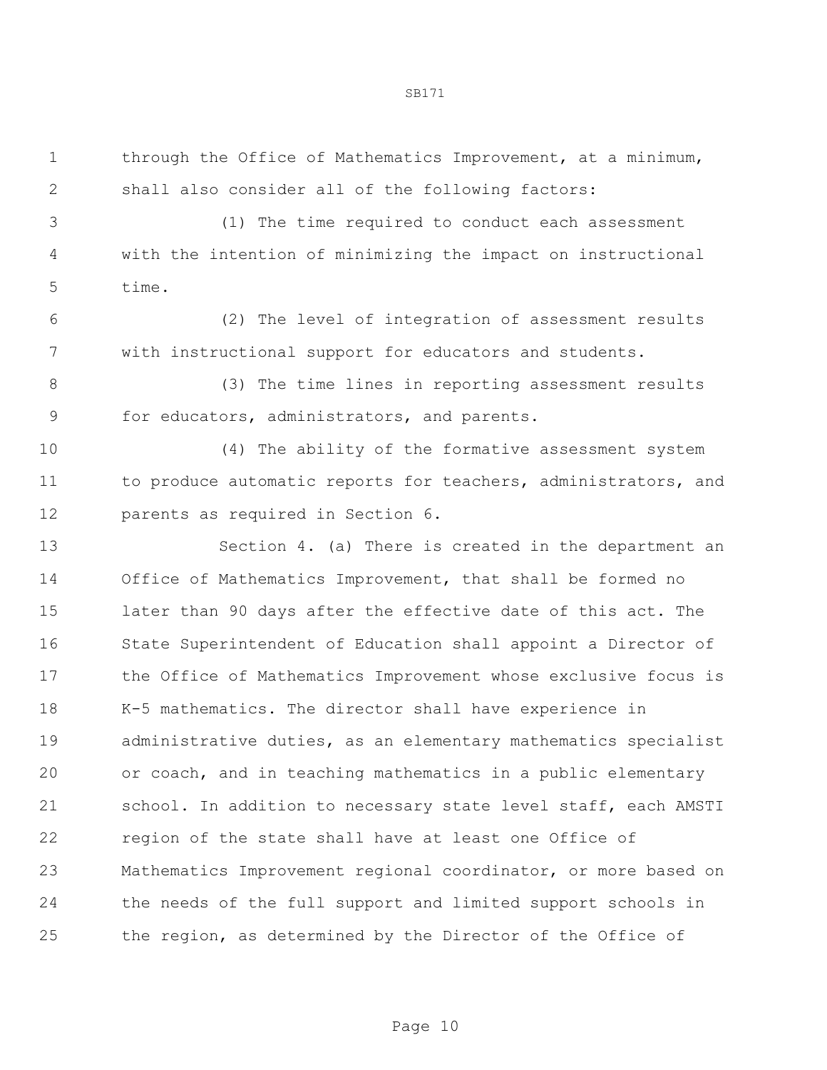through the Office of Mathematics Improvement, at a minimum, shall also consider all of the following factors:

(1) The time required to conduct each assessment with the intention of minimizing the impact on instructional time.

(2) The level of integration of assessment results with instructional support for educators and students.

(3) The time lines in reporting assessment results for educators, administrators, and parents.

(4) The ability of the formative assessment system to produce automatic reports for teachers, administrators, and parents as required in Section 6.

Section 4. (a) There is created in the department an Office of Mathematics Improvement, that shall be formed no later than 90 days after the effective date of this act. The State Superintendent of Education shall appoint a Director of the Office of Mathematics Improvement whose exclusive focus is K-5 mathematics. The director shall have experience in administrative duties, as an elementary mathematics specialist or coach, and in teaching mathematics in a public elementary school. In addition to necessary state level staff, each AMSTI region of the state shall have at least one Office of Mathematics Improvement regional coordinator, or more based on the needs of the full support and limited support schools in the region, as determined by the Director of the Office of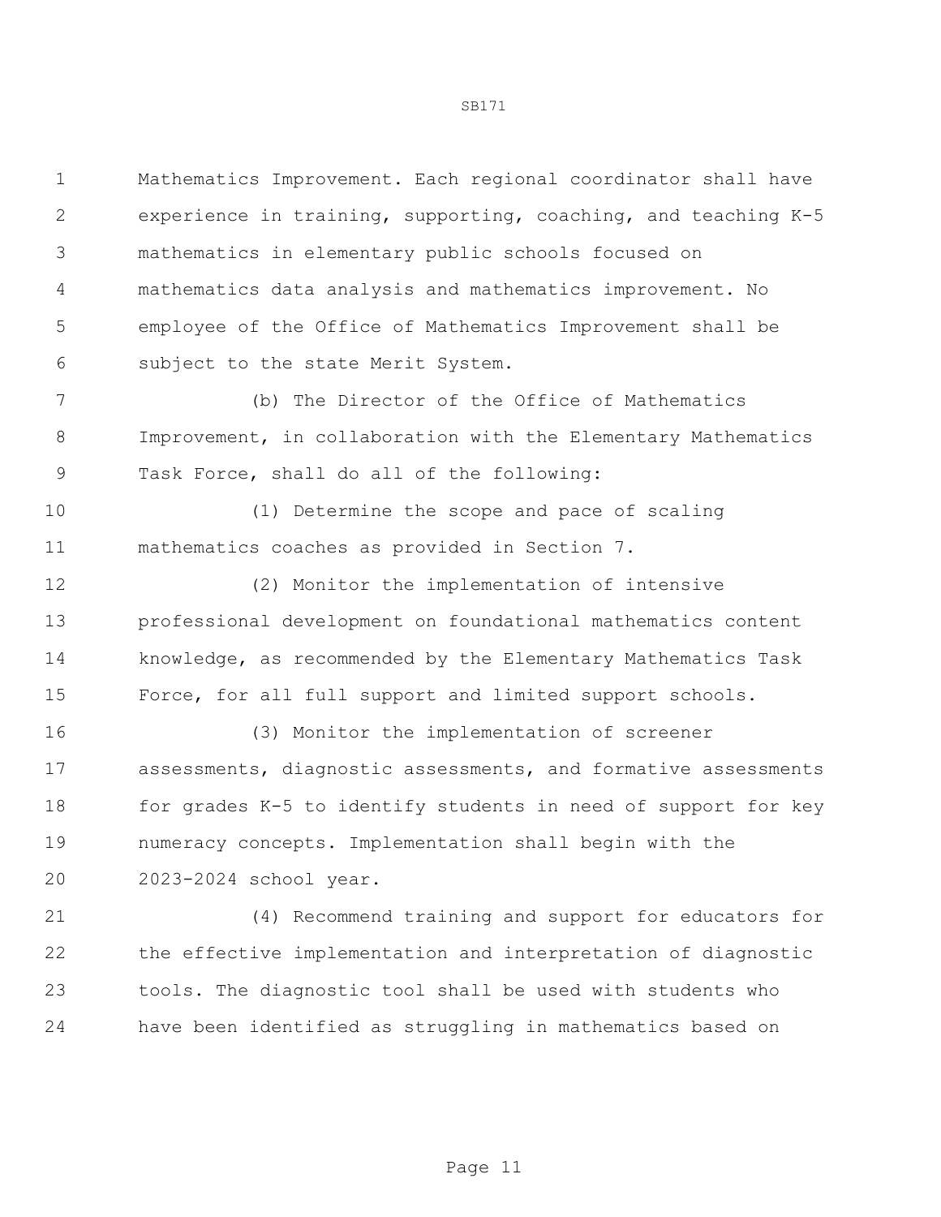Mathematics Improvement. Each regional coordinator shall have experience in training, supporting, coaching, and teaching K-5 mathematics in elementary public schools focused on mathematics data analysis and mathematics improvement. No employee of the Office of Mathematics Improvement shall be subject to the state Merit System.

(b) The Director of the Office of Mathematics Improvement, in collaboration with the Elementary Mathematics Task Force, shall do all of the following:

(1) Determine the scope and pace of scaling mathematics coaches as provided in Section 7.

(2) Monitor the implementation of intensive professional development on foundational mathematics content knowledge, as recommended by the Elementary Mathematics Task Force, for all full support and limited support schools.

(3) Monitor the implementation of screener assessments, diagnostic assessments, and formative assessments for grades K-5 to identify students in need of support for key numeracy concepts. Implementation shall begin with the 2023-2024 school year.

(4) Recommend training and support for educators for the effective implementation and interpretation of diagnostic tools. The diagnostic tool shall be used with students who have been identified as struggling in mathematics based on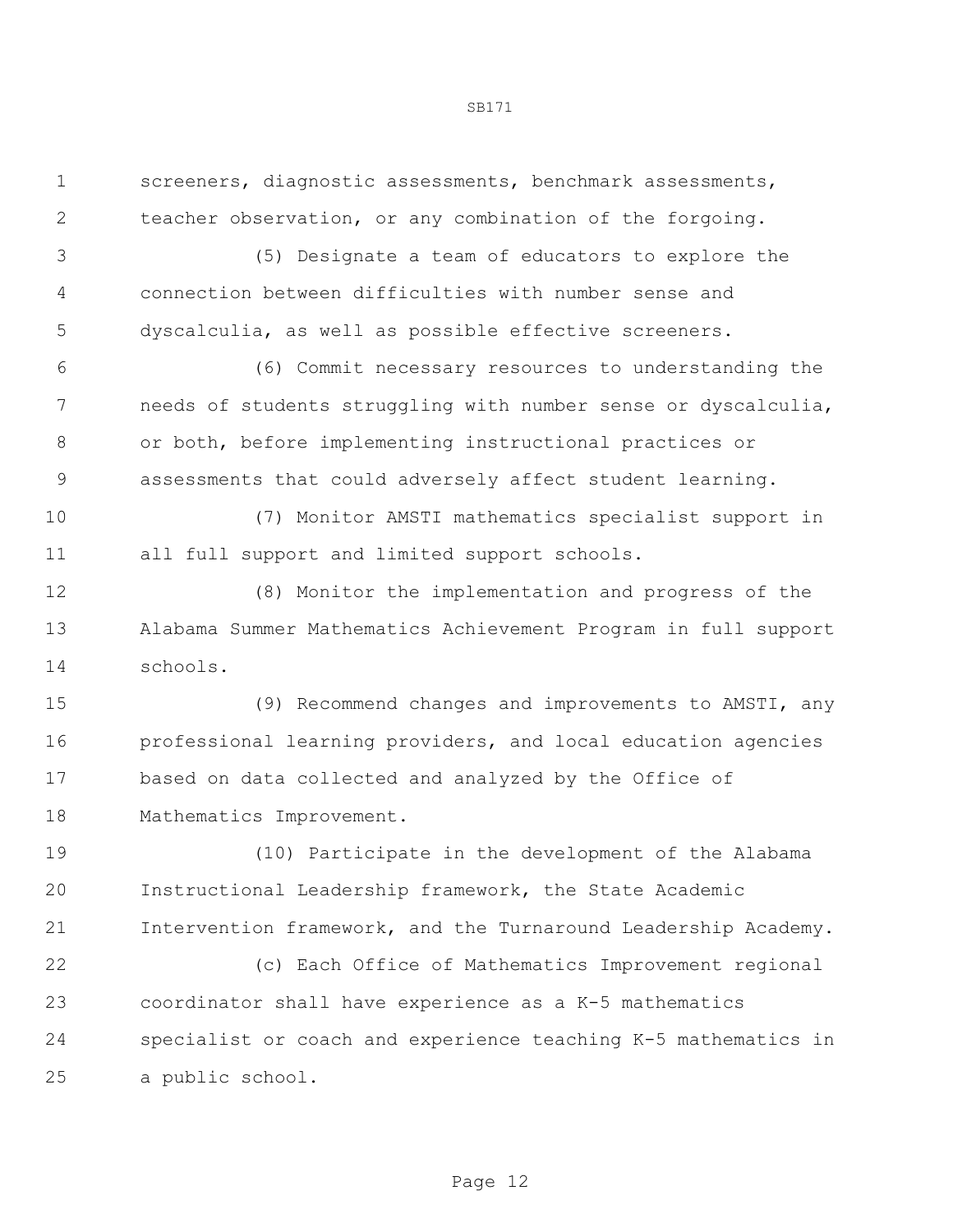screeners, diagnostic assessments, benchmark assessments, teacher observation, or any combination of the forgoing.

(5) Designate a team of educators to explore the connection between difficulties with number sense and dyscalculia, as well as possible effective screeners.

(6) Commit necessary resources to understanding the needs of students struggling with number sense or dyscalculia, or both, before implementing instructional practices or assessments that could adversely affect student learning.

(7) Monitor AMSTI mathematics specialist support in all full support and limited support schools.

(8) Monitor the implementation and progress of the Alabama Summer Mathematics Achievement Program in full support schools.

(9) Recommend changes and improvements to AMSTI, any professional learning providers, and local education agencies based on data collected and analyzed by the Office of Mathematics Improvement.

(10) Participate in the development of the Alabama Instructional Leadership framework, the State Academic Intervention framework, and the Turnaround Leadership Academy.

(c) Each Office of Mathematics Improvement regional coordinator shall have experience as a K-5 mathematics specialist or coach and experience teaching K-5 mathematics in a public school.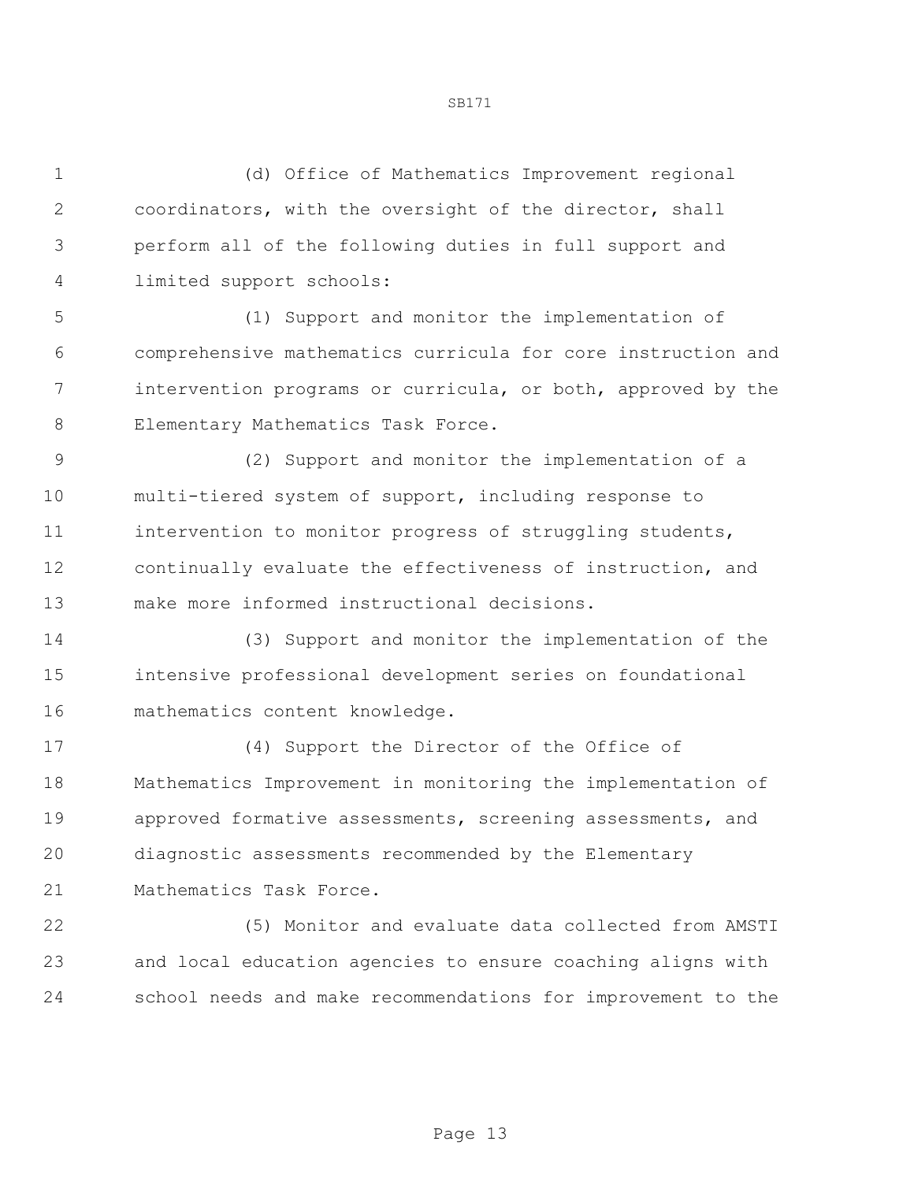(d) Office of Mathematics Improvement regional coordinators, with the oversight of the director, shall perform all of the following duties in full support and limited support schools:

(1) Support and monitor the implementation of comprehensive mathematics curricula for core instruction and intervention programs or curricula, or both, approved by the Elementary Mathematics Task Force.

(2) Support and monitor the implementation of a multi-tiered system of support, including response to intervention to monitor progress of struggling students, continually evaluate the effectiveness of instruction, and make more informed instructional decisions.

(3) Support and monitor the implementation of the intensive professional development series on foundational mathematics content knowledge.

(4) Support the Director of the Office of Mathematics Improvement in monitoring the implementation of approved formative assessments, screening assessments, and diagnostic assessments recommended by the Elementary Mathematics Task Force.

(5) Monitor and evaluate data collected from AMSTI and local education agencies to ensure coaching aligns with school needs and make recommendations for improvement to the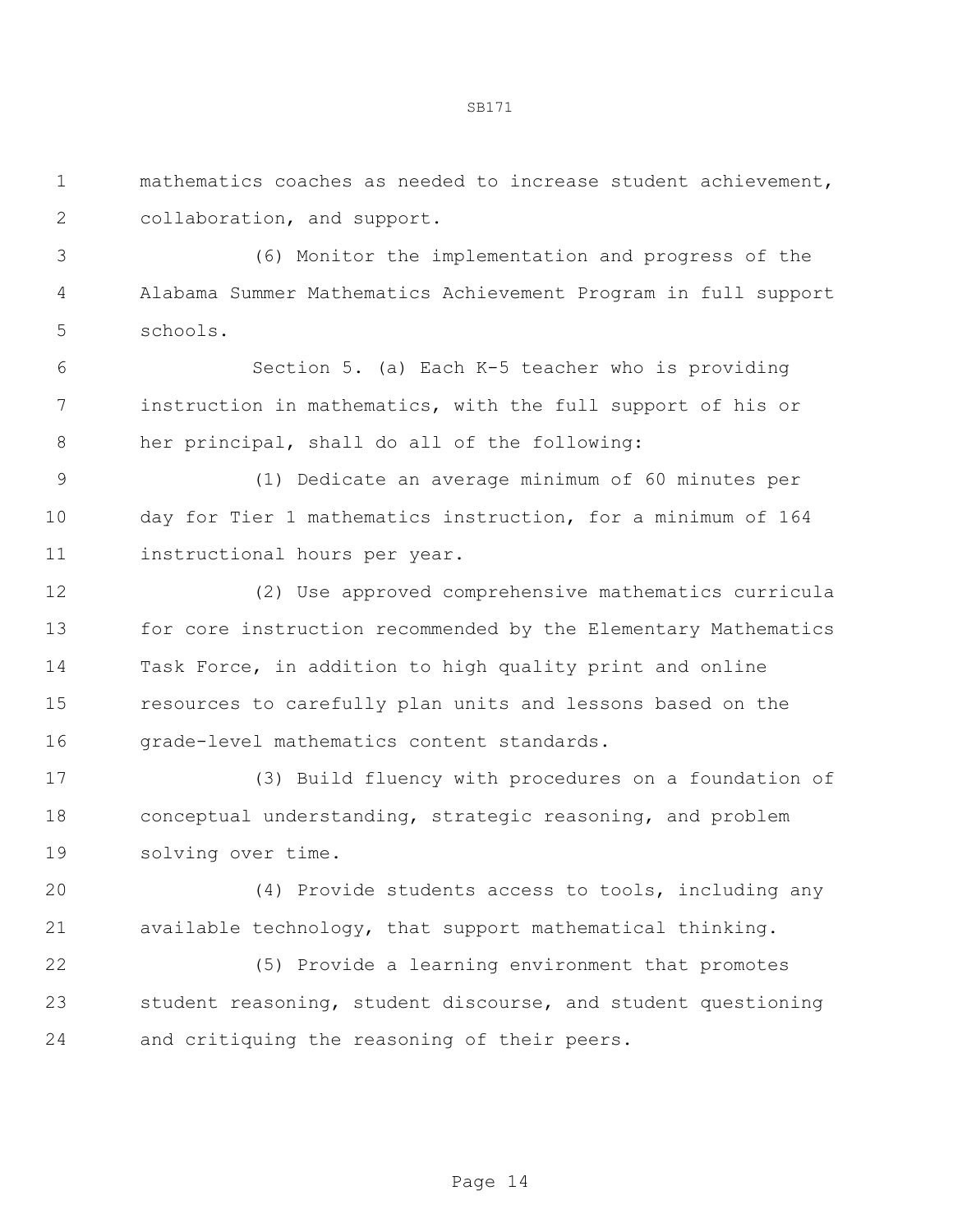mathematics coaches as needed to increase student achievement, collaboration, and support.

(6) Monitor the implementation and progress of the Alabama Summer Mathematics Achievement Program in full support schools.

Section 5. (a) Each K-5 teacher who is providing instruction in mathematics, with the full support of his or her principal, shall do all of the following:

(1) Dedicate an average minimum of 60 minutes per day for Tier 1 mathematics instruction, for a minimum of 164 instructional hours per year.

(2) Use approved comprehensive mathematics curricula for core instruction recommended by the Elementary Mathematics Task Force, in addition to high quality print and online resources to carefully plan units and lessons based on the grade-level mathematics content standards.

(3) Build fluency with procedures on a foundation of conceptual understanding, strategic reasoning, and problem solving over time.

(4) Provide students access to tools, including any available technology, that support mathematical thinking.

(5) Provide a learning environment that promotes student reasoning, student discourse, and student questioning and critiquing the reasoning of their peers.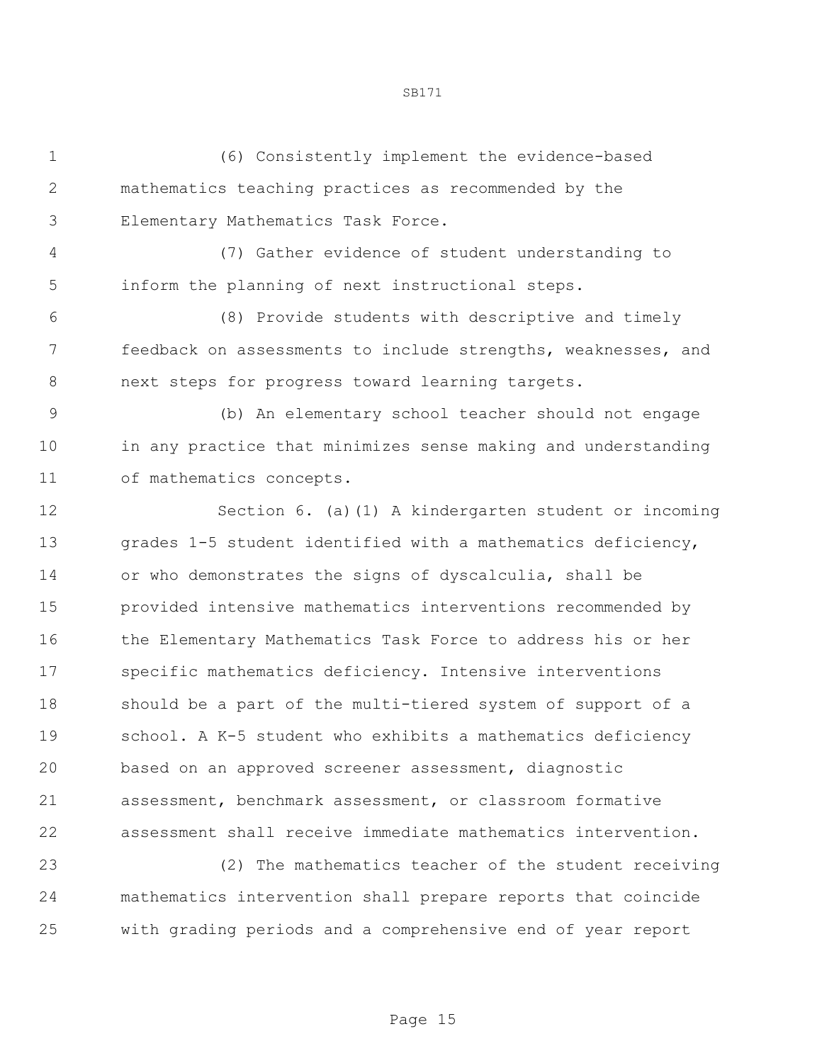(6) Consistently implement the evidence-based mathematics teaching practices as recommended by the Elementary Mathematics Task Force.

(7) Gather evidence of student understanding to inform the planning of next instructional steps.

(8) Provide students with descriptive and timely feedback on assessments to include strengths, weaknesses, and next steps for progress toward learning targets.

(b) An elementary school teacher should not engage in any practice that minimizes sense making and understanding of mathematics concepts.

Section 6. (a)(1) A kindergarten student or incoming grades 1-5 student identified with a mathematics deficiency, or who demonstrates the signs of dyscalculia, shall be provided intensive mathematics interventions recommended by the Elementary Mathematics Task Force to address his or her specific mathematics deficiency. Intensive interventions should be a part of the multi-tiered system of support of a school. A K-5 student who exhibits a mathematics deficiency based on an approved screener assessment, diagnostic assessment, benchmark assessment, or classroom formative assessment shall receive immediate mathematics intervention.

(2) The mathematics teacher of the student receiving mathematics intervention shall prepare reports that coincide with grading periods and a comprehensive end of year report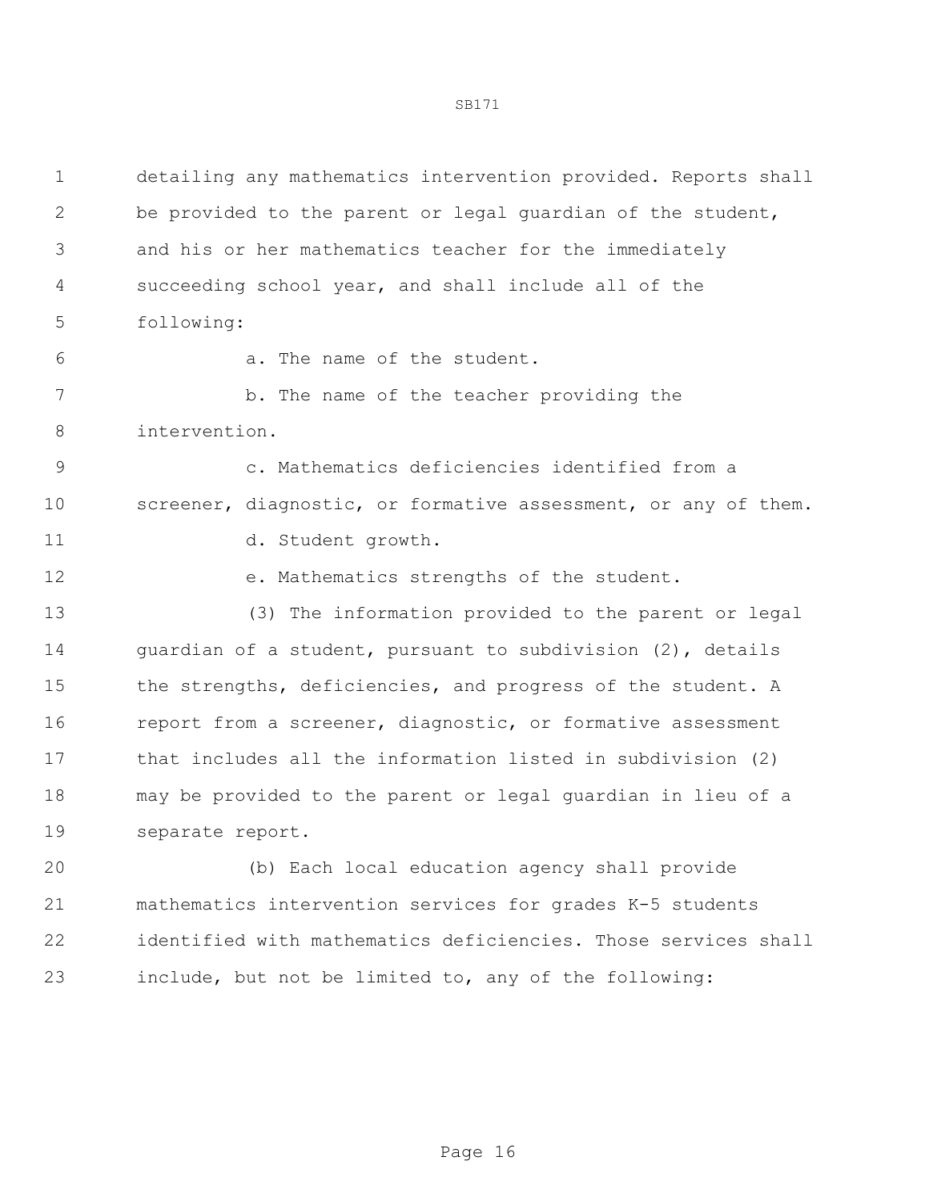detailing any mathematics intervention provided. Reports shall be provided to the parent or legal guardian of the student, and his or her mathematics teacher for the immediately succeeding school year, and shall include all of the following:

a. The name of the student.

b. The name of the teacher providing the intervention.

c. Mathematics deficiencies identified from a screener, diagnostic, or formative assessment, or any of them.

d. Student growth.

e. Mathematics strengths of the student.

(3) The information provided to the parent or legal guardian of a student, pursuant to subdivision (2), details the strengths, deficiencies, and progress of the student. A report from a screener, diagnostic, or formative assessment that includes all the information listed in subdivision (2) may be provided to the parent or legal guardian in lieu of a separate report.

(b) Each local education agency shall provide mathematics intervention services for grades K-5 students identified with mathematics deficiencies. Those services shall include, but not be limited to, any of the following: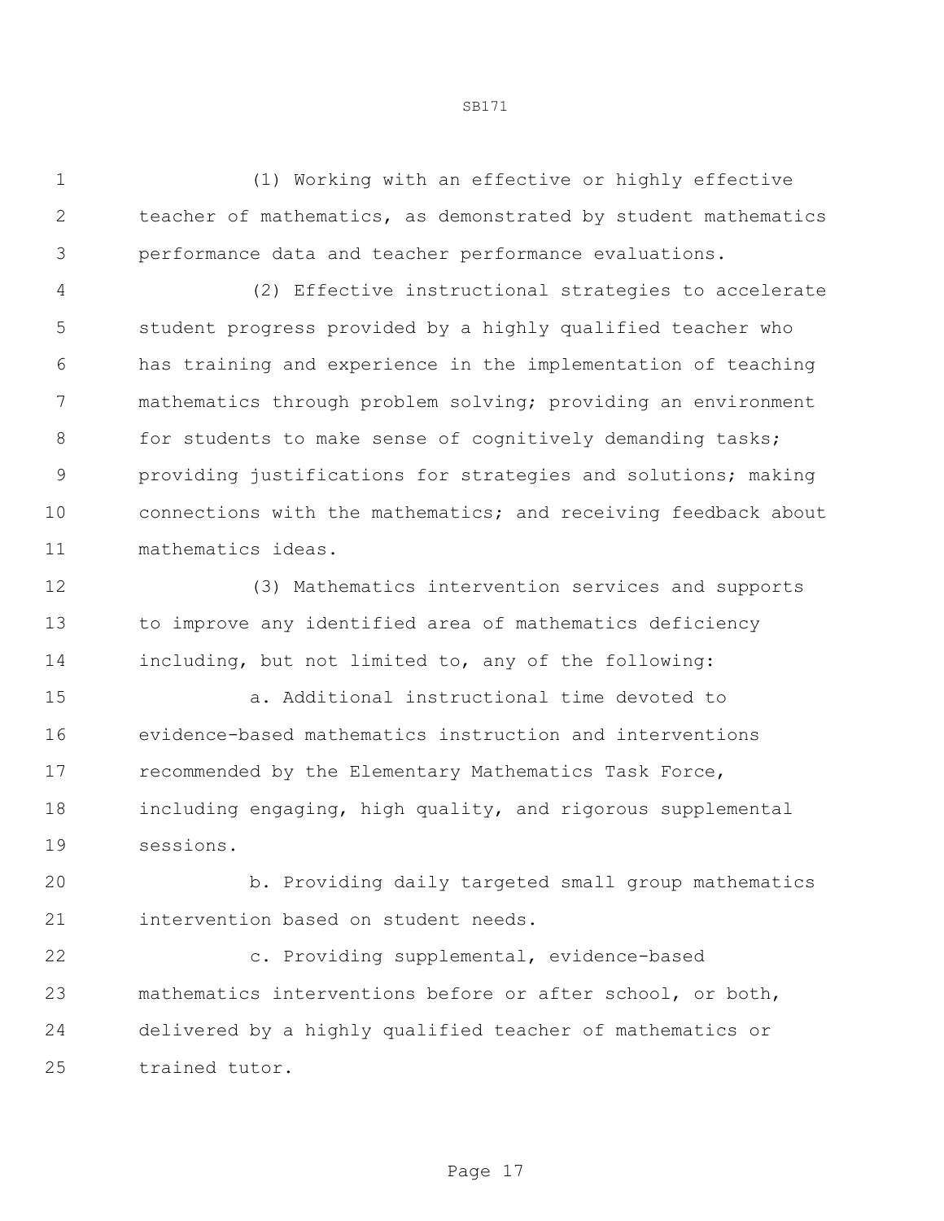(1) Working with an effective or highly effective teacher of mathematics, as demonstrated by student mathematics performance data and teacher performance evaluations.

(2) Effective instructional strategies to accelerate student progress provided by a highly qualified teacher who has training and experience in the implementation of teaching mathematics through problem solving; providing an environment for students to make sense of cognitively demanding tasks; providing justifications for strategies and solutions; making connections with the mathematics; and receiving feedback about mathematics ideas.

(3) Mathematics intervention services and supports to improve any identified area of mathematics deficiency including, but not limited to, any of the following:

a. Additional instructional time devoted to evidence-based mathematics instruction and interventions recommended by the Elementary Mathematics Task Force, including engaging, high quality, and rigorous supplemental sessions.

b. Providing daily targeted small group mathematics intervention based on student needs.

c. Providing supplemental, evidence-based mathematics interventions before or after school, or both, delivered by a highly qualified teacher of mathematics or trained tutor.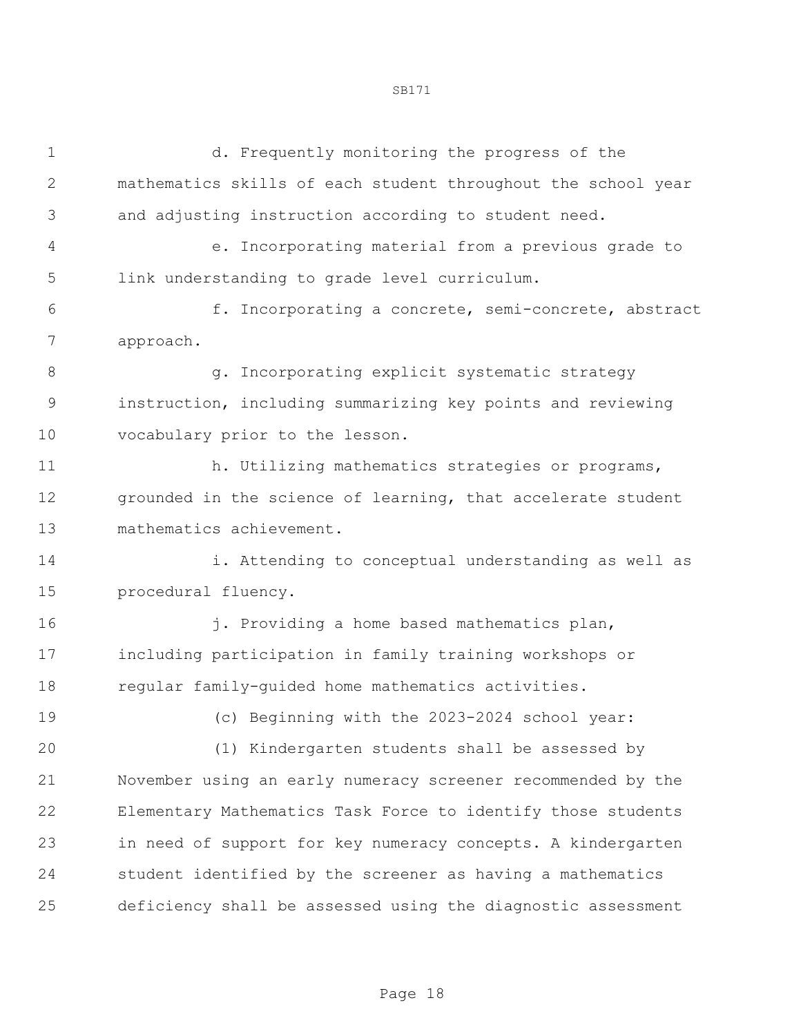d. Frequently monitoring the progress of the mathematics skills of each student throughout the school year and adjusting instruction according to student need.

e. Incorporating material from a previous grade to link understanding to grade level curriculum.

f. Incorporating a concrete, semi-concrete, abstract approach.

g. Incorporating explicit systematic strategy instruction, including summarizing key points and reviewing vocabulary prior to the lesson.

h. Utilizing mathematics strategies or programs, grounded in the science of learning, that accelerate student mathematics achievement.

i. Attending to conceptual understanding as well as procedural fluency.

j. Providing a home based mathematics plan, including participation in family training workshops or regular family-guided home mathematics activities.

(c) Beginning with the 2023-2024 school year:

(1) Kindergarten students shall be assessed by November using an early numeracy screener recommended by the Elementary Mathematics Task Force to identify those students in need of support for key numeracy concepts. A kindergarten student identified by the screener as having a mathematics deficiency shall be assessed using the diagnostic assessment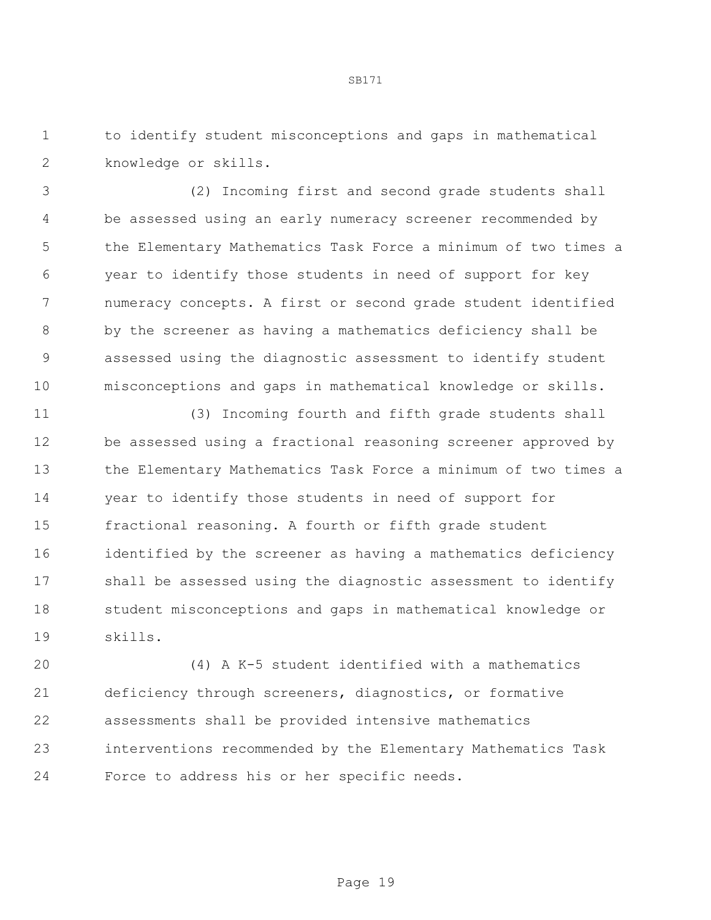to identify student misconceptions and gaps in mathematical knowledge or skills.

(2) Incoming first and second grade students shall be assessed using an early numeracy screener recommended by the Elementary Mathematics Task Force a minimum of two times a year to identify those students in need of support for key numeracy concepts. A first or second grade student identified by the screener as having a mathematics deficiency shall be assessed using the diagnostic assessment to identify student misconceptions and gaps in mathematical knowledge or skills.

(3) Incoming fourth and fifth grade students shall be assessed using a fractional reasoning screener approved by the Elementary Mathematics Task Force a minimum of two times a year to identify those students in need of support for fractional reasoning. A fourth or fifth grade student identified by the screener as having a mathematics deficiency shall be assessed using the diagnostic assessment to identify student misconceptions and gaps in mathematical knowledge or skills.

(4) A K-5 student identified with a mathematics deficiency through screeners, diagnostics, or formative assessments shall be provided intensive mathematics interventions recommended by the Elementary Mathematics Task Force to address his or her specific needs.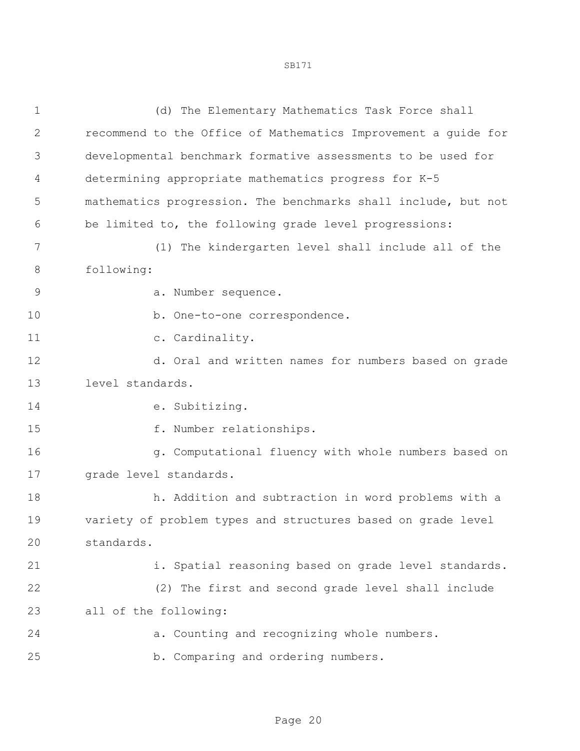(d) The Elementary Mathematics Task Force shall recommend to the Office of Mathematics Improvement a guide for developmental benchmark formative assessments to be used for determining appropriate mathematics progress for K-5 mathematics progression. The benchmarks shall include, but not be limited to, the following grade level progressions:

(1) The kindergarten level shall include all of the following:

a. Number sequence.

b. One-to-one correspondence.

c. Cardinality.

d. Oral and written names for numbers based on grade level standards.

e. Subitizing.

f. Number relationships.

g. Computational fluency with whole numbers based on grade level standards.

h. Addition and subtraction in word problems with a variety of problem types and structures based on grade level standards.

i. Spatial reasoning based on grade level standards.

(2) The first and second grade level shall include all of the following:

a. Counting and recognizing whole numbers.

b. Comparing and ordering numbers.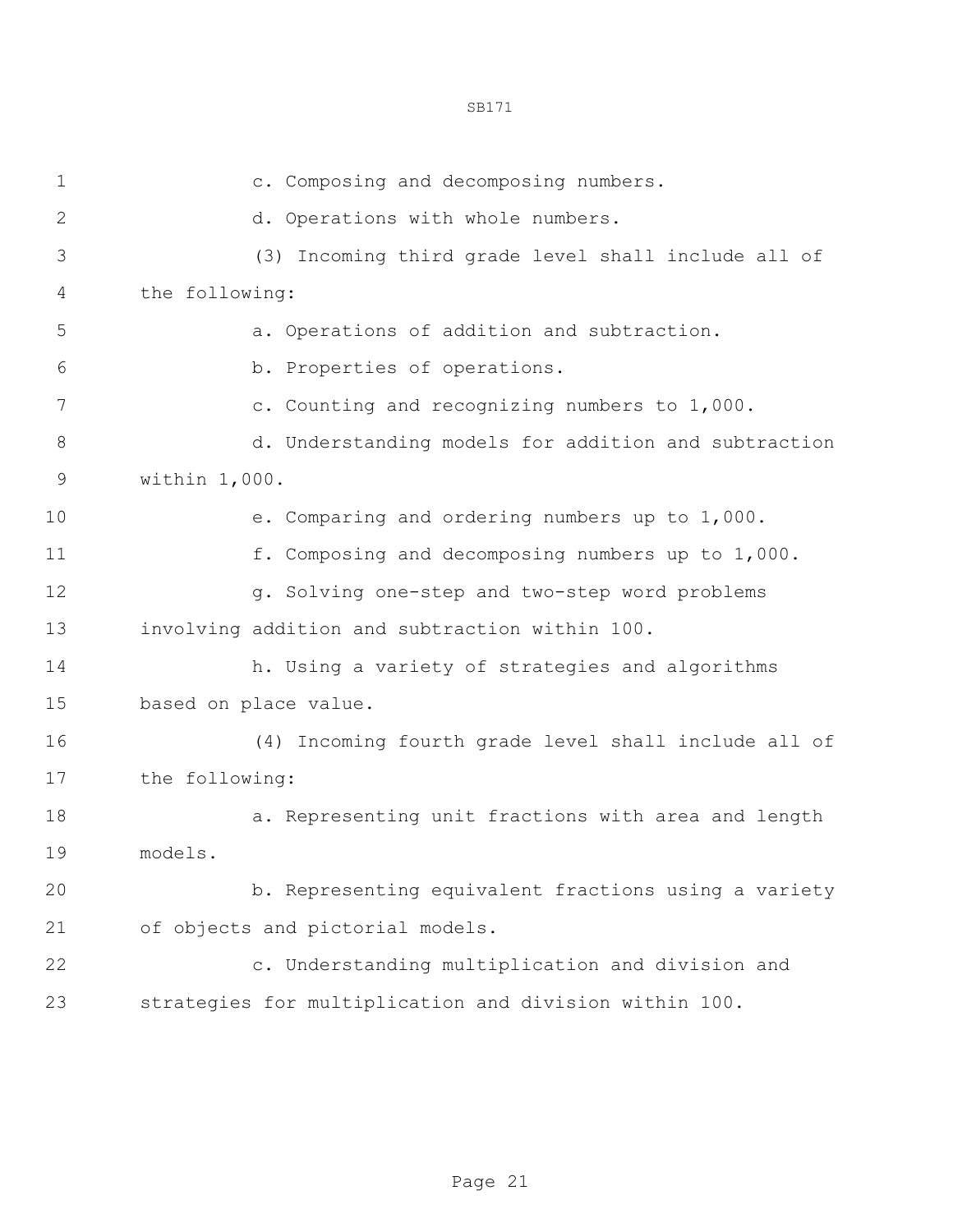c. Composing and decomposing numbers.

d. Operations with whole numbers.

(3) Incoming third grade level shall include all of the following:

a. Operations of addition and subtraction.

b. Properties of operations.

c. Counting and recognizing numbers to 1,000.

d. Understanding models for addition and subtraction within 1,000.

e. Comparing and ordering numbers up to 1,000.

f. Composing and decomposing numbers up to 1,000.

g. Solving one-step and two-step word problems involving addition and subtraction within 100.

h. Using a variety of strategies and algorithms based on place value.

(4) Incoming fourth grade level shall include all of the following:

a. Representing unit fractions with area and length models.

b. Representing equivalent fractions using a variety of objects and pictorial models.

c. Understanding multiplication and division and strategies for multiplication and division within 100.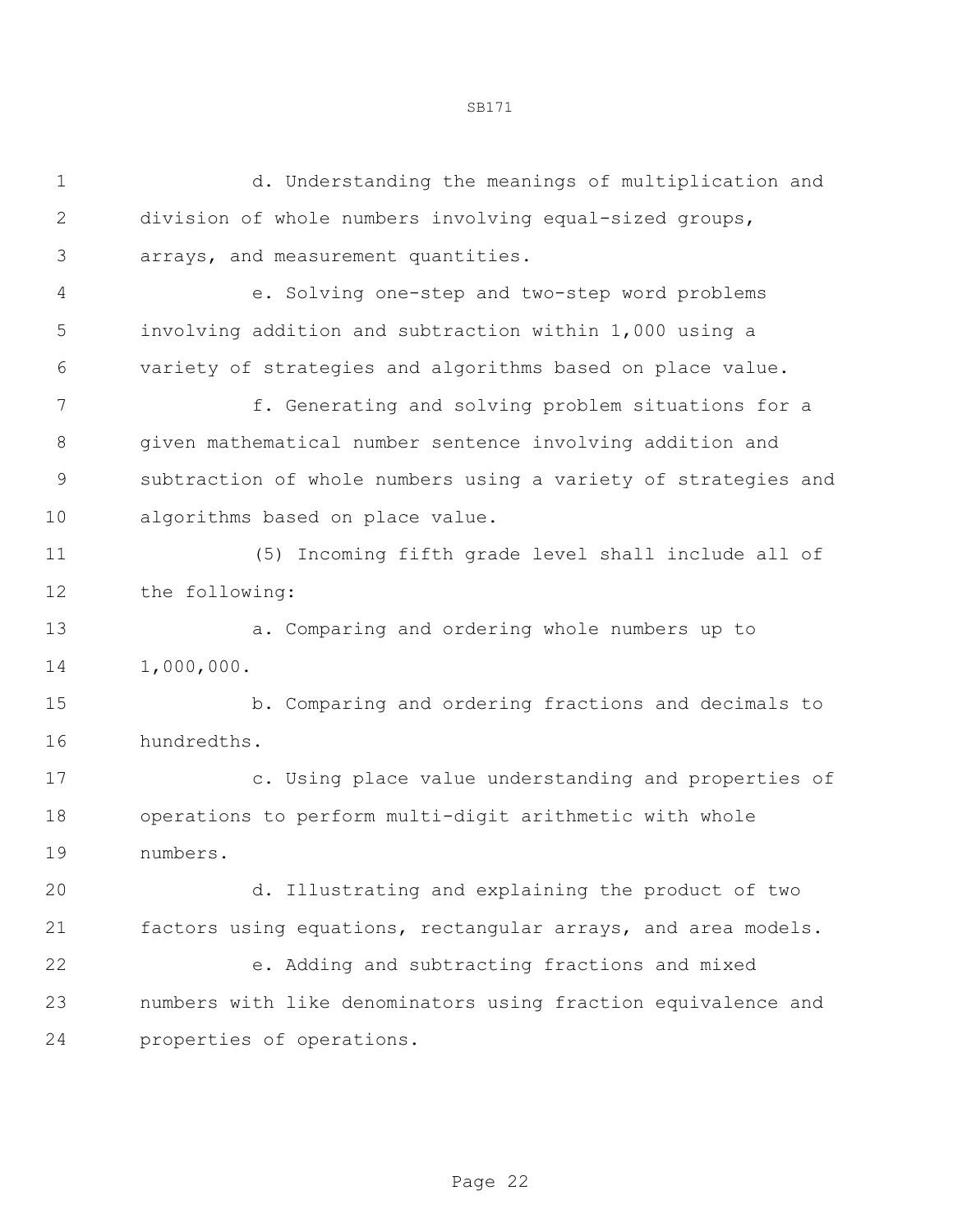d. Understanding the meanings of multiplication and division of whole numbers involving equal-sized groups, arrays, and measurement quantities.

e. Solving one-step and two-step word problems involving addition and subtraction within 1,000 using a variety of strategies and algorithms based on place value.

f. Generating and solving problem situations for a given mathematical number sentence involving addition and subtraction of whole numbers using a variety of strategies and algorithms based on place value.

(5) Incoming fifth grade level shall include all of the following:

a. Comparing and ordering whole numbers up to 1,000,000.

b. Comparing and ordering fractions and decimals to hundredths.

c. Using place value understanding and properties of operations to perform multi-digit arithmetic with whole numbers.

d. Illustrating and explaining the product of two factors using equations, rectangular arrays, and area models.

e. Adding and subtracting fractions and mixed numbers with like denominators using fraction equivalence and properties of operations.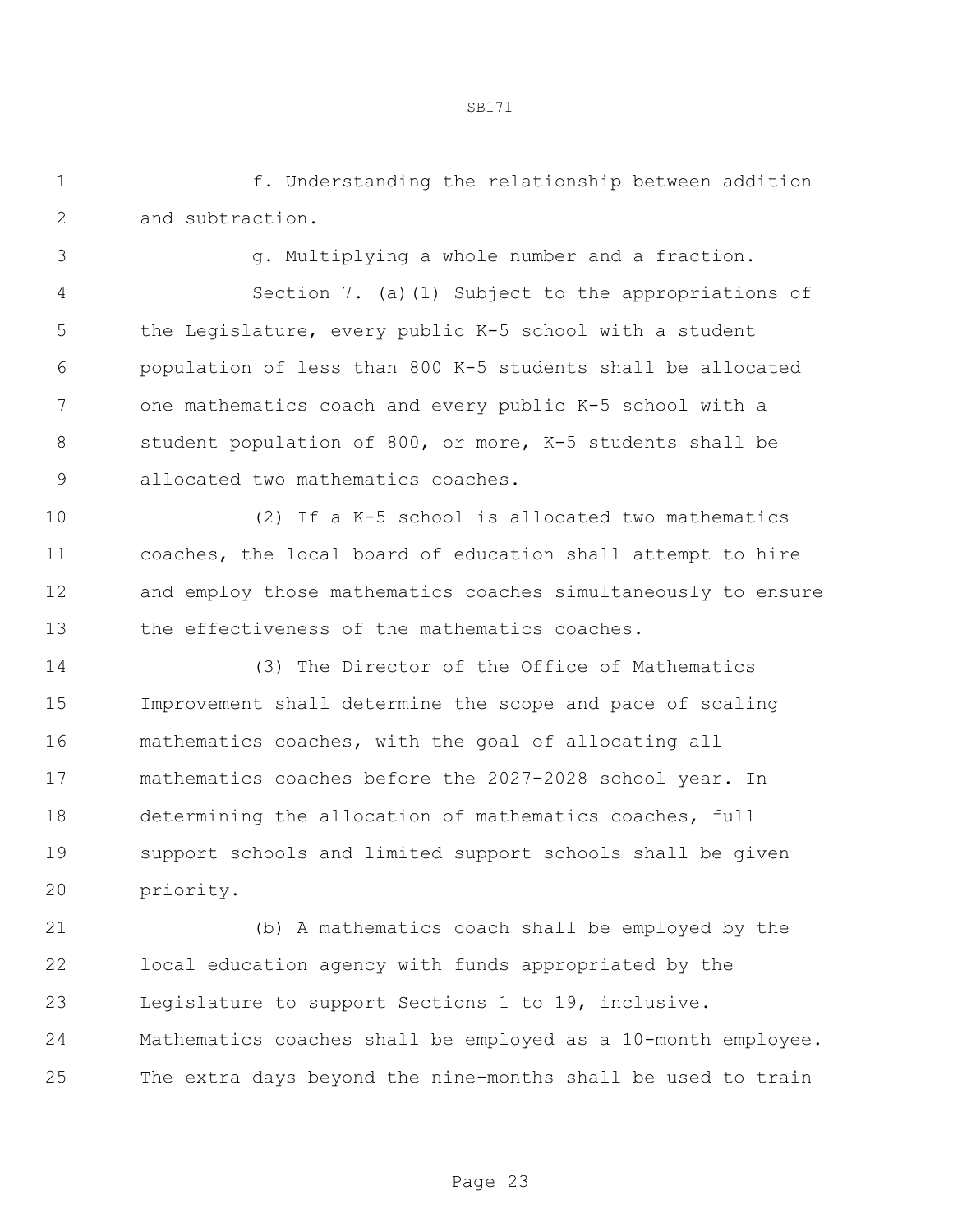f. Understanding the relationship between addition and subtraction.

g. Multiplying a whole number and a fraction.

Section 7. (a)(1) Subject to the appropriations of the Legislature, every public K-5 school with a student population of less than 800 K-5 students shall be allocated one mathematics coach and every public K-5 school with a student population of 800, or more, K-5 students shall be allocated two mathematics coaches.

(2) If a K-5 school is allocated two mathematics coaches, the local board of education shall attempt to hire and employ those mathematics coaches simultaneously to ensure the effectiveness of the mathematics coaches.

(3) The Director of the Office of Mathematics Improvement shall determine the scope and pace of scaling mathematics coaches, with the goal of allocating all mathematics coaches before the 2027-2028 school year. In determining the allocation of mathematics coaches, full support schools and limited support schools shall be given priority.

(b) A mathematics coach shall be employed by the local education agency with funds appropriated by the Legislature to support Sections 1 to 19, inclusive. Mathematics coaches shall be employed as a 10-month employee. The extra days beyond the nine-months shall be used to train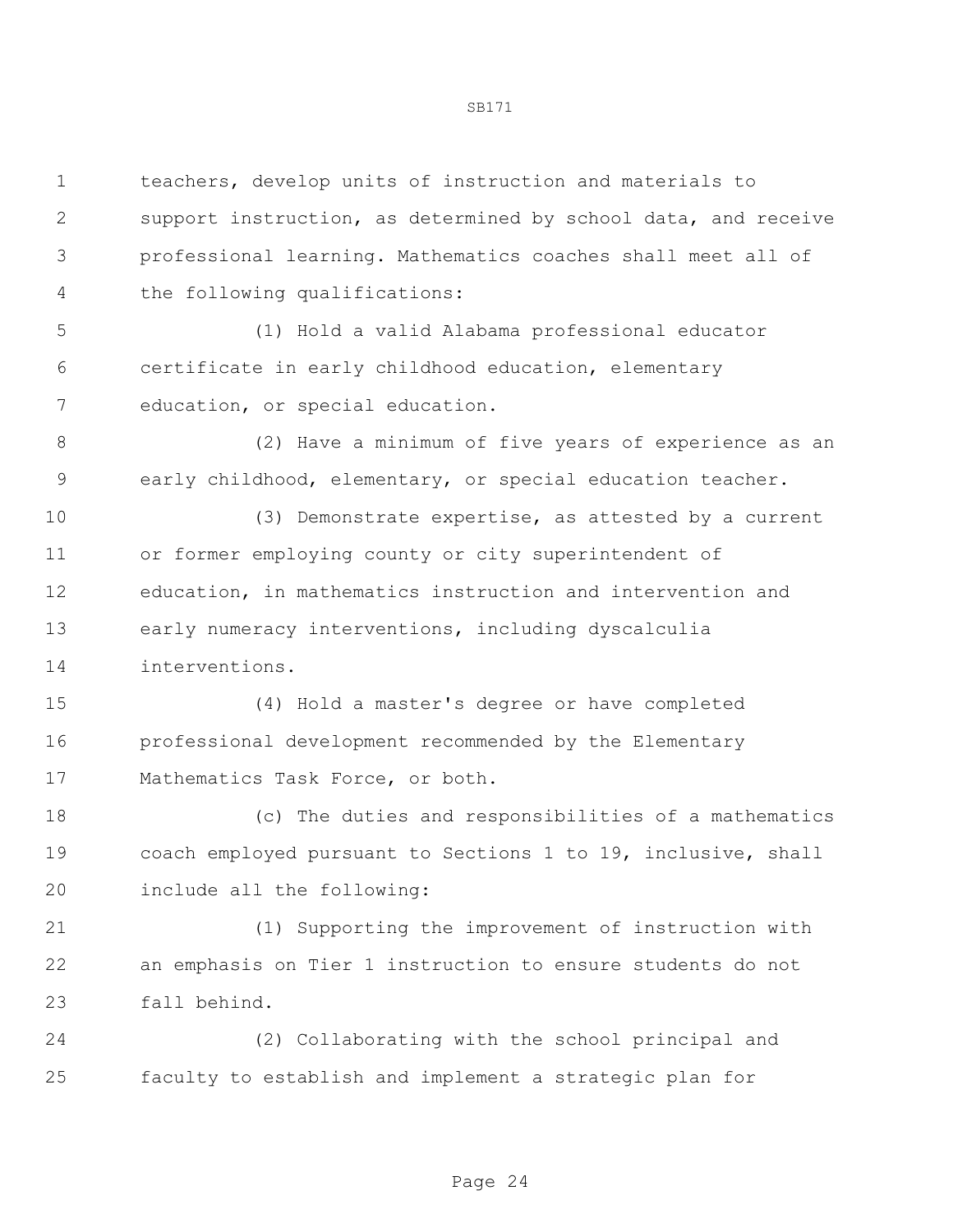teachers, develop units of instruction and materials to support instruction, as determined by school data, and receive professional learning. Mathematics coaches shall meet all of the following qualifications:

(1) Hold a valid Alabama professional educator certificate in early childhood education, elementary education, or special education.

(2) Have a minimum of five years of experience as an early childhood, elementary, or special education teacher.

(3) Demonstrate expertise, as attested by a current or former employing county or city superintendent of education, in mathematics instruction and intervention and early numeracy interventions, including dyscalculia interventions.

(4) Hold a master's degree or have completed professional development recommended by the Elementary Mathematics Task Force, or both.

(c) The duties and responsibilities of a mathematics coach employed pursuant to Sections 1 to 19, inclusive, shall include all the following:

(1) Supporting the improvement of instruction with an emphasis on Tier 1 instruction to ensure students do not fall behind.

(2) Collaborating with the school principal and faculty to establish and implement a strategic plan for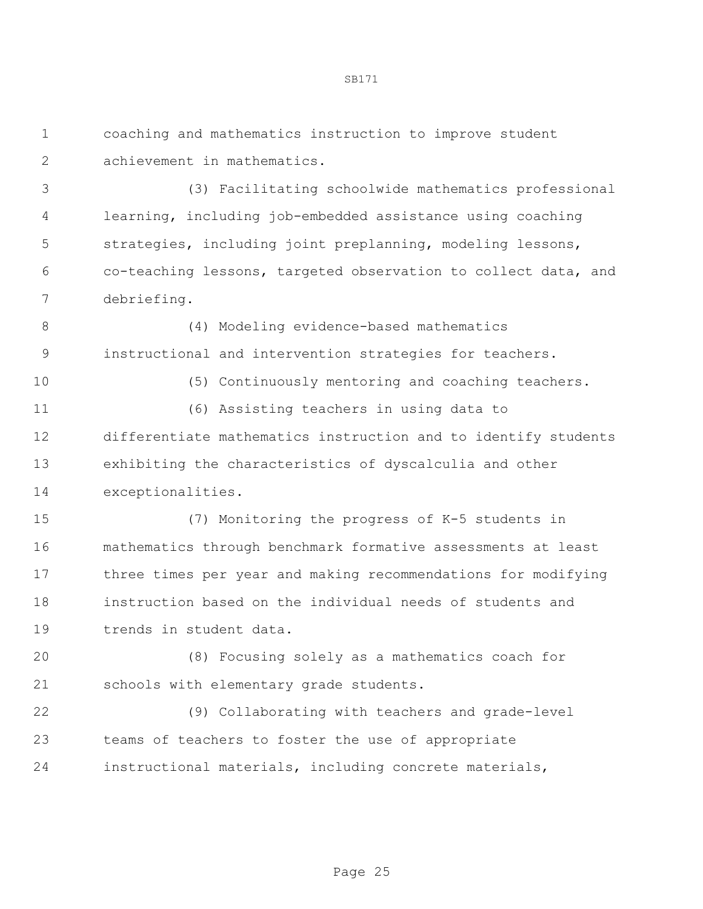coaching and mathematics instruction to improve student achievement in mathematics.

(3) Facilitating schoolwide mathematics professional learning, including job-embedded assistance using coaching strategies, including joint preplanning, modeling lessons, co-teaching lessons, targeted observation to collect data, and debriefing.

(4) Modeling evidence-based mathematics instructional and intervention strategies for teachers.

(5) Continuously mentoring and coaching teachers.

(6) Assisting teachers in using data to differentiate mathematics instruction and to identify students exhibiting the characteristics of dyscalculia and other exceptionalities.

(7) Monitoring the progress of K-5 students in mathematics through benchmark formative assessments at least three times per year and making recommendations for modifying instruction based on the individual needs of students and trends in student data.

(8) Focusing solely as a mathematics coach for schools with elementary grade students.

(9) Collaborating with teachers and grade-level teams of teachers to foster the use of appropriate instructional materials, including concrete materials,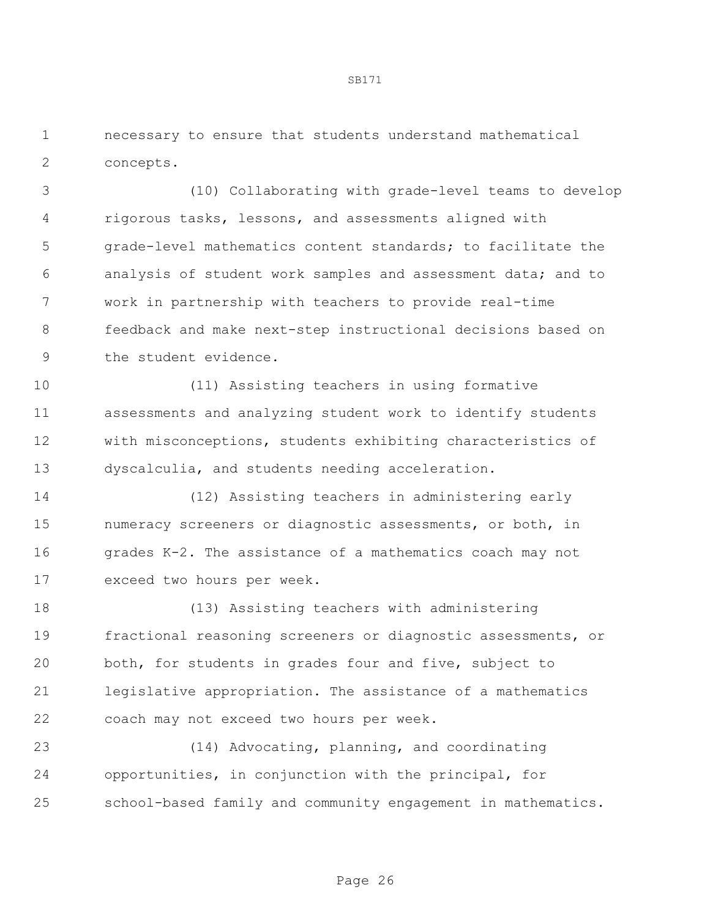necessary to ensure that students understand mathematical concepts.

(10) Collaborating with grade-level teams to develop rigorous tasks, lessons, and assessments aligned with grade-level mathematics content standards; to facilitate the analysis of student work samples and assessment data; and to work in partnership with teachers to provide real-time feedback and make next-step instructional decisions based on the student evidence.

(11) Assisting teachers in using formative assessments and analyzing student work to identify students with misconceptions, students exhibiting characteristics of dyscalculia, and students needing acceleration.

(12) Assisting teachers in administering early numeracy screeners or diagnostic assessments, or both, in grades K-2. The assistance of a mathematics coach may not exceed two hours per week.

(13) Assisting teachers with administering fractional reasoning screeners or diagnostic assessments, or both, for students in grades four and five, subject to legislative appropriation. The assistance of a mathematics coach may not exceed two hours per week.

(14) Advocating, planning, and coordinating opportunities, in conjunction with the principal, for school-based family and community engagement in mathematics.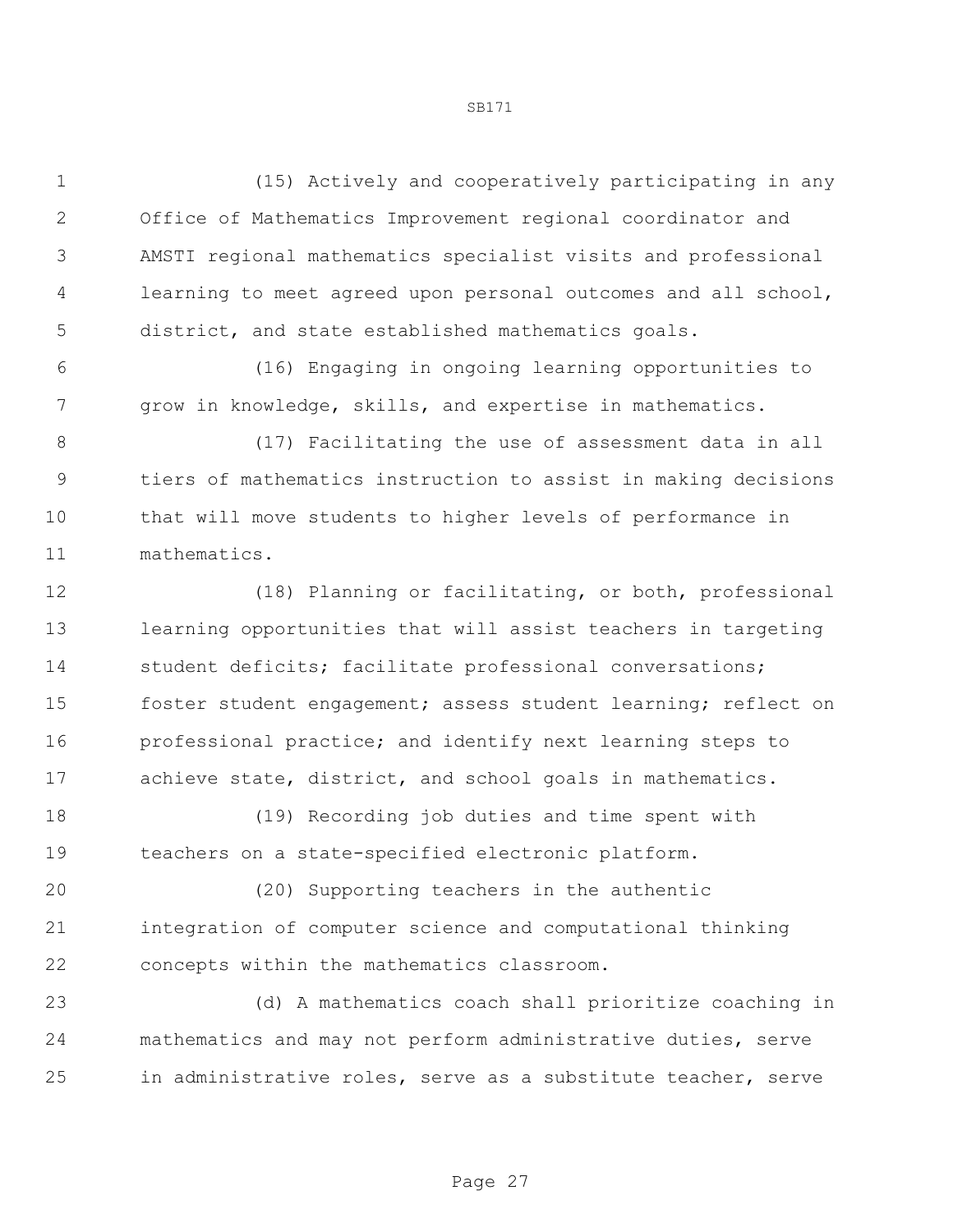(15) Actively and cooperatively participating in any Office of Mathematics Improvement regional coordinator and AMSTI regional mathematics specialist visits and professional learning to meet agreed upon personal outcomes and all school, district, and state established mathematics goals.

(16) Engaging in ongoing learning opportunities to grow in knowledge, skills, and expertise in mathematics.

(17) Facilitating the use of assessment data in all tiers of mathematics instruction to assist in making decisions that will move students to higher levels of performance in mathematics.

(18) Planning or facilitating, or both, professional learning opportunities that will assist teachers in targeting student deficits; facilitate professional conversations; foster student engagement; assess student learning; reflect on professional practice; and identify next learning steps to achieve state, district, and school goals in mathematics.

(19) Recording job duties and time spent with teachers on a state-specified electronic platform.

(20) Supporting teachers in the authentic integration of computer science and computational thinking concepts within the mathematics classroom.

(d) A mathematics coach shall prioritize coaching in mathematics and may not perform administrative duties, serve in administrative roles, serve as a substitute teacher, serve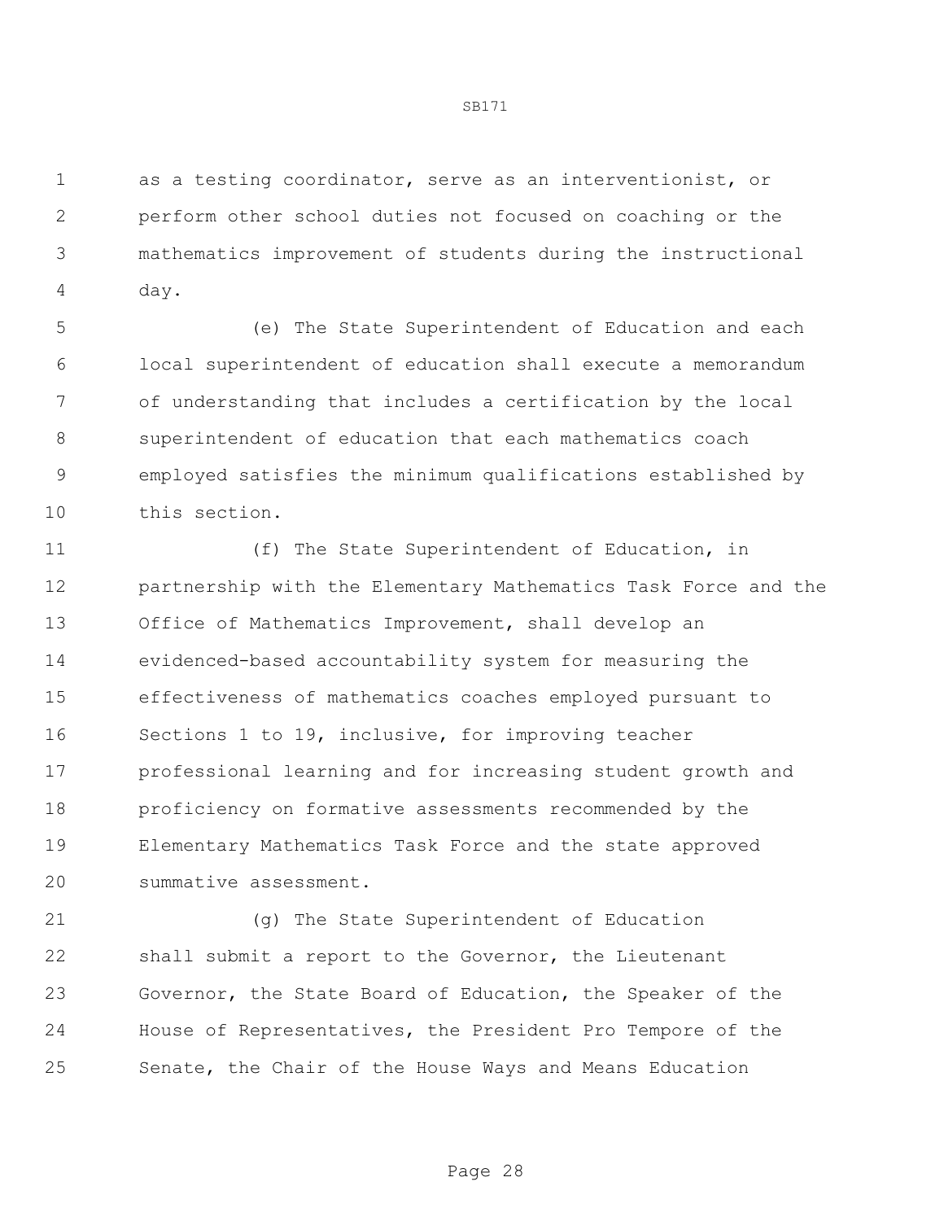as a testing coordinator, serve as an interventionist, or perform other school duties not focused on coaching or the mathematics improvement of students during the instructional day.

(e) The State Superintendent of Education and each local superintendent of education shall execute a memorandum of understanding that includes a certification by the local superintendent of education that each mathematics coach employed satisfies the minimum qualifications established by this section.

(f) The State Superintendent of Education, in partnership with the Elementary Mathematics Task Force and the Office of Mathematics Improvement, shall develop an evidenced-based accountability system for measuring the effectiveness of mathematics coaches employed pursuant to Sections 1 to 19, inclusive, for improving teacher professional learning and for increasing student growth and proficiency on formative assessments recommended by the Elementary Mathematics Task Force and the state approved summative assessment.

(g) The State Superintendent of Education shall submit a report to the Governor, the Lieutenant Governor, the State Board of Education, the Speaker of the House of Representatives, the President Pro Tempore of the Senate, the Chair of the House Ways and Means Education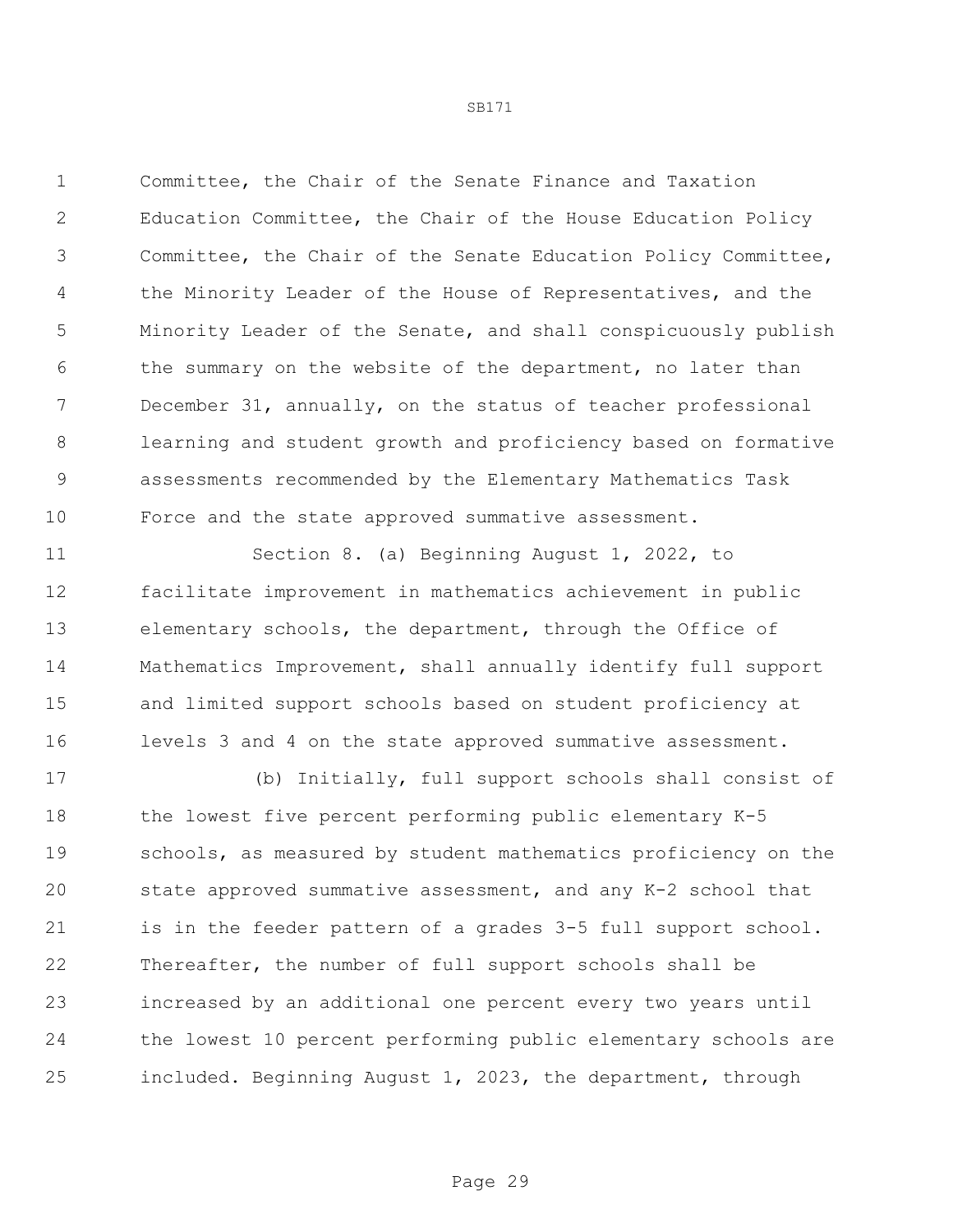Committee, the Chair of the Senate Finance and Taxation Education Committee, the Chair of the House Education Policy Committee, the Chair of the Senate Education Policy Committee, the Minority Leader of the House of Representatives, and the Minority Leader of the Senate, and shall conspicuously publish the summary on the website of the department, no later than December 31, annually, on the status of teacher professional learning and student growth and proficiency based on formative assessments recommended by the Elementary Mathematics Task Force and the state approved summative assessment.

Section 8. (a) Beginning August 1, 2022, to facilitate improvement in mathematics achievement in public elementary schools, the department, through the Office of Mathematics Improvement, shall annually identify full support and limited support schools based on student proficiency at levels 3 and 4 on the state approved summative assessment.

(b) Initially, full support schools shall consist of the lowest five percent performing public elementary K-5 schools, as measured by student mathematics proficiency on the state approved summative assessment, and any K-2 school that is in the feeder pattern of a grades 3-5 full support school. Thereafter, the number of full support schools shall be increased by an additional one percent every two years until the lowest 10 percent performing public elementary schools are included. Beginning August 1, 2023, the department, through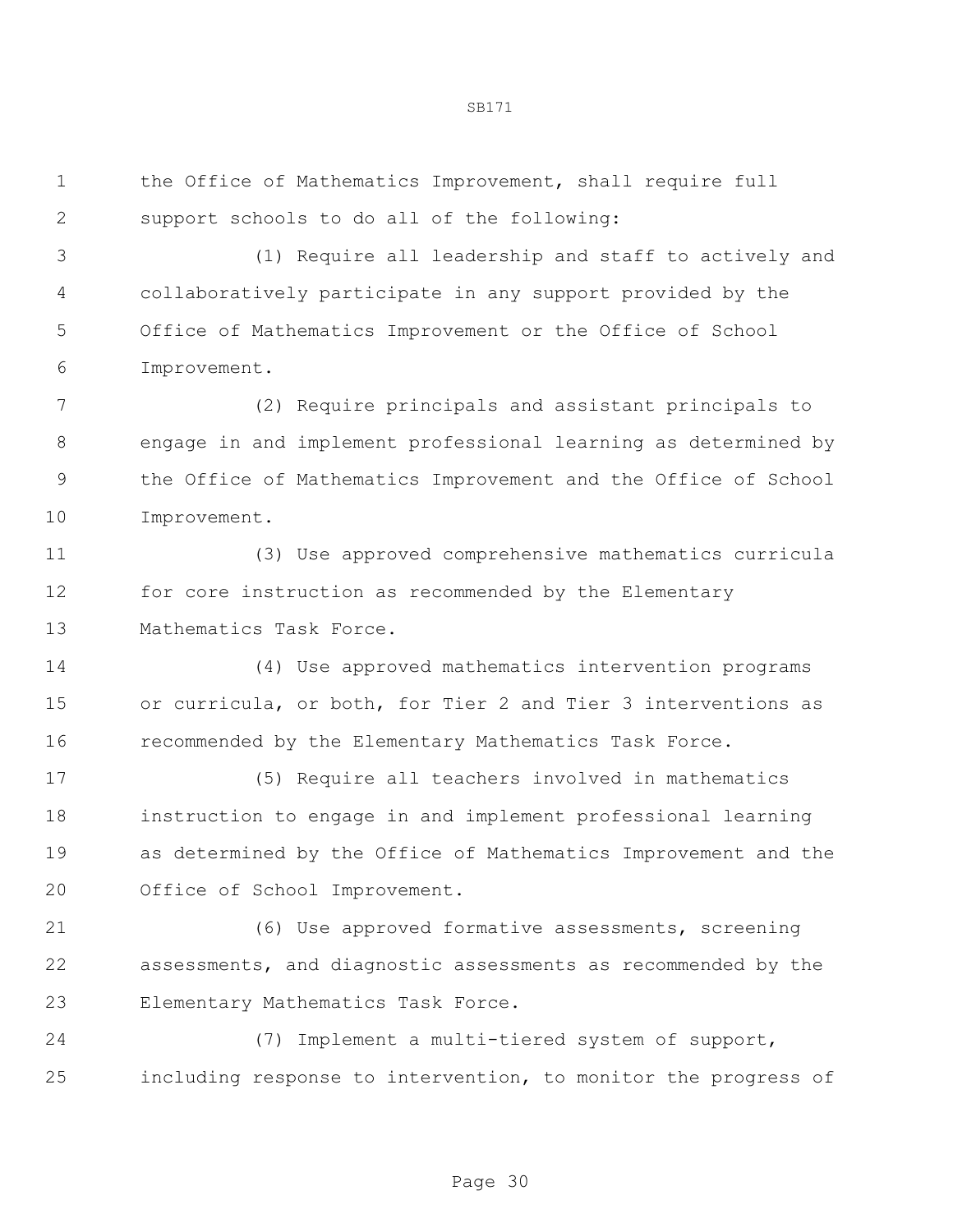the Office of Mathematics Improvement, shall require full support schools to do all of the following:

(1) Require all leadership and staff to actively and collaboratively participate in any support provided by the Office of Mathematics Improvement or the Office of School Improvement.

(2) Require principals and assistant principals to engage in and implement professional learning as determined by the Office of Mathematics Improvement and the Office of School Improvement.

(3) Use approved comprehensive mathematics curricula for core instruction as recommended by the Elementary Mathematics Task Force.

(4) Use approved mathematics intervention programs or curricula, or both, for Tier 2 and Tier 3 interventions as recommended by the Elementary Mathematics Task Force.

(5) Require all teachers involved in mathematics instruction to engage in and implement professional learning as determined by the Office of Mathematics Improvement and the Office of School Improvement.

(6) Use approved formative assessments, screening assessments, and diagnostic assessments as recommended by the Elementary Mathematics Task Force.

(7) Implement a multi-tiered system of support, including response to intervention, to monitor the progress of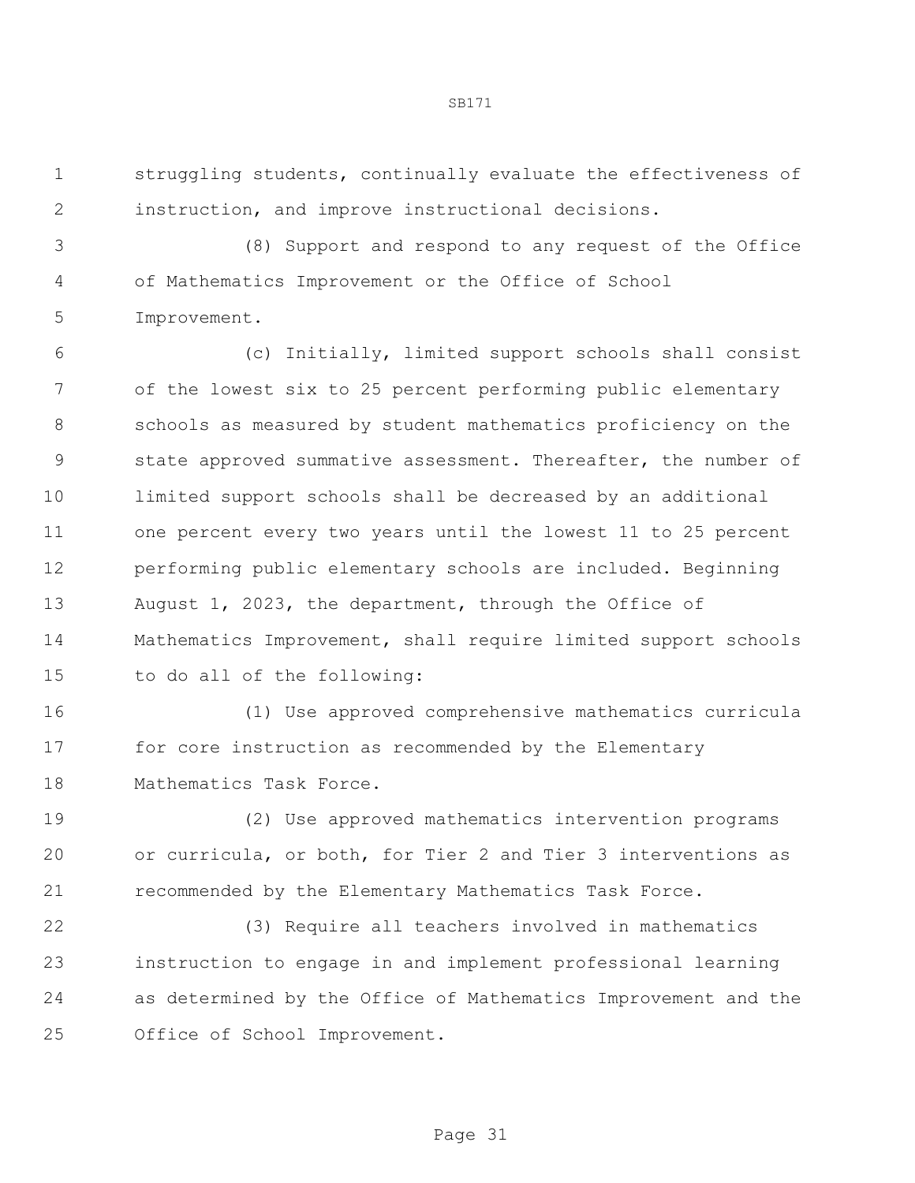struggling students, continually evaluate the effectiveness of instruction, and improve instructional decisions.

(8) Support and respond to any request of the Office of Mathematics Improvement or the Office of School Improvement.

(c) Initially, limited support schools shall consist of the lowest six to 25 percent performing public elementary schools as measured by student mathematics proficiency on the state approved summative assessment. Thereafter, the number of limited support schools shall be decreased by an additional one percent every two years until the lowest 11 to 25 percent performing public elementary schools are included. Beginning August 1, 2023, the department, through the Office of Mathematics Improvement, shall require limited support schools to do all of the following:

(1) Use approved comprehensive mathematics curricula for core instruction as recommended by the Elementary Mathematics Task Force.

(2) Use approved mathematics intervention programs or curricula, or both, for Tier 2 and Tier 3 interventions as recommended by the Elementary Mathematics Task Force.

(3) Require all teachers involved in mathematics instruction to engage in and implement professional learning as determined by the Office of Mathematics Improvement and the Office of School Improvement.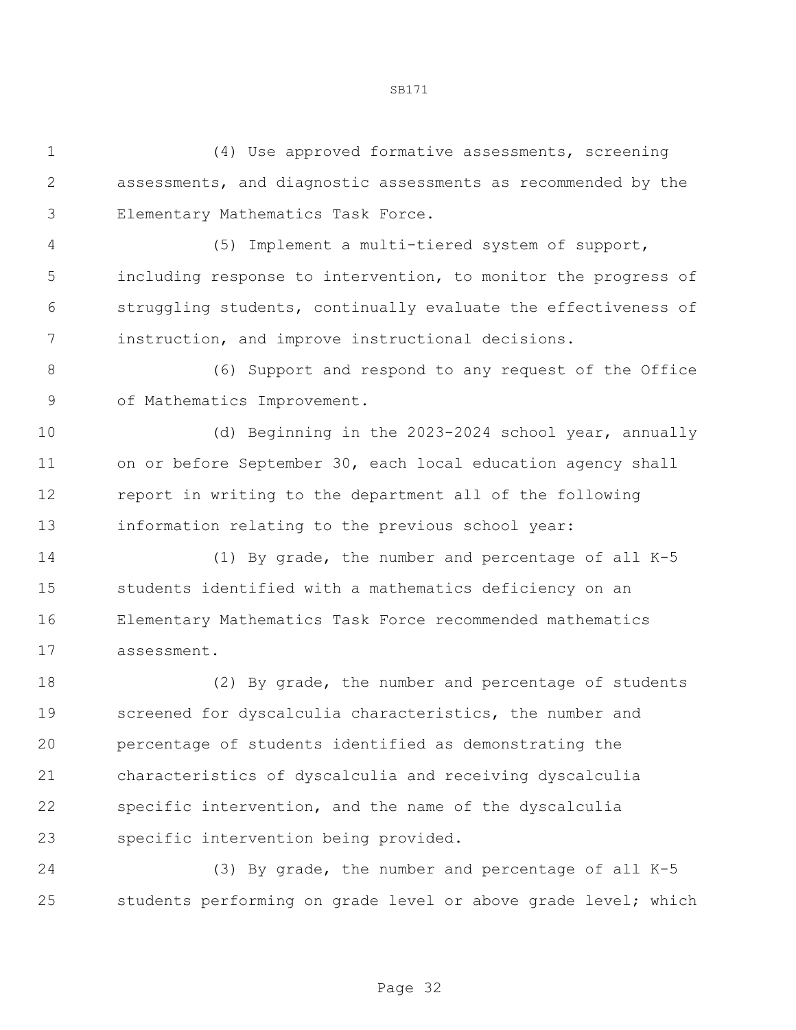(4) Use approved formative assessments, screening assessments, and diagnostic assessments as recommended by the Elementary Mathematics Task Force.

(5) Implement a multi-tiered system of support, including response to intervention, to monitor the progress of struggling students, continually evaluate the effectiveness of instruction, and improve instructional decisions.

(6) Support and respond to any request of the Office of Mathematics Improvement.

(d) Beginning in the 2023-2024 school year, annually on or before September 30, each local education agency shall report in writing to the department all of the following information relating to the previous school year:

(1) By grade, the number and percentage of all K-5 students identified with a mathematics deficiency on an Elementary Mathematics Task Force recommended mathematics assessment.

(2) By grade, the number and percentage of students screened for dyscalculia characteristics, the number and percentage of students identified as demonstrating the characteristics of dyscalculia and receiving dyscalculia specific intervention, and the name of the dyscalculia specific intervention being provided.

(3) By grade, the number and percentage of all K-5 students performing on grade level or above grade level; which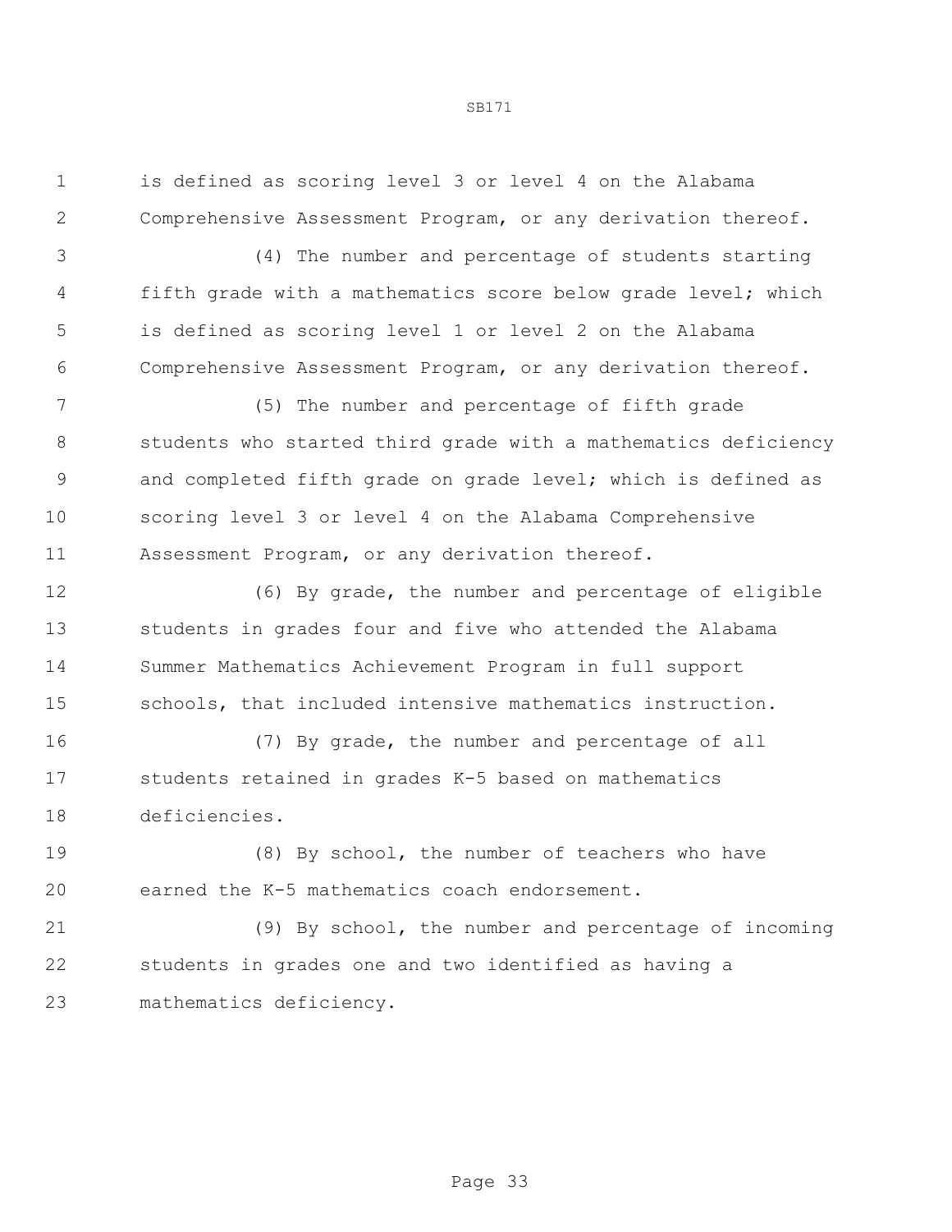is defined as scoring level 3 or level 4 on the Alabama Comprehensive Assessment Program, or any derivation thereof.

(4) The number and percentage of students starting fifth grade with a mathematics score below grade level; which is defined as scoring level 1 or level 2 on the Alabama Comprehensive Assessment Program, or any derivation thereof.

(5) The number and percentage of fifth grade students who started third grade with a mathematics deficiency and completed fifth grade on grade level; which is defined as scoring level 3 or level 4 on the Alabama Comprehensive Assessment Program, or any derivation thereof.

(6) By grade, the number and percentage of eligible students in grades four and five who attended the Alabama Summer Mathematics Achievement Program in full support schools, that included intensive mathematics instruction.

(7) By grade, the number and percentage of all students retained in grades K-5 based on mathematics deficiencies.

(8) By school, the number of teachers who have earned the K-5 mathematics coach endorsement.

(9) By school, the number and percentage of incoming students in grades one and two identified as having a mathematics deficiency.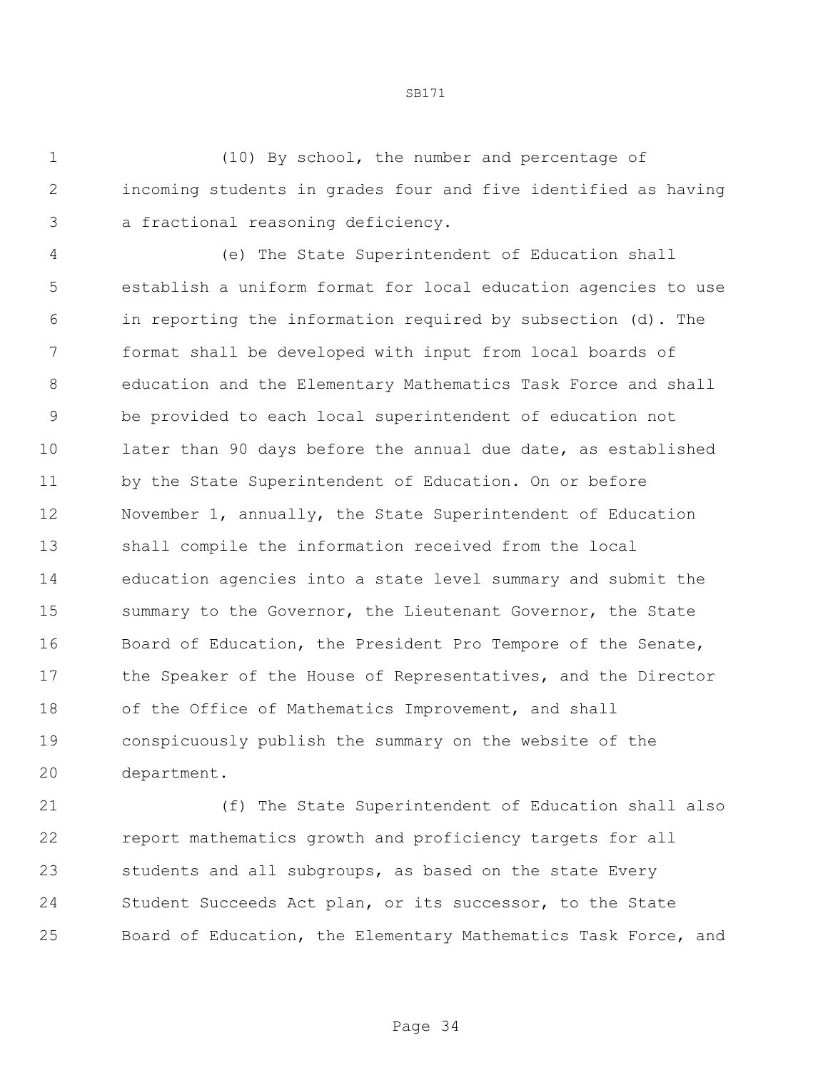(10) By school, the number and percentage of incoming students in grades four and five identified as having a fractional reasoning deficiency.

(e) The State Superintendent of Education shall establish a uniform format for local education agencies to use in reporting the information required by subsection (d). The format shall be developed with input from local boards of education and the Elementary Mathematics Task Force and shall be provided to each local superintendent of education not later than 90 days before the annual due date, as established by the State Superintendent of Education. On or before November 1, annually, the State Superintendent of Education shall compile the information received from the local education agencies into a state level summary and submit the summary to the Governor, the Lieutenant Governor, the State Board of Education, the President Pro Tempore of the Senate, the Speaker of the House of Representatives, and the Director of the Office of Mathematics Improvement, and shall conspicuously publish the summary on the website of the department.

(f) The State Superintendent of Education shall also report mathematics growth and proficiency targets for all students and all subgroups, as based on the state Every Student Succeeds Act plan, or its successor, to the State Board of Education, the Elementary Mathematics Task Force, and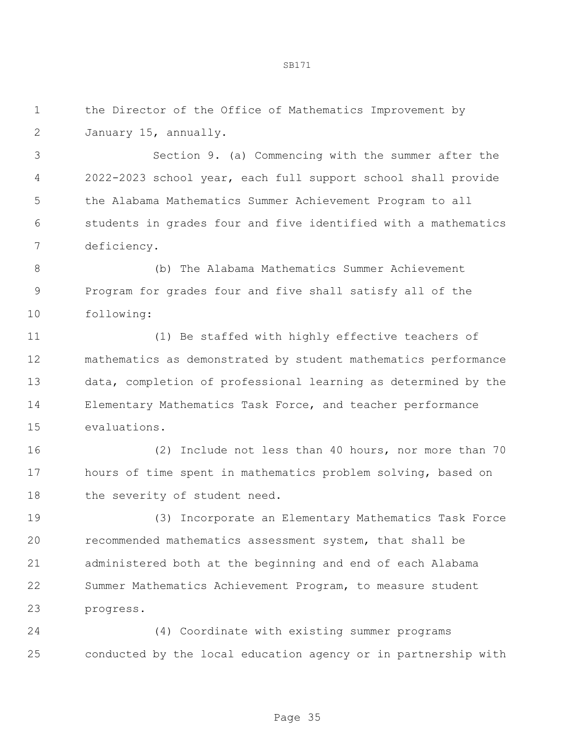the Director of the Office of Mathematics Improvement by January 15, annually.

Section 9. (a) Commencing with the summer after the 2022-2023 school year, each full support school shall provide the Alabama Mathematics Summer Achievement Program to all students in grades four and five identified with a mathematics deficiency.

(b) The Alabama Mathematics Summer Achievement Program for grades four and five shall satisfy all of the following:

(1) Be staffed with highly effective teachers of mathematics as demonstrated by student mathematics performance data, completion of professional learning as determined by the Elementary Mathematics Task Force, and teacher performance evaluations.

(2) Include not less than 40 hours, nor more than 70 hours of time spent in mathematics problem solving, based on the severity of student need.

(3) Incorporate an Elementary Mathematics Task Force recommended mathematics assessment system, that shall be administered both at the beginning and end of each Alabama Summer Mathematics Achievement Program, to measure student progress.

(4) Coordinate with existing summer programs conducted by the local education agency or in partnership with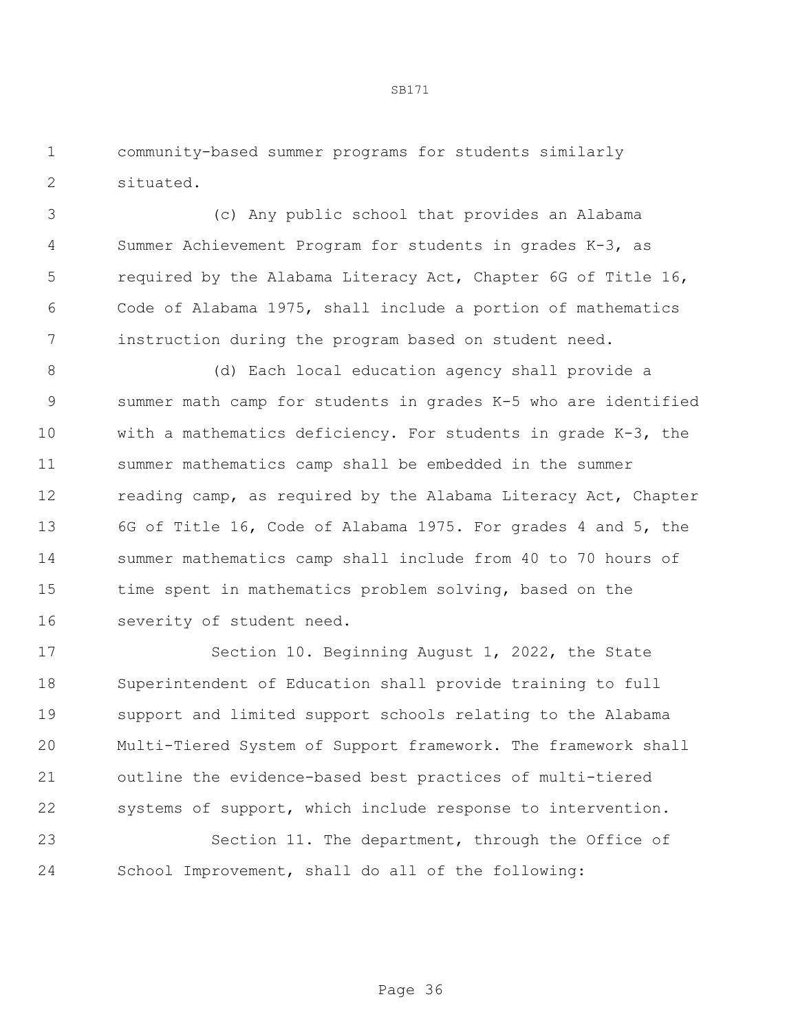community-based summer programs for students similarly situated.

(c) Any public school that provides an Alabama Summer Achievement Program for students in grades K-3, as required by the Alabama Literacy Act, Chapter 6G of Title 16, Code of Alabama 1975, shall include a portion of mathematics instruction during the program based on student need.

(d) Each local education agency shall provide a summer math camp for students in grades K-5 who are identified with a mathematics deficiency. For students in grade K-3, the summer mathematics camp shall be embedded in the summer reading camp, as required by the Alabama Literacy Act, Chapter 6G of Title 16, Code of Alabama 1975. For grades 4 and 5, the summer mathematics camp shall include from 40 to 70 hours of time spent in mathematics problem solving, based on the severity of student need.

Section 10. Beginning August 1, 2022, the State Superintendent of Education shall provide training to full support and limited support schools relating to the Alabama Multi-Tiered System of Support framework. The framework shall outline the evidence-based best practices of multi-tiered systems of support, which include response to intervention.

Section 11. The department, through the Office of School Improvement, shall do all of the following: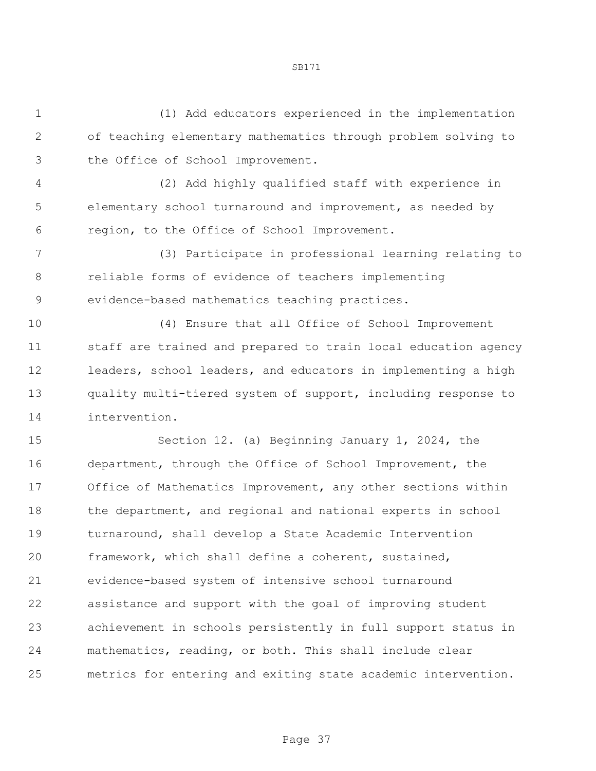(1) Add educators experienced in the implementation of teaching elementary mathematics through problem solving to the Office of School Improvement.

(2) Add highly qualified staff with experience in elementary school turnaround and improvement, as needed by region, to the Office of School Improvement.

(3) Participate in professional learning relating to reliable forms of evidence of teachers implementing evidence-based mathematics teaching practices.

(4) Ensure that all Office of School Improvement staff are trained and prepared to train local education agency leaders, school leaders, and educators in implementing a high quality multi-tiered system of support, including response to intervention.

Section 12. (a) Beginning January 1, 2024, the department, through the Office of School Improvement, the Office of Mathematics Improvement, any other sections within the department, and regional and national experts in school turnaround, shall develop a State Academic Intervention framework, which shall define a coherent, sustained, evidence-based system of intensive school turnaround assistance and support with the goal of improving student achievement in schools persistently in full support status in mathematics, reading, or both. This shall include clear metrics for entering and exiting state academic intervention.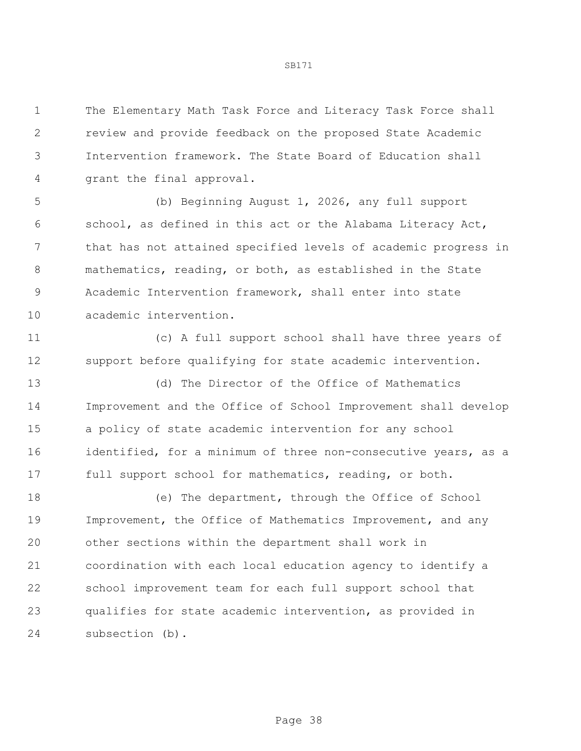The Elementary Math Task Force and Literacy Task Force shall review and provide feedback on the proposed State Academic Intervention framework. The State Board of Education shall grant the final approval.

(b) Beginning August 1, 2026, any full support school, as defined in this act or the Alabama Literacy Act, that has not attained specified levels of academic progress in mathematics, reading, or both, as established in the State Academic Intervention framework, shall enter into state academic intervention.

(c) A full support school shall have three years of support before qualifying for state academic intervention.

(d) The Director of the Office of Mathematics Improvement and the Office of School Improvement shall develop a policy of state academic intervention for any school identified, for a minimum of three non-consecutive years, as a full support school for mathematics, reading, or both.

(e) The department, through the Office of School Improvement, the Office of Mathematics Improvement, and any other sections within the department shall work in coordination with each local education agency to identify a school improvement team for each full support school that qualifies for state academic intervention, as provided in subsection (b).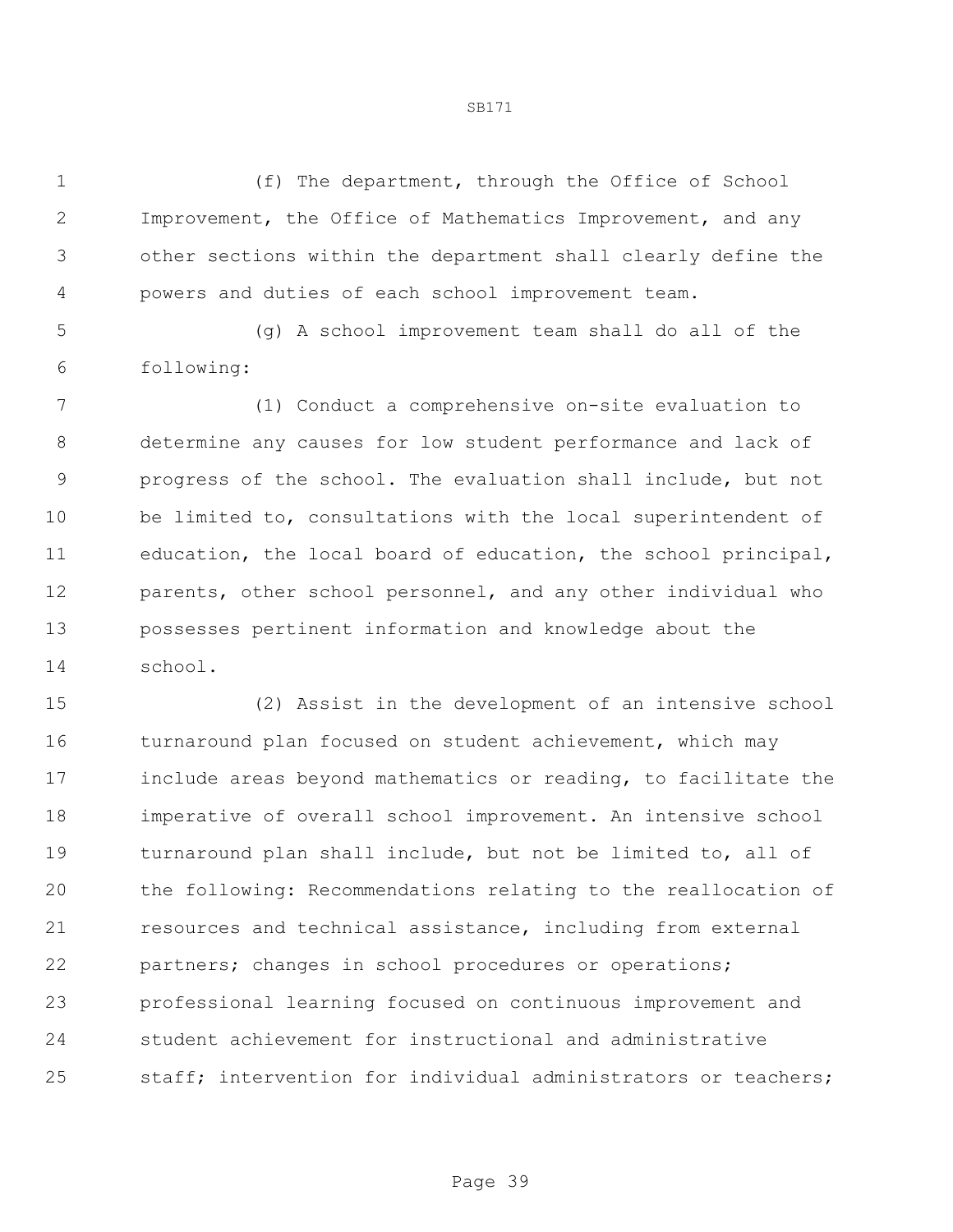(f) The department, through the Office of School Improvement, the Office of Mathematics Improvement, and any other sections within the department shall clearly define the powers and duties of each school improvement team.

(g) A school improvement team shall do all of the following:

(1) Conduct a comprehensive on-site evaluation to determine any causes for low student performance and lack of progress of the school. The evaluation shall include, but not be limited to, consultations with the local superintendent of education, the local board of education, the school principal, parents, other school personnel, and any other individual who possesses pertinent information and knowledge about the school.

(2) Assist in the development of an intensive school turnaround plan focused on student achievement, which may include areas beyond mathematics or reading, to facilitate the imperative of overall school improvement. An intensive school turnaround plan shall include, but not be limited to, all of the following: Recommendations relating to the reallocation of resources and technical assistance, including from external partners; changes in school procedures or operations; professional learning focused on continuous improvement and student achievement for instructional and administrative staff; intervention for individual administrators or teachers;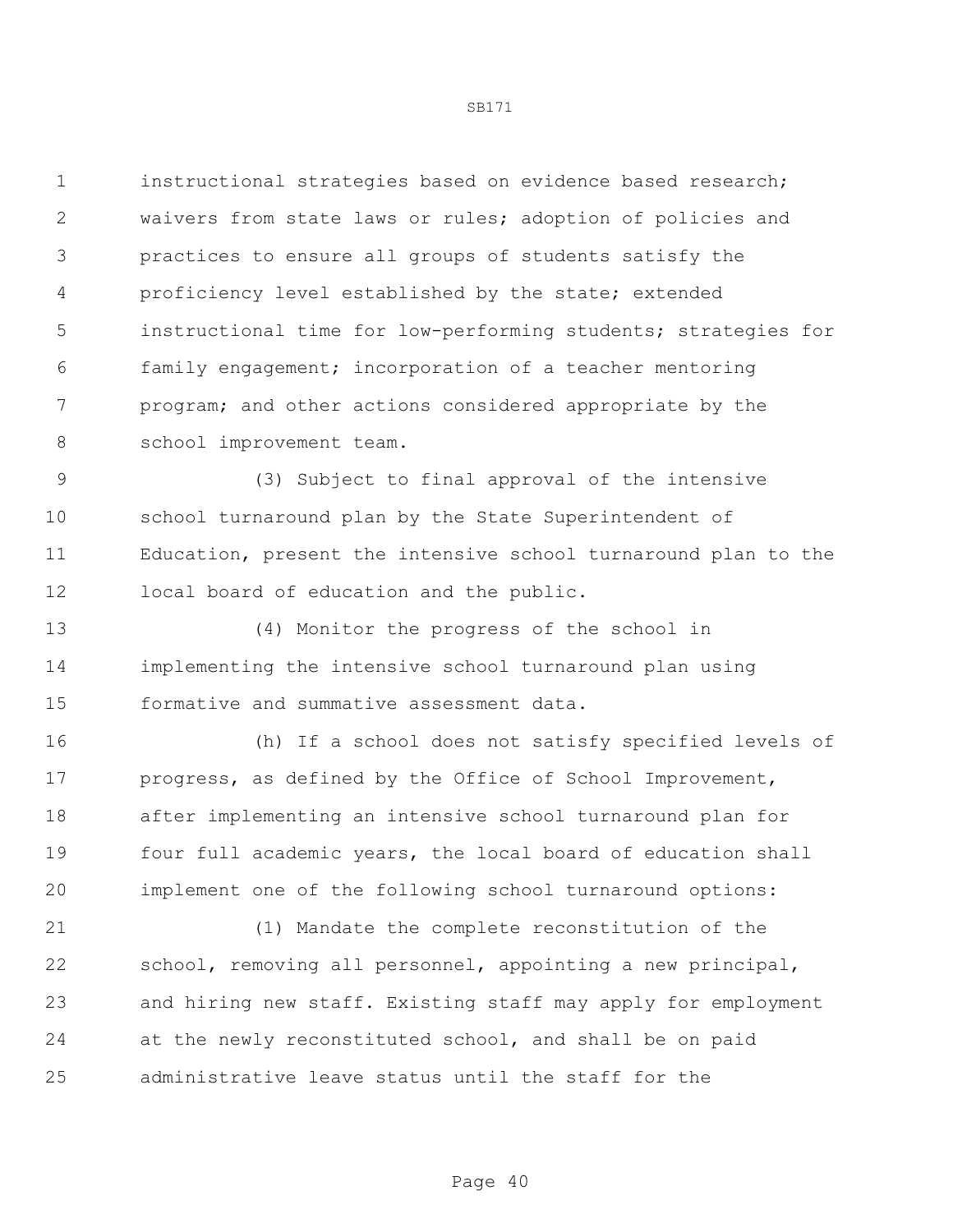instructional strategies based on evidence based research; waivers from state laws or rules; adoption of policies and practices to ensure all groups of students satisfy the proficiency level established by the state; extended instructional time for low-performing students; strategies for family engagement; incorporation of a teacher mentoring program; and other actions considered appropriate by the school improvement team.

(3) Subject to final approval of the intensive school turnaround plan by the State Superintendent of Education, present the intensive school turnaround plan to the local board of education and the public.

(4) Monitor the progress of the school in implementing the intensive school turnaround plan using formative and summative assessment data.

(h) If a school does not satisfy specified levels of progress, as defined by the Office of School Improvement, after implementing an intensive school turnaround plan for four full academic years, the local board of education shall implement one of the following school turnaround options:

(1) Mandate the complete reconstitution of the school, removing all personnel, appointing a new principal, and hiring new staff. Existing staff may apply for employment at the newly reconstituted school, and shall be on paid administrative leave status until the staff for the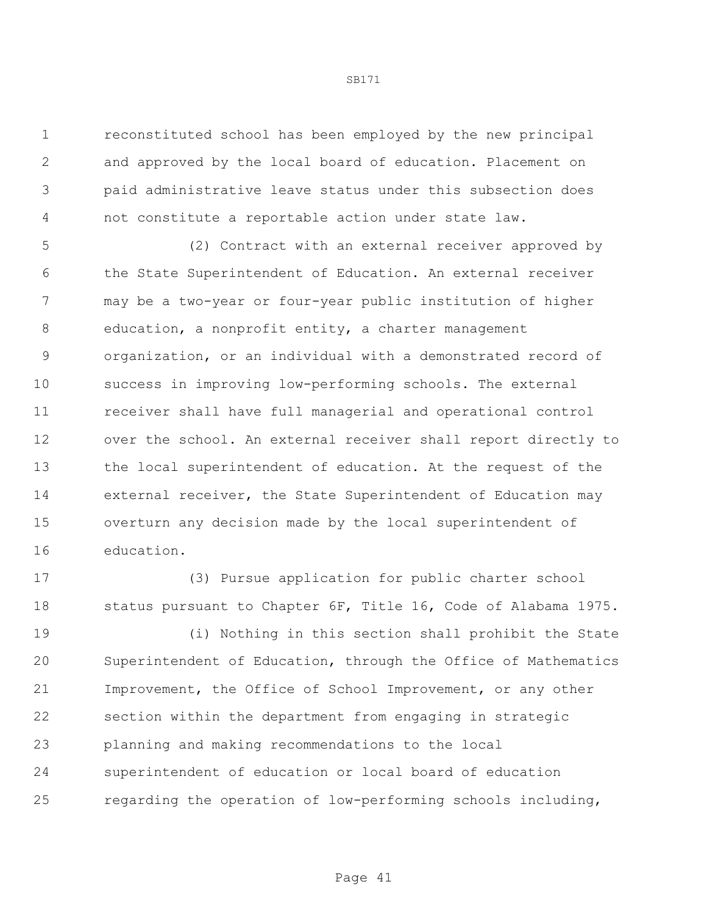reconstituted school has been employed by the new principal and approved by the local board of education. Placement on paid administrative leave status under this subsection does not constitute a reportable action under state law.

(2) Contract with an external receiver approved by the State Superintendent of Education. An external receiver may be a two-year or four-year public institution of higher education, a nonprofit entity, a charter management organization, or an individual with a demonstrated record of success in improving low-performing schools. The external receiver shall have full managerial and operational control over the school. An external receiver shall report directly to the local superintendent of education. At the request of the external receiver, the State Superintendent of Education may overturn any decision made by the local superintendent of education.

(3) Pursue application for public charter school status pursuant to Chapter 6F, Title 16, Code of Alabama 1975.

(i) Nothing in this section shall prohibit the State Superintendent of Education, through the Office of Mathematics Improvement, the Office of School Improvement, or any other section within the department from engaging in strategic planning and making recommendations to the local superintendent of education or local board of education regarding the operation of low-performing schools including,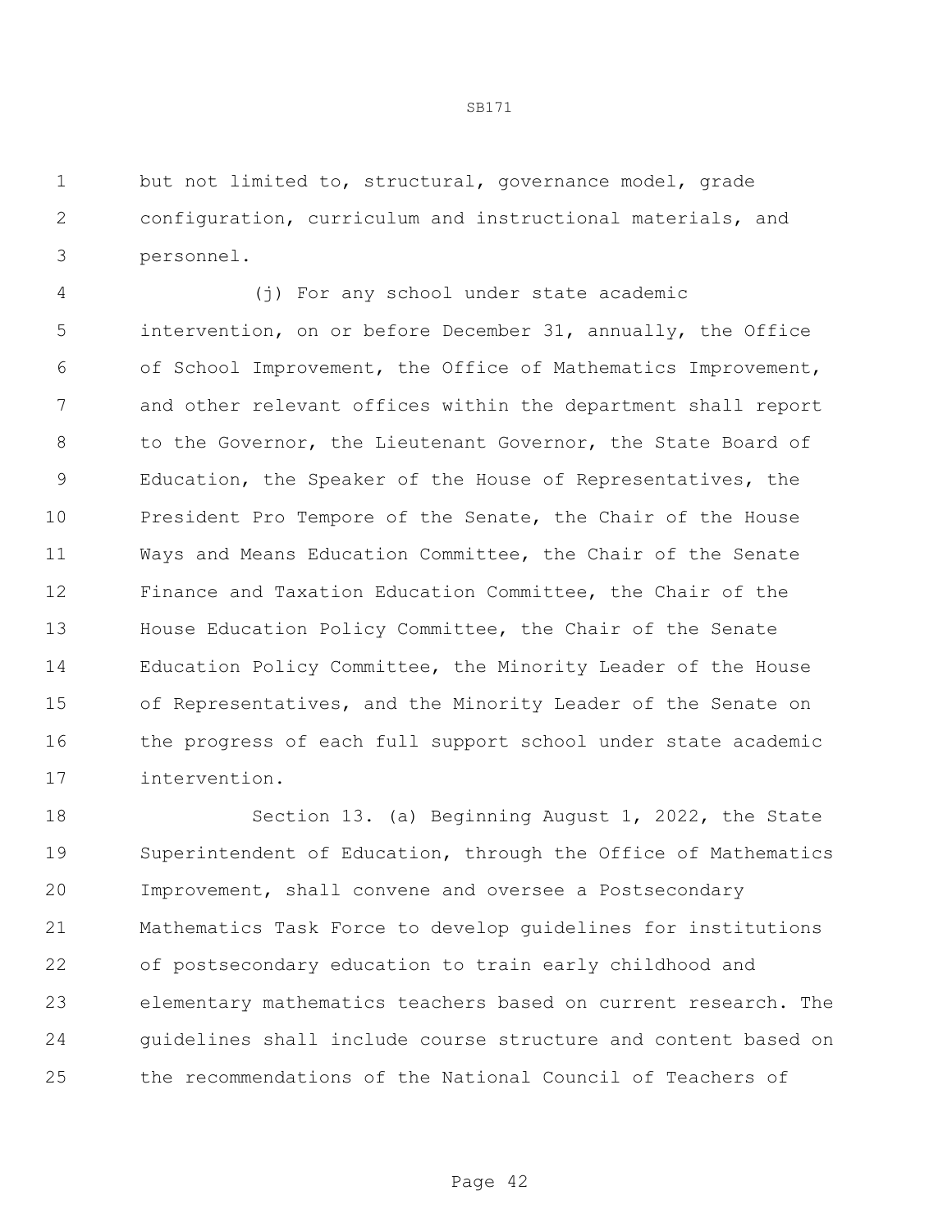but not limited to, structural, governance model, grade configuration, curriculum and instructional materials, and personnel.

(j) For any school under state academic intervention, on or before December 31, annually, the Office of School Improvement, the Office of Mathematics Improvement, and other relevant offices within the department shall report to the Governor, the Lieutenant Governor, the State Board of Education, the Speaker of the House of Representatives, the President Pro Tempore of the Senate, the Chair of the House Ways and Means Education Committee, the Chair of the Senate Finance and Taxation Education Committee, the Chair of the House Education Policy Committee, the Chair of the Senate Education Policy Committee, the Minority Leader of the House of Representatives, and the Minority Leader of the Senate on the progress of each full support school under state academic intervention.

Section 13. (a) Beginning August 1, 2022, the State Superintendent of Education, through the Office of Mathematics Improvement, shall convene and oversee a Postsecondary Mathematics Task Force to develop guidelines for institutions of postsecondary education to train early childhood and elementary mathematics teachers based on current research. The guidelines shall include course structure and content based on the recommendations of the National Council of Teachers of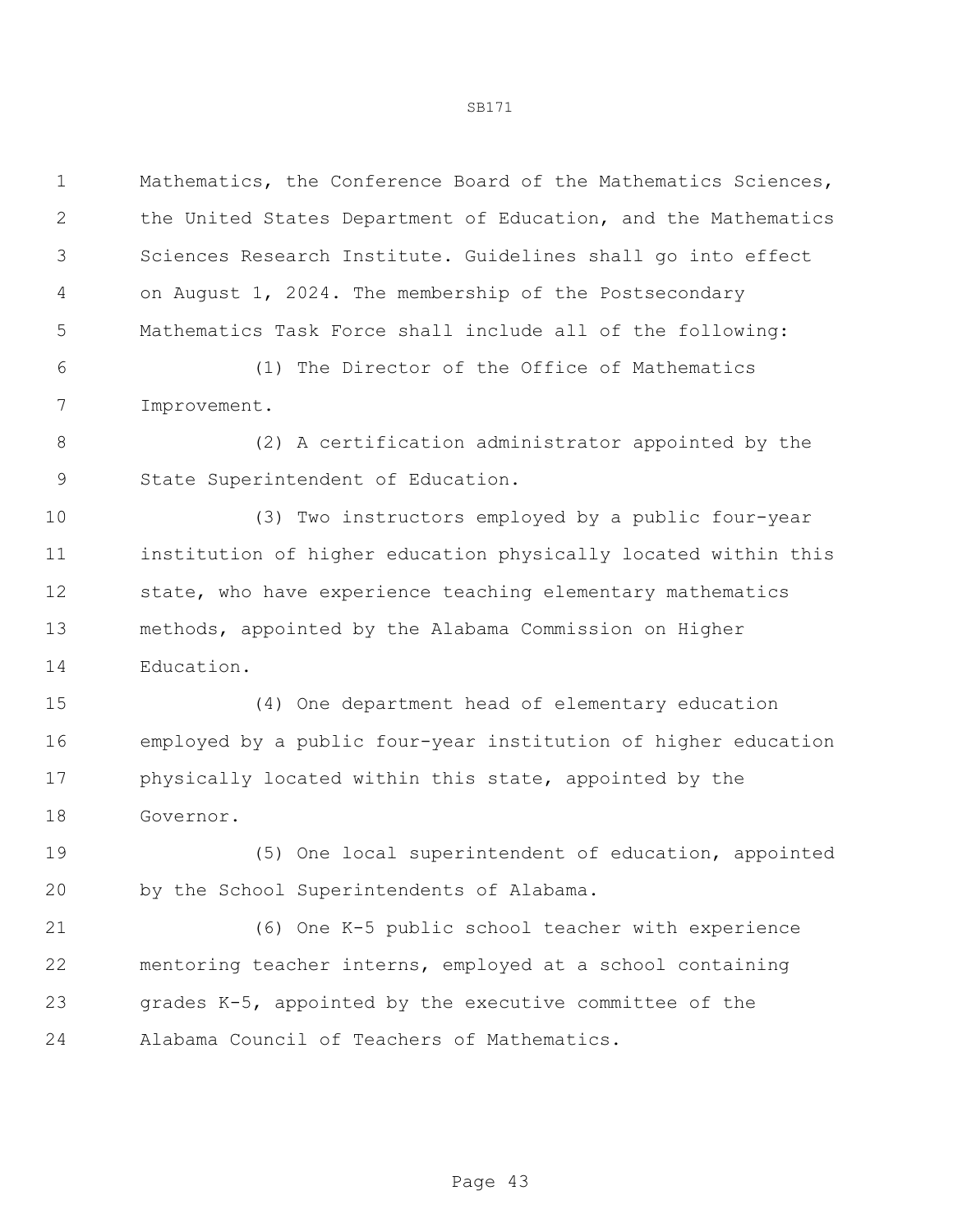Mathematics, the Conference Board of the Mathematics Sciences, the United States Department of Education, and the Mathematics Sciences Research Institute. Guidelines shall go into effect on August 1, 2024. The membership of the Postsecondary Mathematics Task Force shall include all of the following:

(1) The Director of the Office of Mathematics Improvement.

(2) A certification administrator appointed by the State Superintendent of Education.

(3) Two instructors employed by a public four-year institution of higher education physically located within this state, who have experience teaching elementary mathematics methods, appointed by the Alabama Commission on Higher Education.

(4) One department head of elementary education employed by a public four-year institution of higher education physically located within this state, appointed by the Governor.

(5) One local superintendent of education, appointed by the School Superintendents of Alabama.

(6) One K-5 public school teacher with experience mentoring teacher interns, employed at a school containing grades K-5, appointed by the executive committee of the Alabama Council of Teachers of Mathematics.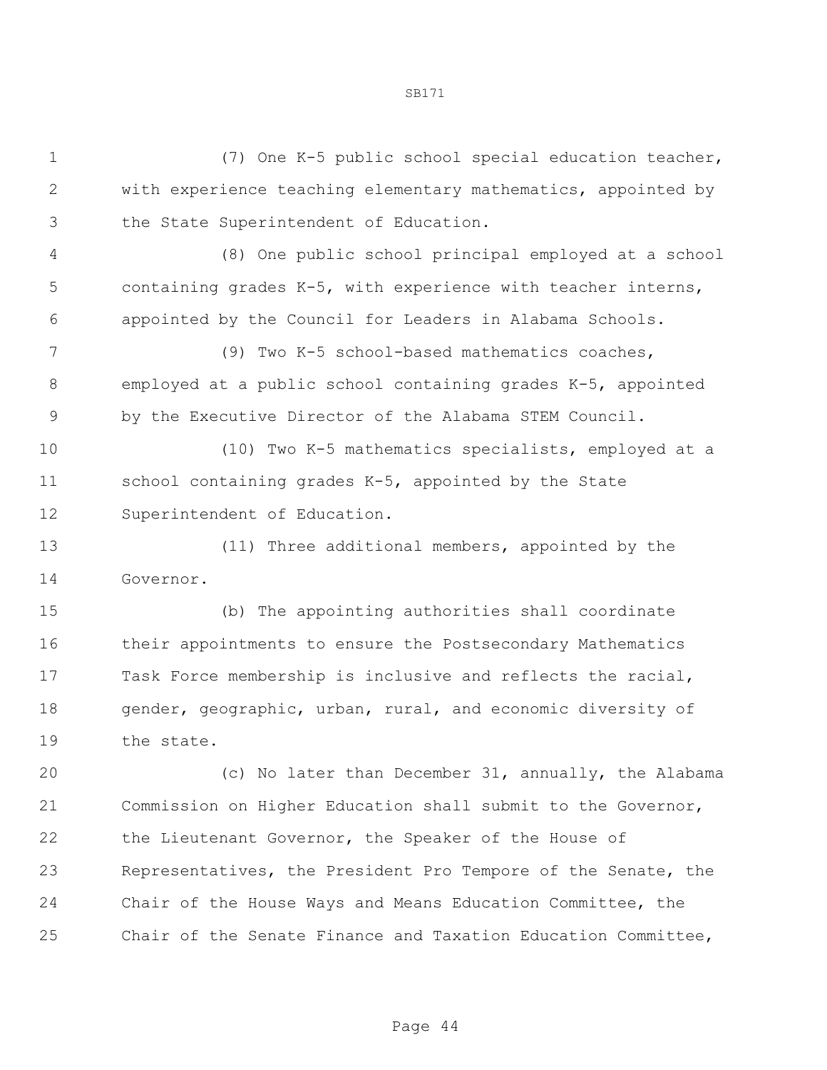(7) One K-5 public school special education teacher, with experience teaching elementary mathematics, appointed by the State Superintendent of Education.

(8) One public school principal employed at a school containing grades K-5, with experience with teacher interns, appointed by the Council for Leaders in Alabama Schools.

(9) Two K-5 school-based mathematics coaches, employed at a public school containing grades K-5, appointed by the Executive Director of the Alabama STEM Council.

(10) Two K-5 mathematics specialists, employed at a school containing grades K-5, appointed by the State Superintendent of Education.

(11) Three additional members, appointed by the Governor.

(b) The appointing authorities shall coordinate their appointments to ensure the Postsecondary Mathematics Task Force membership is inclusive and reflects the racial, gender, geographic, urban, rural, and economic diversity of the state.

(c) No later than December 31, annually, the Alabama Commission on Higher Education shall submit to the Governor, the Lieutenant Governor, the Speaker of the House of Representatives, the President Pro Tempore of the Senate, the Chair of the House Ways and Means Education Committee, the Chair of the Senate Finance and Taxation Education Committee,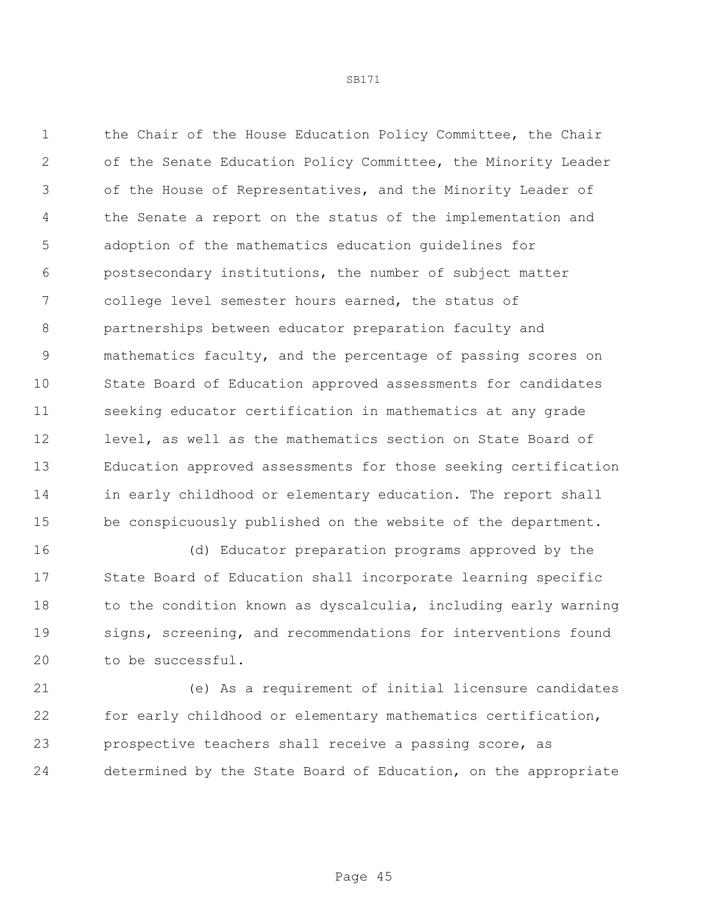the Chair of the House Education Policy Committee, the Chair of the Senate Education Policy Committee, the Minority Leader of the House of Representatives, and the Minority Leader of the Senate a report on the status of the implementation and adoption of the mathematics education guidelines for postsecondary institutions, the number of subject matter college level semester hours earned, the status of partnerships between educator preparation faculty and mathematics faculty, and the percentage of passing scores on State Board of Education approved assessments for candidates seeking educator certification in mathematics at any grade level, as well as the mathematics section on State Board of Education approved assessments for those seeking certification in early childhood or elementary education. The report shall be conspicuously published on the website of the department.

(d) Educator preparation programs approved by the State Board of Education shall incorporate learning specific to the condition known as dyscalculia, including early warning signs, screening, and recommendations for interventions found to be successful.

(e) As a requirement of initial licensure candidates for early childhood or elementary mathematics certification, prospective teachers shall receive a passing score, as determined by the State Board of Education, on the appropriate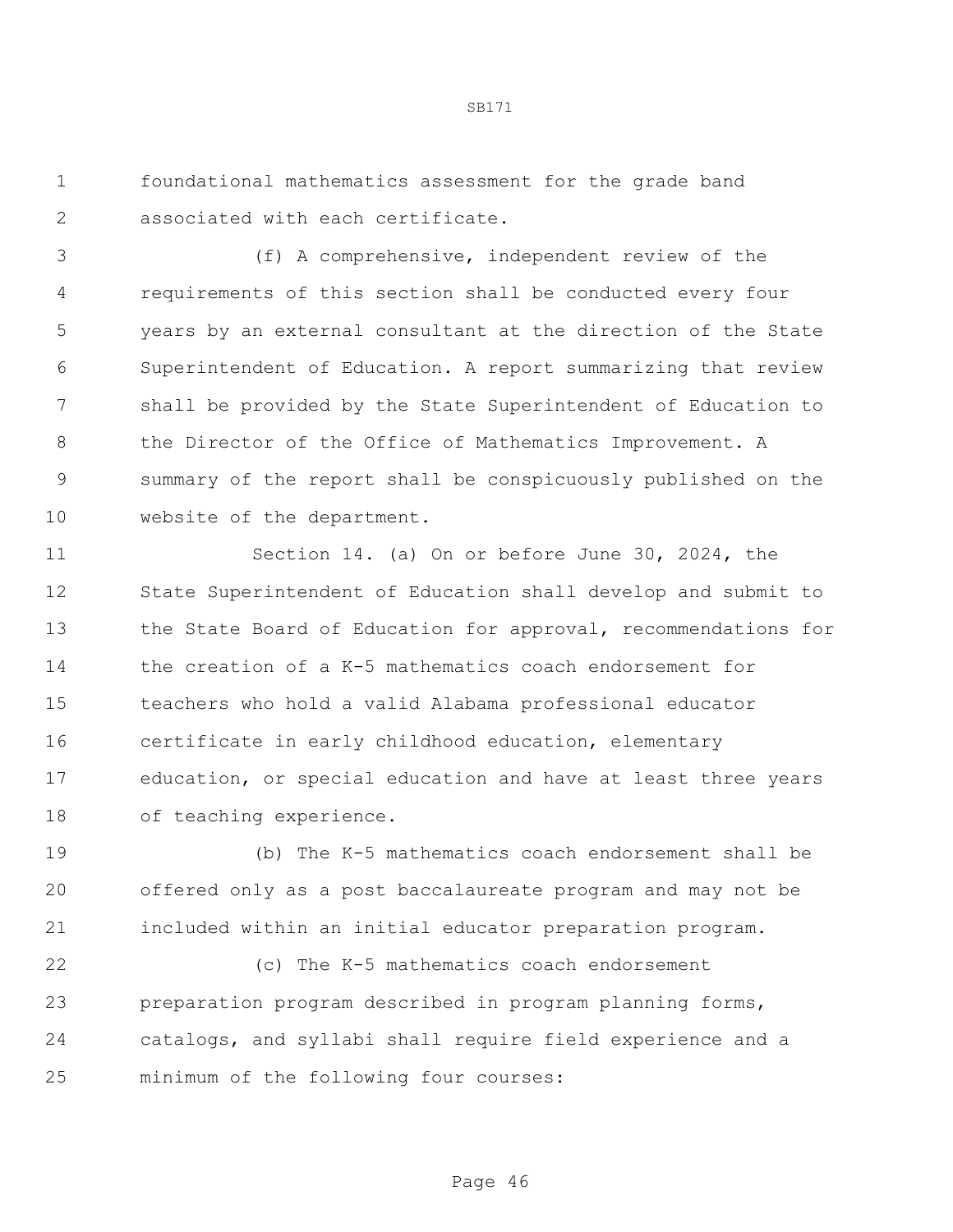foundational mathematics assessment for the grade band associated with each certificate.

(f) A comprehensive, independent review of the requirements of this section shall be conducted every four years by an external consultant at the direction of the State Superintendent of Education. A report summarizing that review shall be provided by the State Superintendent of Education to the Director of the Office of Mathematics Improvement. A summary of the report shall be conspicuously published on the website of the department.

Section 14. (a) On or before June 30, 2024, the State Superintendent of Education shall develop and submit to the State Board of Education for approval, recommendations for the creation of a K-5 mathematics coach endorsement for teachers who hold a valid Alabama professional educator certificate in early childhood education, elementary education, or special education and have at least three years of teaching experience.

(b) The K-5 mathematics coach endorsement shall be offered only as a post baccalaureate program and may not be included within an initial educator preparation program.

(c) The K-5 mathematics coach endorsement preparation program described in program planning forms, catalogs, and syllabi shall require field experience and a minimum of the following four courses: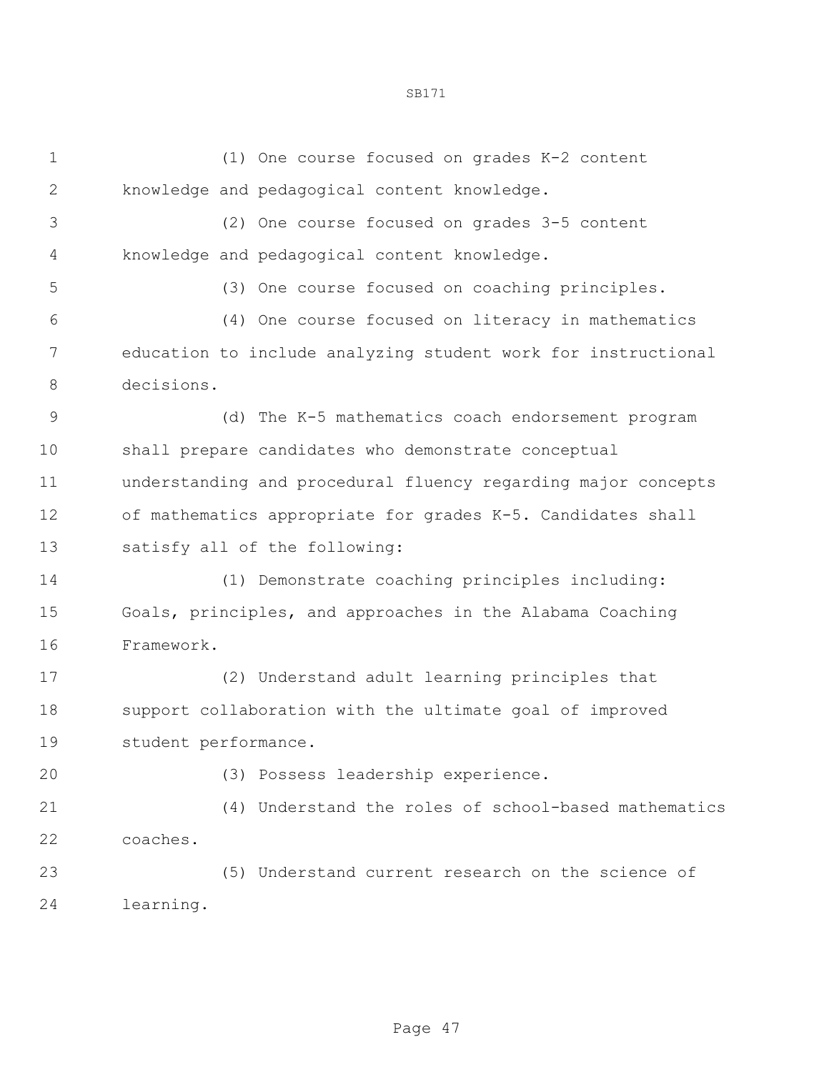(1) One course focused on grades K-2 content knowledge and pedagogical content knowledge.

(2) One course focused on grades 3-5 content knowledge and pedagogical content knowledge.

(3) One course focused on coaching principles.

(4) One course focused on literacy in mathematics education to include analyzing student work for instructional decisions.

(d) The K-5 mathematics coach endorsement program shall prepare candidates who demonstrate conceptual understanding and procedural fluency regarding major concepts of mathematics appropriate for grades K-5. Candidates shall satisfy all of the following:

(1) Demonstrate coaching principles including: Goals, principles, and approaches in the Alabama Coaching Framework.

(2) Understand adult learning principles that support collaboration with the ultimate goal of improved student performance.

(3) Possess leadership experience.

(4) Understand the roles of school-based mathematics coaches.

(5) Understand current research on the science of learning.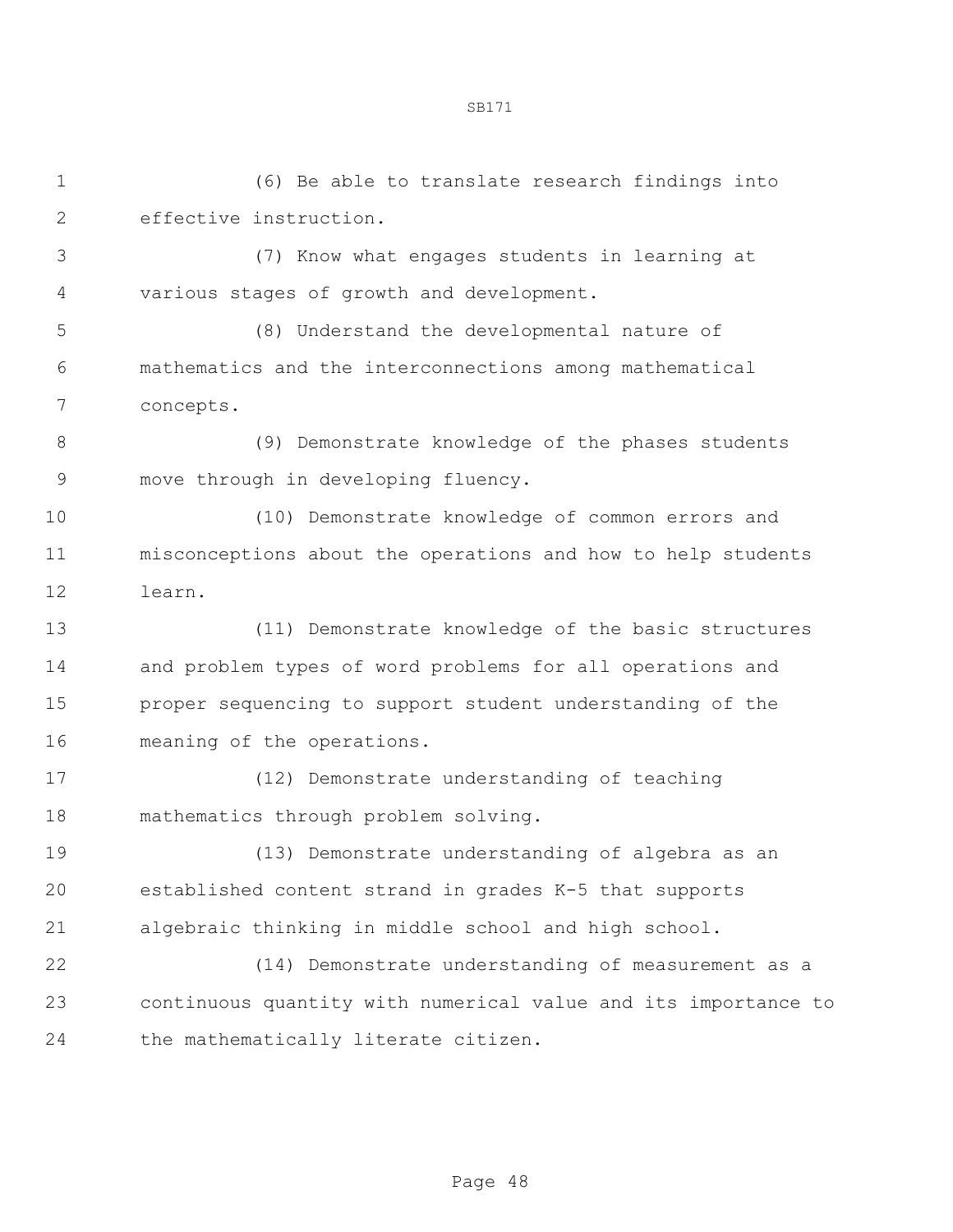(6) Be able to translate research findings into effective instruction.

(7) Know what engages students in learning at various stages of growth and development.

(8) Understand the developmental nature of mathematics and the interconnections among mathematical concepts.

(9) Demonstrate knowledge of the phases students move through in developing fluency.

(10) Demonstrate knowledge of common errors and misconceptions about the operations and how to help students learn.

(11) Demonstrate knowledge of the basic structures and problem types of word problems for all operations and proper sequencing to support student understanding of the meaning of the operations.

(12) Demonstrate understanding of teaching mathematics through problem solving.

(13) Demonstrate understanding of algebra as an established content strand in grades K-5 that supports algebraic thinking in middle school and high school.

(14) Demonstrate understanding of measurement as a continuous quantity with numerical value and its importance to the mathematically literate citizen.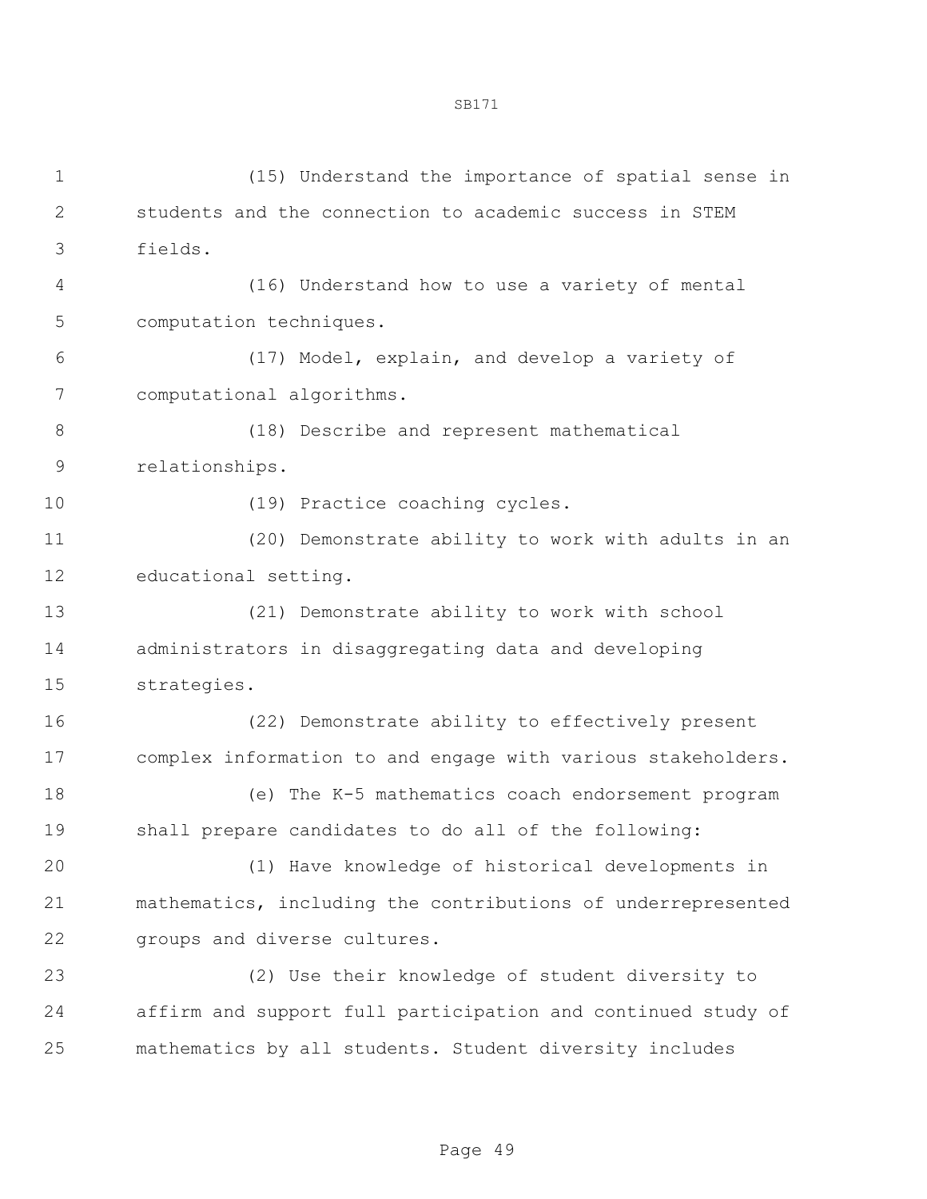(15) Understand the importance of spatial sense in students and the connection to academic success in STEM fields.

(16) Understand how to use a variety of mental computation techniques.

(17) Model, explain, and develop a variety of computational algorithms.

(18) Describe and represent mathematical relationships.

(19) Practice coaching cycles.

(20) Demonstrate ability to work with adults in an educational setting.

(21) Demonstrate ability to work with school administrators in disaggregating data and developing strategies.

(22) Demonstrate ability to effectively present complex information to and engage with various stakeholders.

(e) The K-5 mathematics coach endorsement program shall prepare candidates to do all of the following:

(1) Have knowledge of historical developments in mathematics, including the contributions of underrepresented groups and diverse cultures.

(2) Use their knowledge of student diversity to affirm and support full participation and continued study of mathematics by all students. Student diversity includes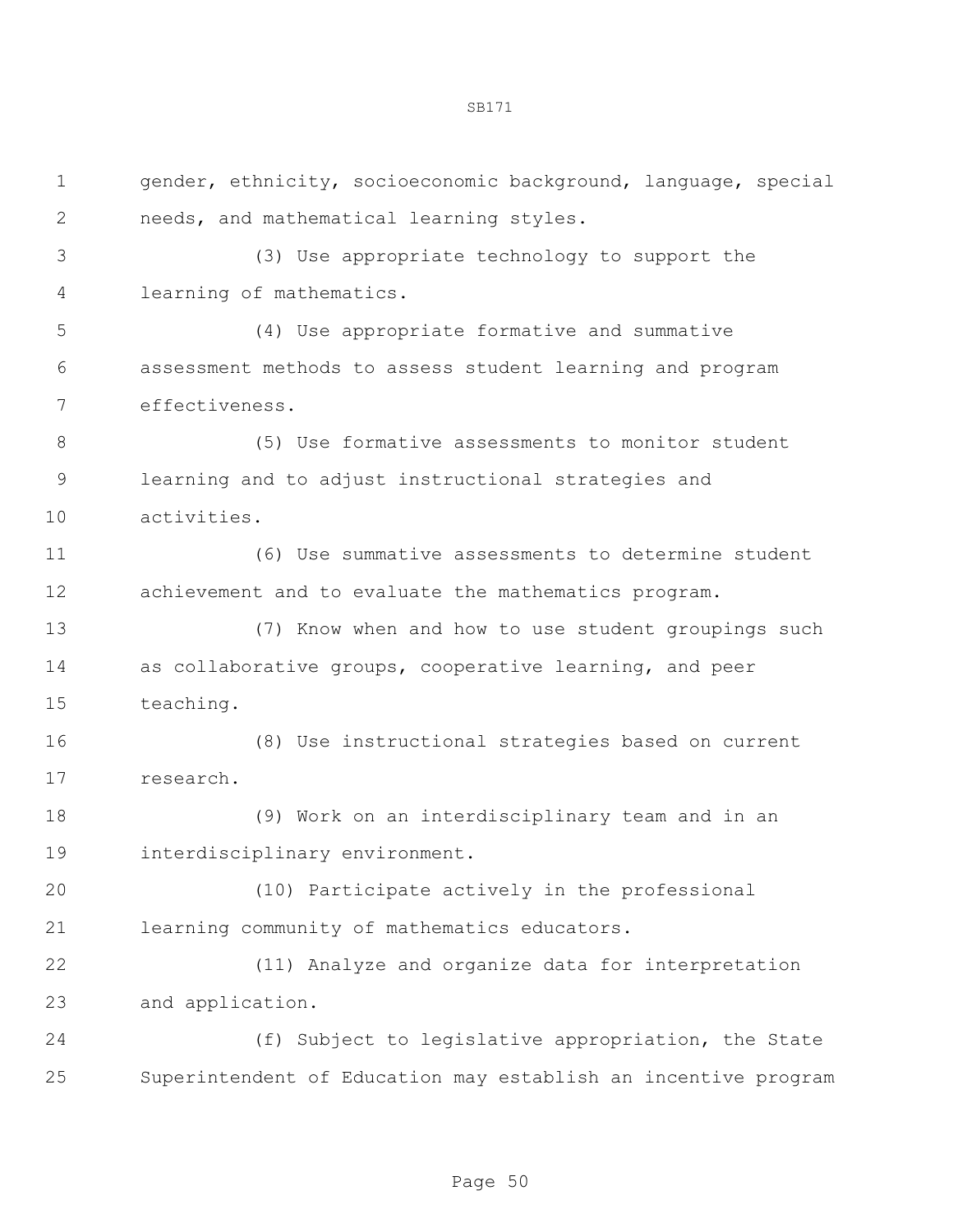gender, ethnicity, socioeconomic background, language, special needs, and mathematical learning styles.

(3) Use appropriate technology to support the learning of mathematics.

(4) Use appropriate formative and summative assessment methods to assess student learning and program effectiveness.

(5) Use formative assessments to monitor student learning and to adjust instructional strategies and activities.

(6) Use summative assessments to determine student achievement and to evaluate the mathematics program.

(7) Know when and how to use student groupings such as collaborative groups, cooperative learning, and peer teaching.

(8) Use instructional strategies based on current research.

(9) Work on an interdisciplinary team and in an interdisciplinary environment.

(10) Participate actively in the professional learning community of mathematics educators.

(11) Analyze and organize data for interpretation and application.

(f) Subject to legislative appropriation, the State Superintendent of Education may establish an incentive program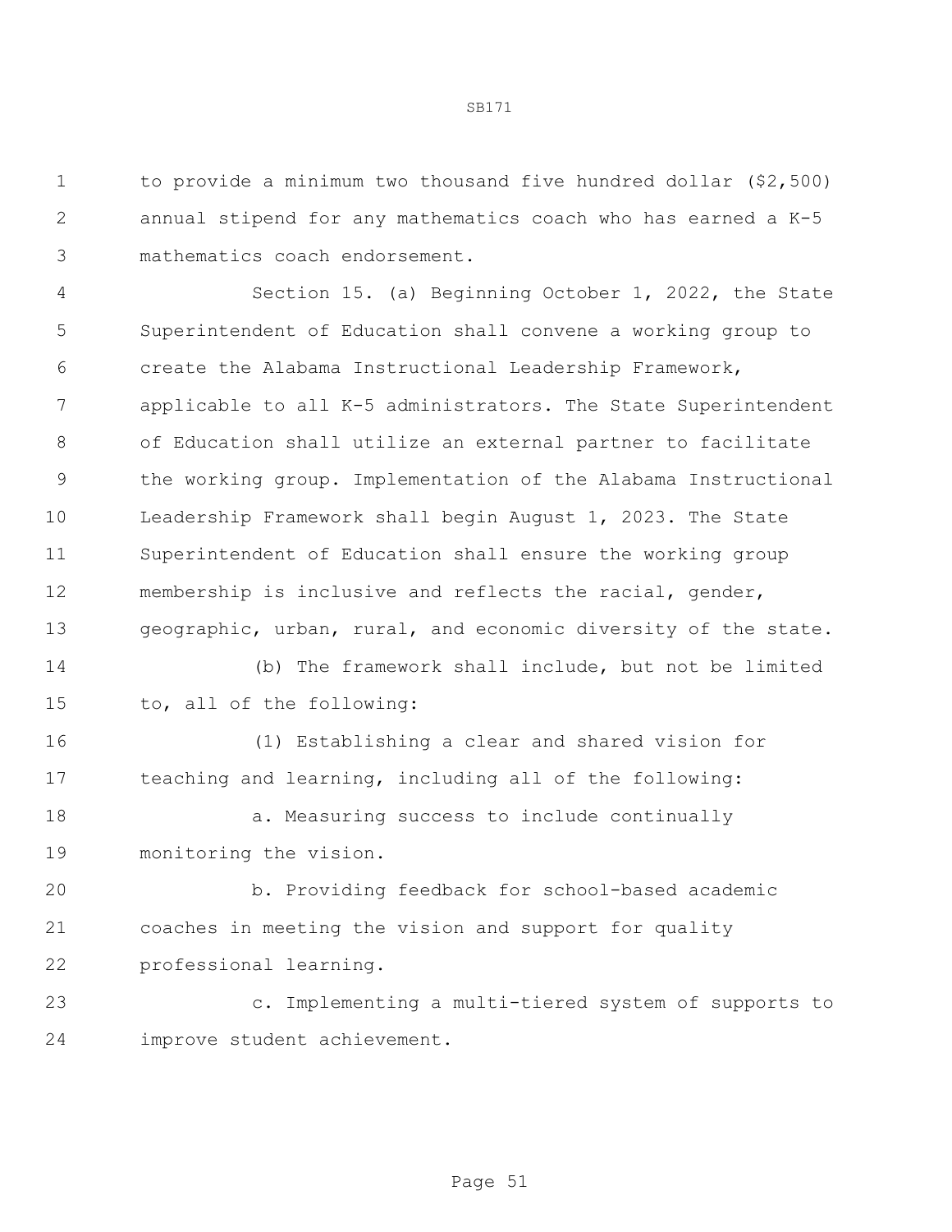to provide a minimum two thousand five hundred dollar ($2,500) annual stipend for any mathematics coach who has earned a K-5 mathematics coach endorsement.

Section 15. (a) Beginning October 1, 2022, the State Superintendent of Education shall convene a working group to create the Alabama Instructional Leadership Framework, applicable to all K-5 administrators. The State Superintendent of Education shall utilize an external partner to facilitate the working group. Implementation of the Alabama Instructional Leadership Framework shall begin August 1, 2023. The State Superintendent of Education shall ensure the working group membership is inclusive and reflects the racial, gender, geographic, urban, rural, and economic diversity of the state.

(b) The framework shall include, but not be limited to, all of the following:

(1) Establishing a clear and shared vision for teaching and learning, including all of the following:

a. Measuring success to include continually monitoring the vision.

b. Providing feedback for school-based academic coaches in meeting the vision and support for quality professional learning.

c. Implementing a multi-tiered system of supports to improve student achievement.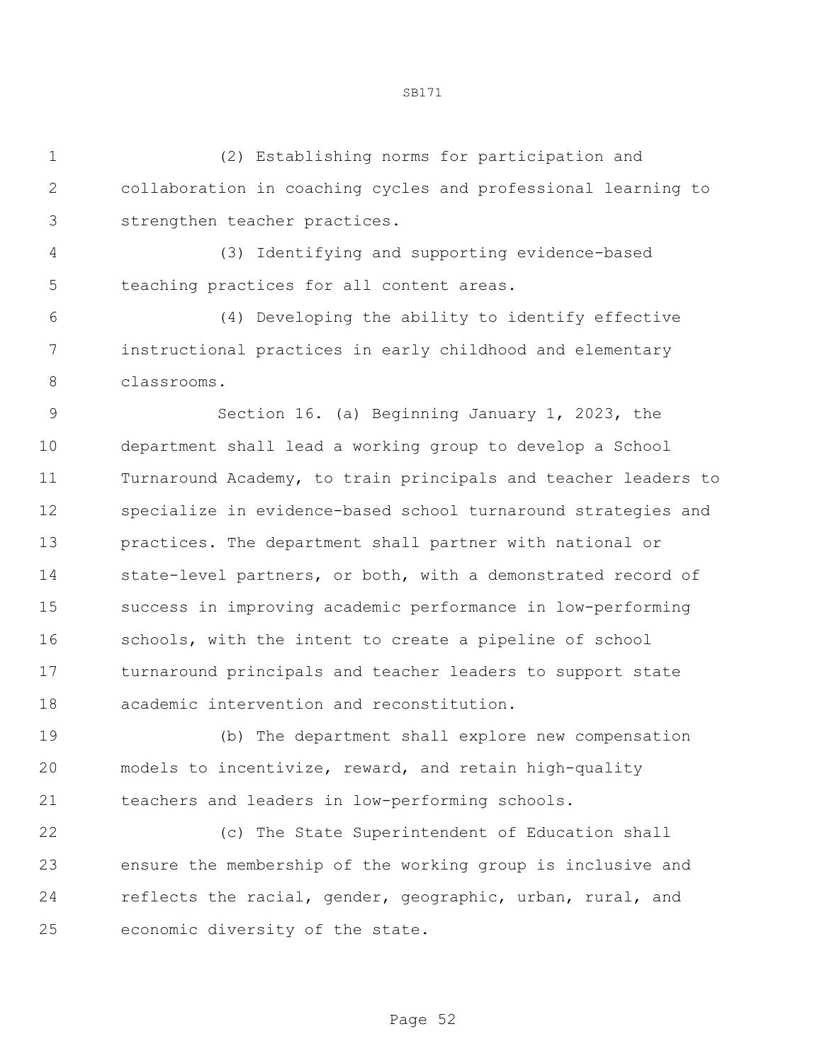(2) Establishing norms for participation and collaboration in coaching cycles and professional learning to strengthen teacher practices.

(3) Identifying and supporting evidence-based teaching practices for all content areas.

(4) Developing the ability to identify effective instructional practices in early childhood and elementary classrooms.

Section 16. (a) Beginning January 1, 2023, the department shall lead a working group to develop a School Turnaround Academy, to train principals and teacher leaders to specialize in evidence-based school turnaround strategies and practices. The department shall partner with national or state-level partners, or both, with a demonstrated record of success in improving academic performance in low-performing schools, with the intent to create a pipeline of school turnaround principals and teacher leaders to support state academic intervention and reconstitution.

(b) The department shall explore new compensation models to incentivize, reward, and retain high-quality teachers and leaders in low-performing schools.

(c) The State Superintendent of Education shall ensure the membership of the working group is inclusive and reflects the racial, gender, geographic, urban, rural, and economic diversity of the state.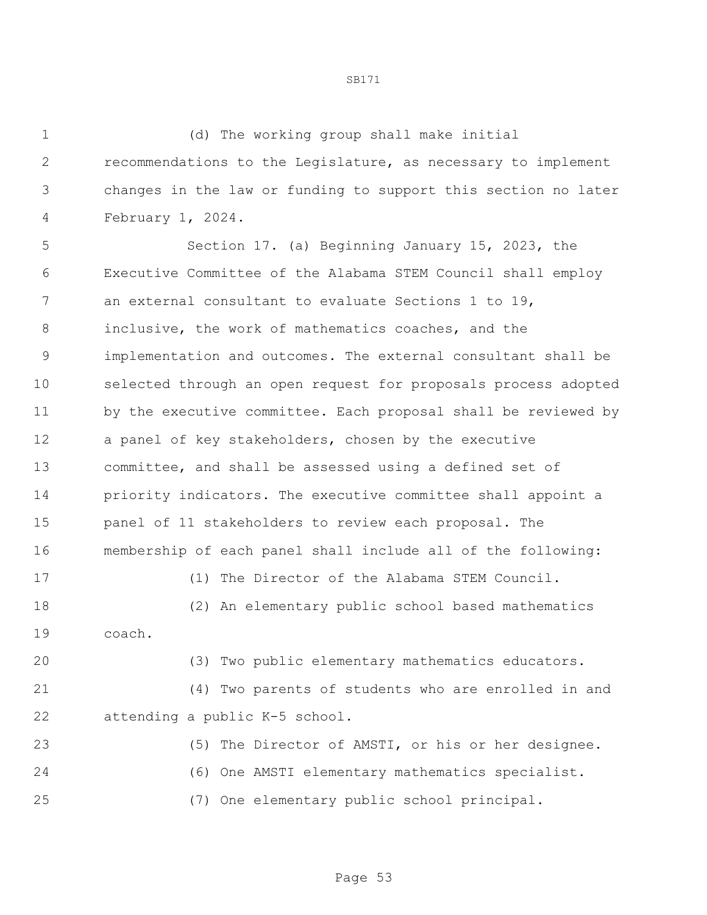(d) The working group shall make initial recommendations to the Legislature, as necessary to implement changes in the law or funding to support this section no later February 1, 2024.

Section 17. (a) Beginning January 15, 2023, the Executive Committee of the Alabama STEM Council shall employ an external consultant to evaluate Sections 1 to 19, inclusive, the work of mathematics coaches, and the implementation and outcomes. The external consultant shall be selected through an open request for proposals process adopted by the executive committee. Each proposal shall be reviewed by a panel of key stakeholders, chosen by the executive committee, and shall be assessed using a defined set of priority indicators. The executive committee shall appoint a panel of 11 stakeholders to review each proposal. The membership of each panel shall include all of the following:

(1) The Director of the Alabama STEM Council.

(2) An elementary public school based mathematics coach.

(3) Two public elementary mathematics educators.

(4) Two parents of students who are enrolled in and attending a public K-5 school.

(5) The Director of AMSTI, or his or her designee.

(6) One AMSTI elementary mathematics specialist.

(7) One elementary public school principal.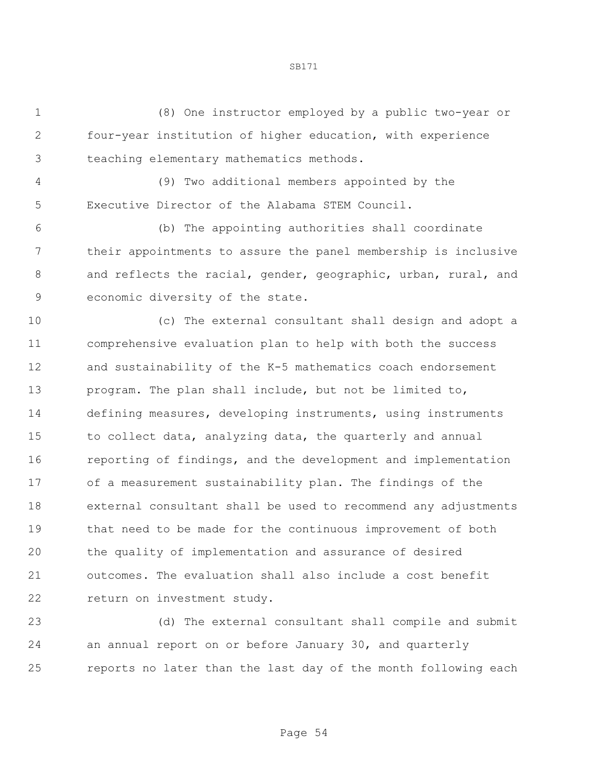(8) One instructor employed by a public two-year or four-year institution of higher education, with experience teaching elementary mathematics methods.

(9) Two additional members appointed by the Executive Director of the Alabama STEM Council.

(b) The appointing authorities shall coordinate their appointments to assure the panel membership is inclusive and reflects the racial, gender, geographic, urban, rural, and economic diversity of the state.

(c) The external consultant shall design and adopt a comprehensive evaluation plan to help with both the success and sustainability of the K-5 mathematics coach endorsement program. The plan shall include, but not be limited to, defining measures, developing instruments, using instruments to collect data, analyzing data, the quarterly and annual reporting of findings, and the development and implementation of a measurement sustainability plan. The findings of the external consultant shall be used to recommend any adjustments that need to be made for the continuous improvement of both the quality of implementation and assurance of desired outcomes. The evaluation shall also include a cost benefit return on investment study.

(d) The external consultant shall compile and submit an annual report on or before January 30, and quarterly reports no later than the last day of the month following each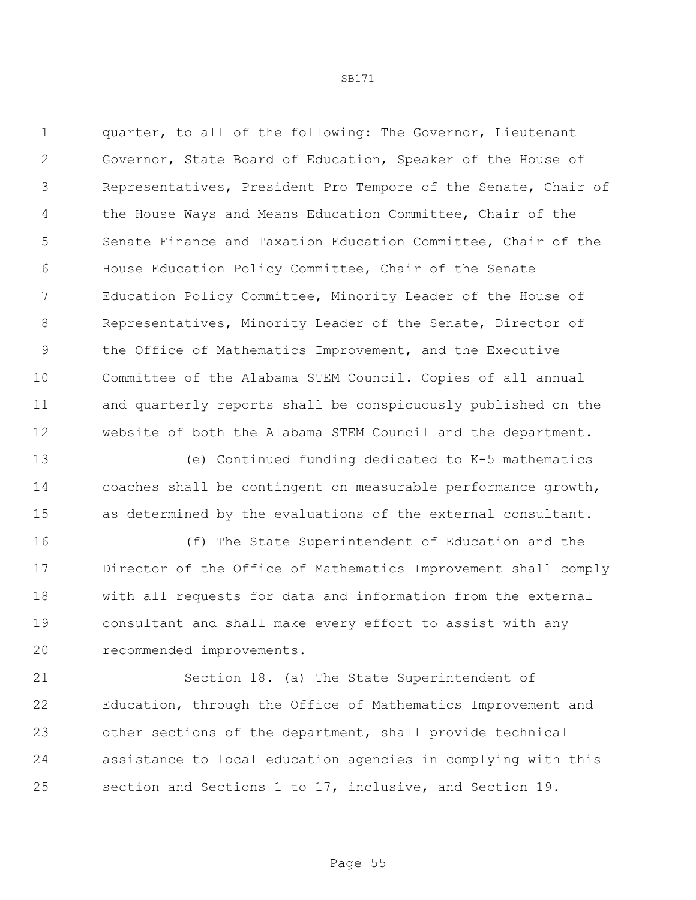quarter, to all of the following: The Governor, Lieutenant Governor, State Board of Education, Speaker of the House of Representatives, President Pro Tempore of the Senate, Chair of the House Ways and Means Education Committee, Chair of the Senate Finance and Taxation Education Committee, Chair of the House Education Policy Committee, Chair of the Senate Education Policy Committee, Minority Leader of the House of Representatives, Minority Leader of the Senate, Director of the Office of Mathematics Improvement, and the Executive Committee of the Alabama STEM Council. Copies of all annual and quarterly reports shall be conspicuously published on the website of both the Alabama STEM Council and the department.

(e) Continued funding dedicated to K-5 mathematics coaches shall be contingent on measurable performance growth, as determined by the evaluations of the external consultant.

(f) The State Superintendent of Education and the Director of the Office of Mathematics Improvement shall comply with all requests for data and information from the external consultant and shall make every effort to assist with any recommended improvements.

Section 18. (a) The State Superintendent of Education, through the Office of Mathematics Improvement and other sections of the department, shall provide technical assistance to local education agencies in complying with this section and Sections 1 to 17, inclusive, and Section 19.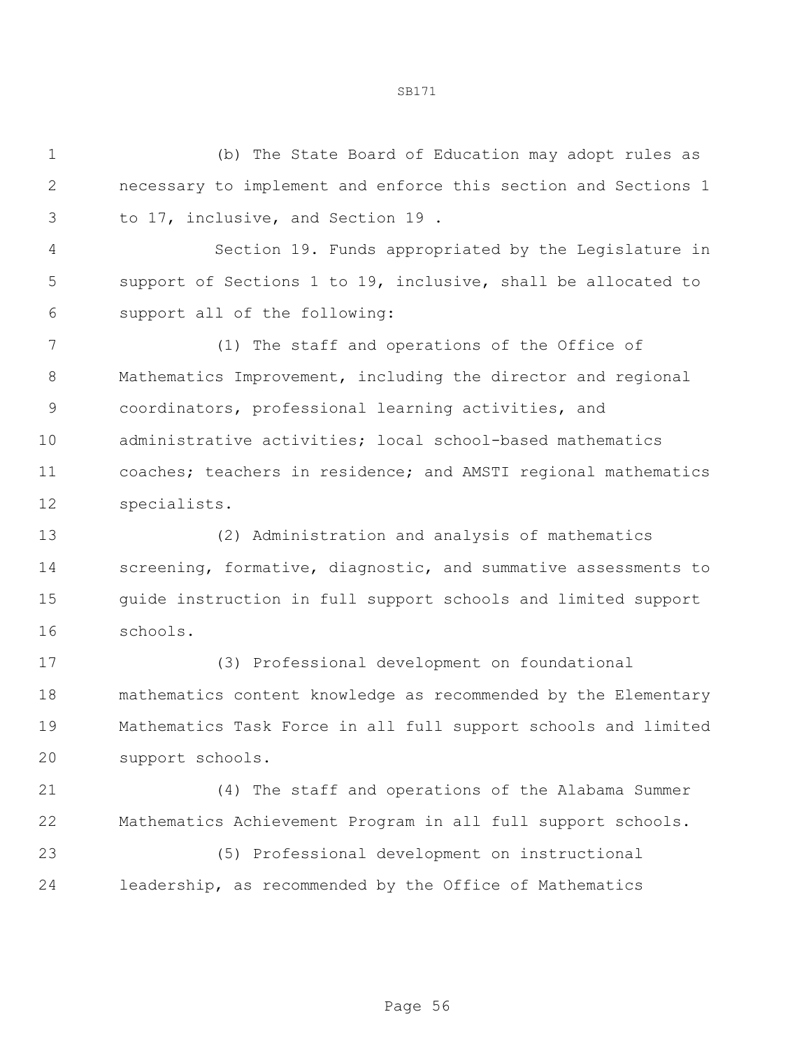(b) The State Board of Education may adopt rules as necessary to implement and enforce this section and Sections 1 to 17, inclusive, and Section 19 .

Section 19. Funds appropriated by the Legislature in support of Sections 1 to 19, inclusive, shall be allocated to support all of the following:

(1) The staff and operations of the Office of Mathematics Improvement, including the director and regional coordinators, professional learning activities, and administrative activities; local school-based mathematics coaches; teachers in residence; and AMSTI regional mathematics specialists.

(2) Administration and analysis of mathematics screening, formative, diagnostic, and summative assessments to guide instruction in full support schools and limited support schools.

(3) Professional development on foundational mathematics content knowledge as recommended by the Elementary Mathematics Task Force in all full support schools and limited support schools.

(4) The staff and operations of the Alabama Summer Mathematics Achievement Program in all full support schools.

(5) Professional development on instructional leadership, as recommended by the Office of Mathematics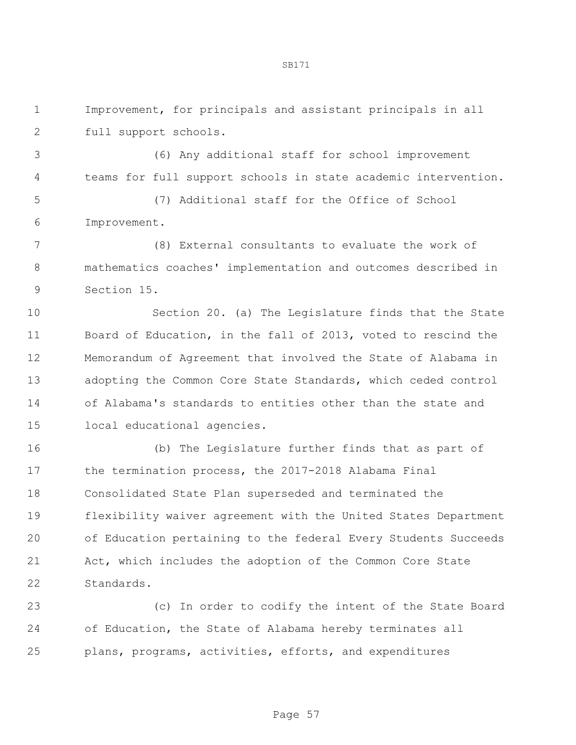Improvement, for principals and assistant principals in all full support schools.

(6) Any additional staff for school improvement teams for full support schools in state academic intervention.

(7) Additional staff for the Office of School Improvement.

(8) External consultants to evaluate the work of mathematics coaches' implementation and outcomes described in Section 15.

Section 20. (a) The Legislature finds that the State Board of Education, in the fall of 2013, voted to rescind the Memorandum of Agreement that involved the State of Alabama in adopting the Common Core State Standards, which ceded control of Alabama's standards to entities other than the state and local educational agencies.

(b) The Legislature further finds that as part of the termination process, the 2017-2018 Alabama Final Consolidated State Plan superseded and terminated the flexibility waiver agreement with the United States Department of Education pertaining to the federal Every Students Succeeds Act, which includes the adoption of the Common Core State Standards.

(c) In order to codify the intent of the State Board of Education, the State of Alabama hereby terminates all plans, programs, activities, efforts, and expenditures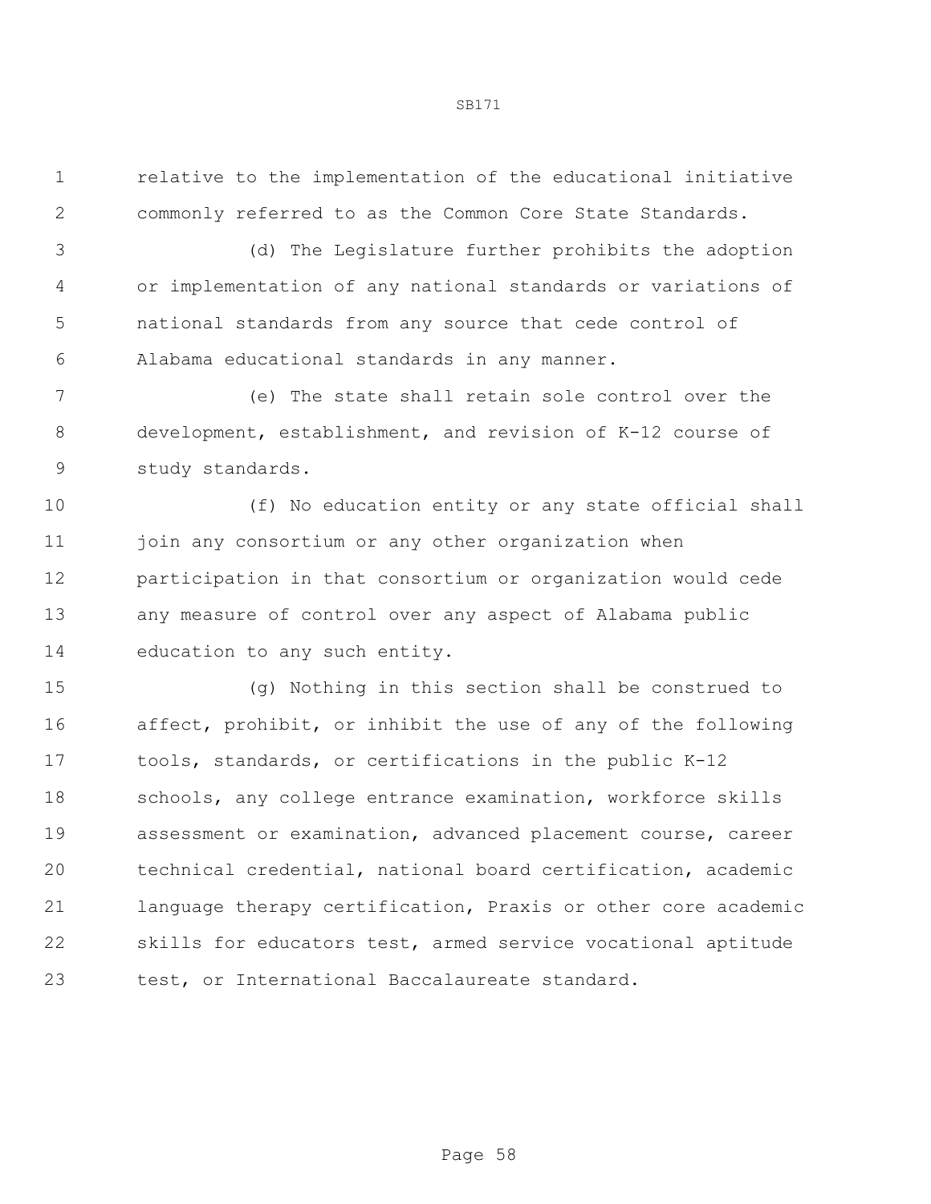relative to the implementation of the educational initiative commonly referred to as the Common Core State Standards.

(d) The Legislature further prohibits the adoption or implementation of any national standards or variations of national standards from any source that cede control of Alabama educational standards in any manner.

(e) The state shall retain sole control over the development, establishment, and revision of K-12 course of study standards.

(f) No education entity or any state official shall join any consortium or any other organization when participation in that consortium or organization would cede any measure of control over any aspect of Alabama public education to any such entity.

(g) Nothing in this section shall be construed to affect, prohibit, or inhibit the use of any of the following tools, standards, or certifications in the public K-12 schools, any college entrance examination, workforce skills assessment or examination, advanced placement course, career technical credential, national board certification, academic language therapy certification, Praxis or other core academic skills for educators test, armed service vocational aptitude test, or International Baccalaureate standard.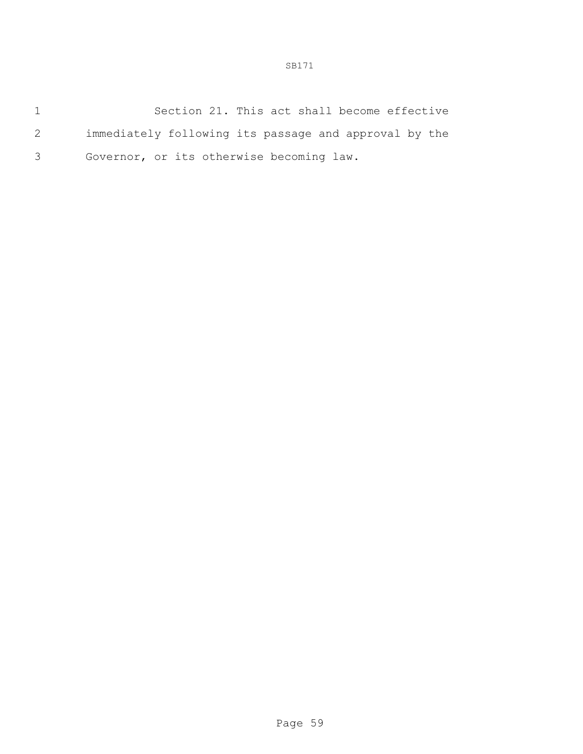Section 21. This act shall become effective immediately following its passage and approval by the Governor, or its otherwise becoming law.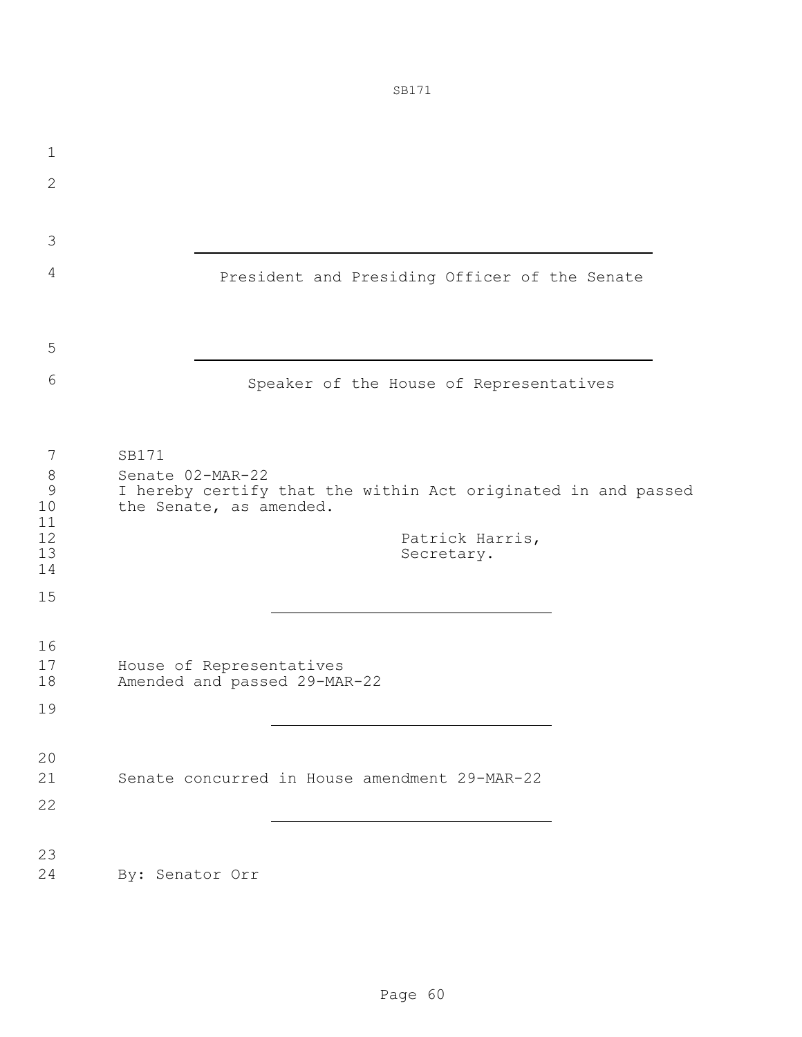President and Presiding Officer of the Senate

Speaker of the House of Representatives

SB171

Senate 02-MAR-22

I hereby certify that the within Act originated in and passed the Senate, as amended.

Patrick Harris,
Secretary.

House of Representatives

Amended and passed 29-MAR-22

Senate concurred in House amendment 29-MAR-22

By: Senator Orr